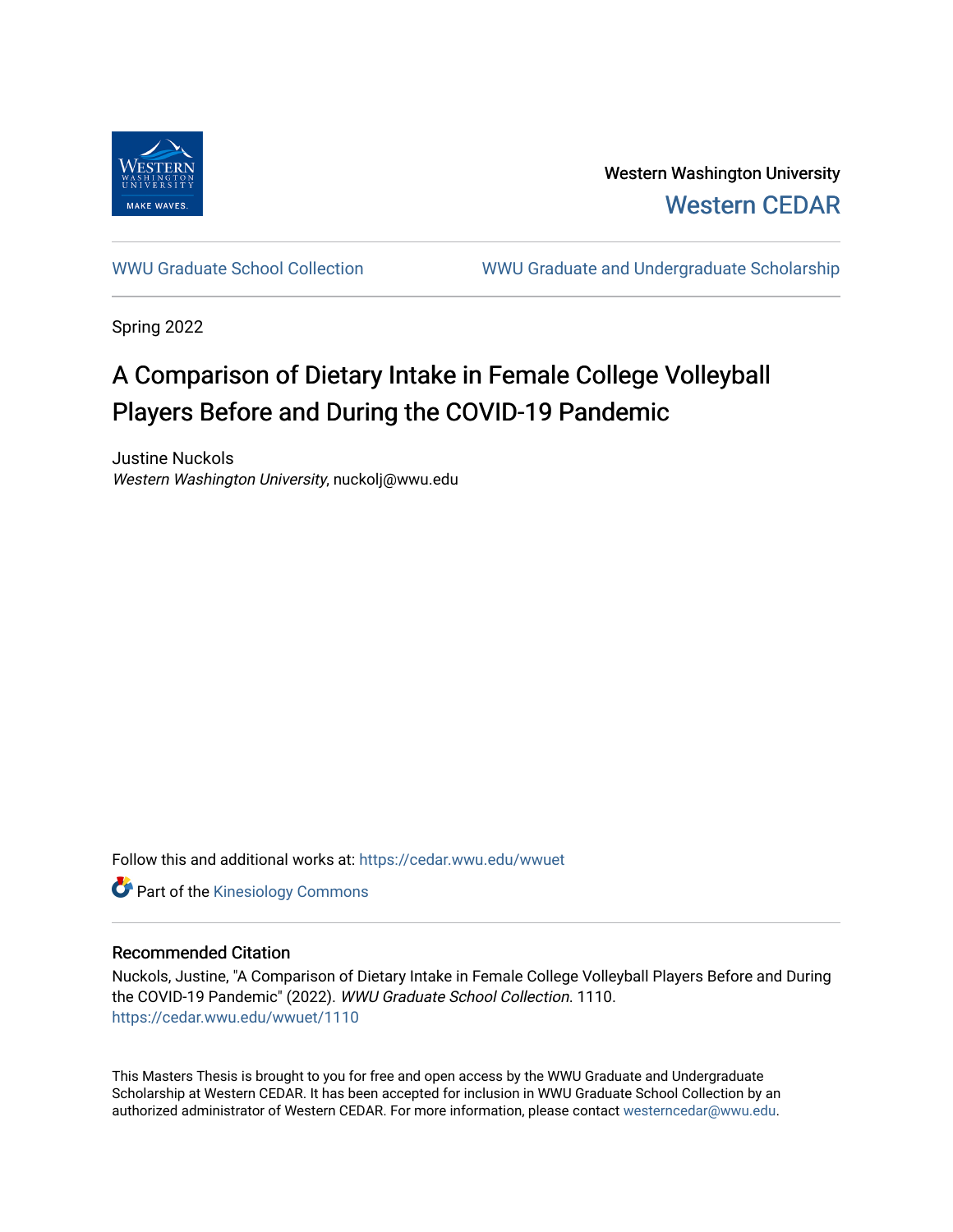Western Washington University

Western CEDAR

WWU Graduate School Collection

WWU Graduate and Undergraduate Scholarship

Spring 2022

# A Comparison of Dietary Intake in Female College Volleyball Players Before and During the COVID-19 Pandemic

Justine Nuckols
*Western Washington University*, nuckolj@wwu.edu

Follow this and additional works at: https://cedar.wwu.edu/wwuet

Part of the Kinesiology Commons

## Recommended Citation

Nuckols, Justine, "A Comparison of Dietary Intake in Female College Volleyball Players Before and During the COVID-19 Pandemic" (2022). *WWU Graduate School Collection*. 1110.
https://cedar.wwu.edu/wwuet/1110

This Masters Thesis is brought to you for free and open access by the WWU Graduate and Undergraduate Scholarship at Western CEDAR. It has been accepted for inclusion in WWU Graduate School Collection by an authorized administrator of Western CEDAR. For more information, please contact westerncedar@wwu.edu.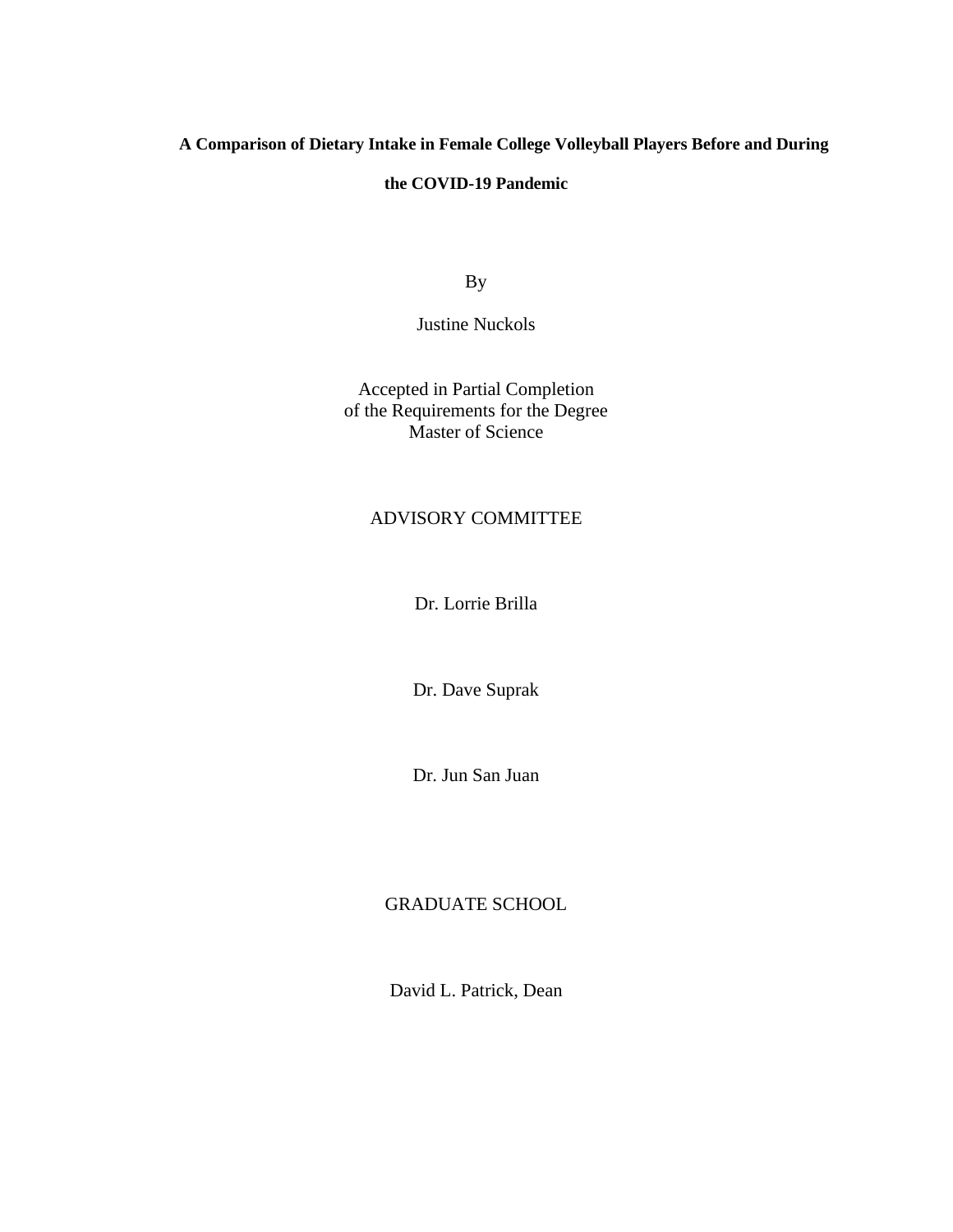**A Comparison of Dietary Intake in Female College Volleyball Players Before and During the COVID-19 Pandemic**

By

Justine Nuckols

Accepted in Partial Completion
of the Requirements for the Degree
Master of Science

ADVISORY COMMITTEE

Dr. Lorrie Brilla

Dr. Dave Suprak

Dr. Jun San Juan

GRADUATE SCHOOL

David L. Patrick, Dean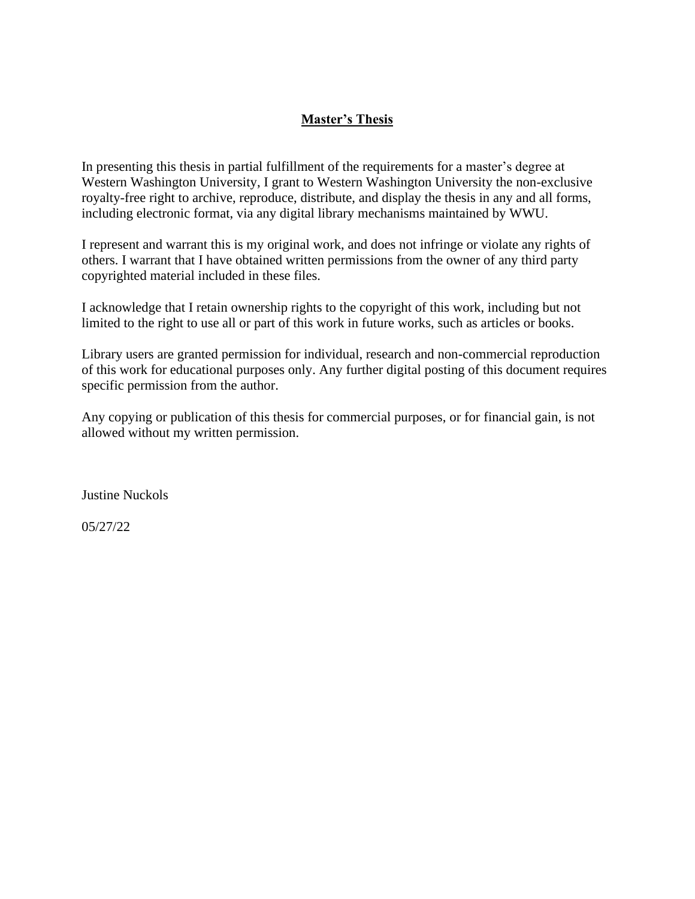**Master's Thesis**

In presenting this thesis in partial fulfillment of the requirements for a master's degree at Western Washington University, I grant to Western Washington University the non-exclusive royalty-free right to archive, reproduce, distribute, and display the thesis in any and all forms, including electronic format, via any digital library mechanisms maintained by WWU.

I represent and warrant this is my original work, and does not infringe or violate any rights of others. I warrant that I have obtained written permissions from the owner of any third party copyrighted material included in these files.

I acknowledge that I retain ownership rights to the copyright of this work, including but not limited to the right to use all or part of this work in future works, such as articles or books.

Library users are granted permission for individual, research and non-commercial reproduction of this work for educational purposes only. Any further digital posting of this document requires specific permission from the author.

Any copying or publication of this thesis for commercial purposes, or for financial gain, is not allowed without my written permission.

Justine Nuckols

05/27/22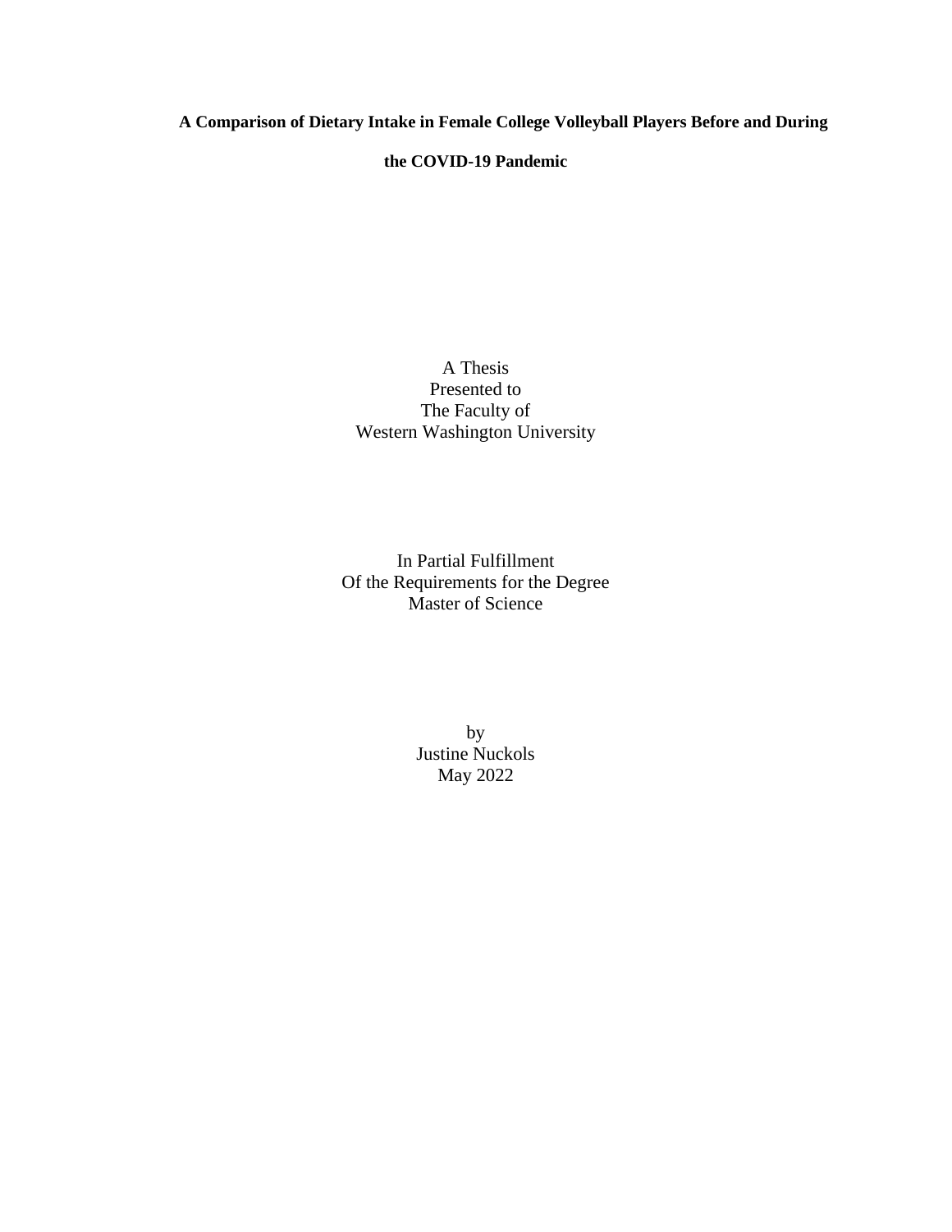**A Comparison of Dietary Intake in Female College Volleyball Players Before and During the COVID-19 Pandemic**

A Thesis
Presented to
The Faculty of
Western Washington University

In Partial Fulfillment
Of the Requirements for the Degree
Master of Science

by
Justine Nuckols
May 2022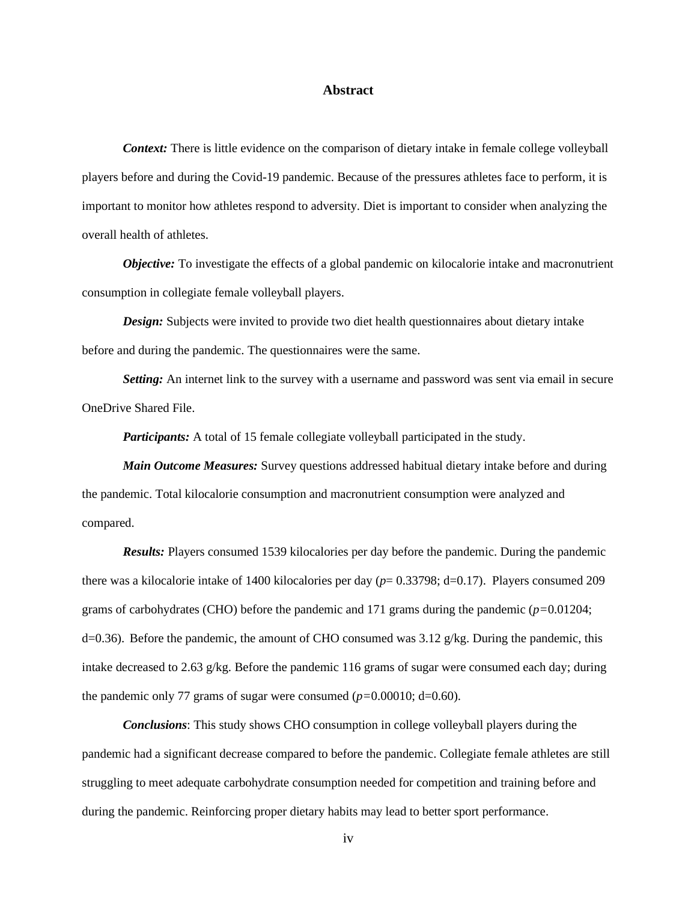# Abstract

***Context:*** There is little evidence on the comparison of dietary intake in female college volleyball players before and during the Covid-19 pandemic. Because of the pressures athletes face to perform, it is important to monitor how athletes respond to adversity. Diet is important to consider when analyzing the overall health of athletes.

***Objective:*** To investigate the effects of a global pandemic on kilocalorie intake and macronutrient consumption in collegiate female volleyball players.

***Design:*** Subjects were invited to provide two diet health questionnaires about dietary intake before and during the pandemic. The questionnaires were the same.

***Setting:*** An internet link to the survey with a username and password was sent via email in secure OneDrive Shared File.

***Participants:*** A total of 15 female collegiate volleyball participated in the study.

***Main Outcome Measures:*** Survey questions addressed habitual dietary intake before and during the pandemic. Total kilocalorie consumption and macronutrient consumption were analyzed and compared.

***Results:*** Players consumed 1539 kilocalories per day before the pandemic. During the pandemic there was a kilocalorie intake of 1400 kilocalories per day ($p$= 0.33798; d=0.17). Players consumed 209 grams of carbohydrates (CHO) before the pandemic and 171 grams during the pandemic ($p$=0.01204; d=0.36). Before the pandemic, the amount of CHO consumed was 3.12 g/kg. During the pandemic, this intake decreased to 2.63 g/kg. Before the pandemic 116 grams of sugar were consumed each day; during the pandemic only 77 grams of sugar were consumed ($p$=0.00010; d=0.60).

***Conclusions***: This study shows CHO consumption in college volleyball players during the pandemic had a significant decrease compared to before the pandemic. Collegiate female athletes are still struggling to meet adequate carbohydrate consumption needed for competition and training before and during the pandemic. Reinforcing proper dietary habits may lead to better sport performance.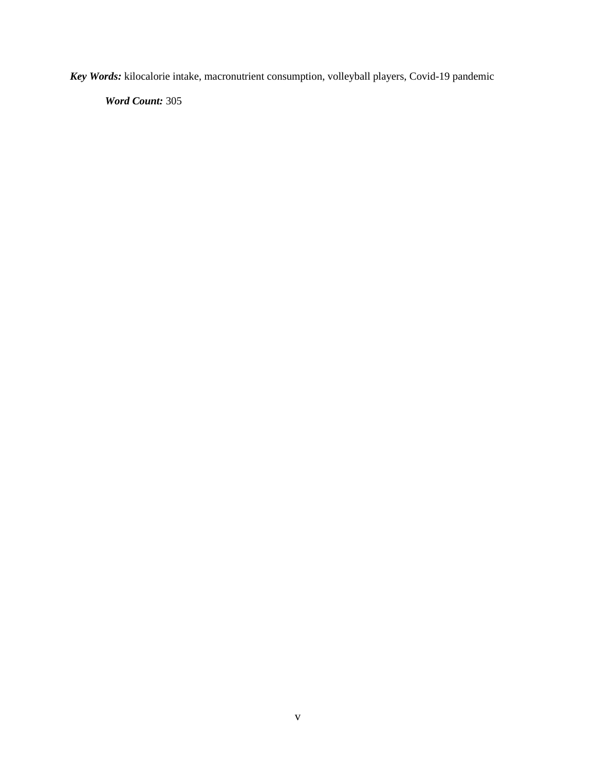***Key Words:*** kilocalorie intake, macronutrient consumption, volleyball players, Covid-19 pandemic

***Word Count:*** 305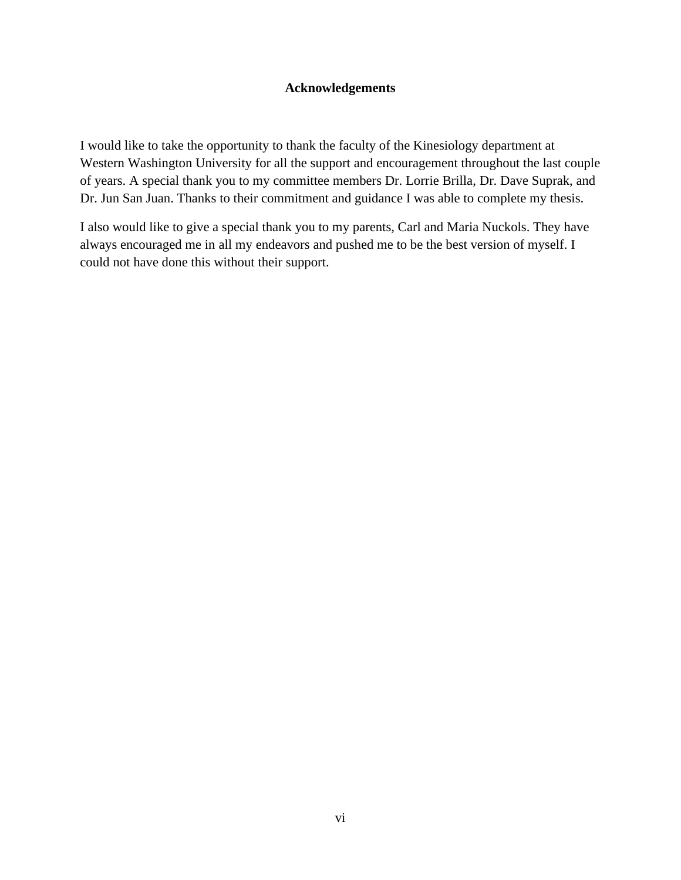# Acknowledgements

I would like to take the opportunity to thank the faculty of the Kinesiology department at Western Washington University for all the support and encouragement throughout the last couple of years. A special thank you to my committee members Dr. Lorrie Brilla, Dr. Dave Suprak, and Dr. Jun San Juan. Thanks to their commitment and guidance I was able to complete my thesis.

I also would like to give a special thank you to my parents, Carl and Maria Nuckols. They have always encouraged me in all my endeavors and pushed me to be the best version of myself. I could not have done this without their support.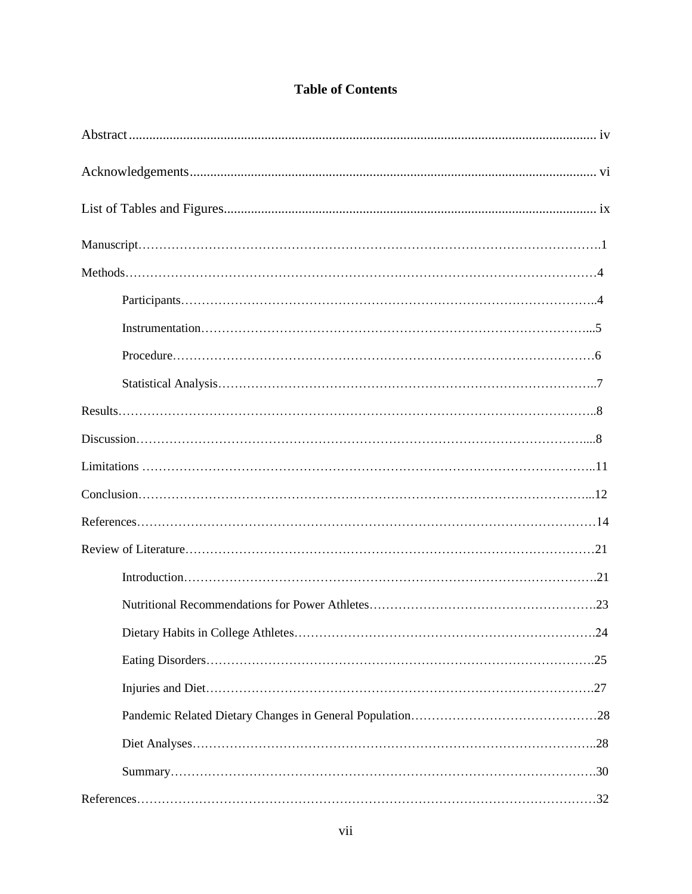# Table of Contents

Abstract ........................................................................................................................ iv

Acknowledgements ...................................................................................................... vi

List of Tables and Figures ............................................................................................. ix

Manuscript……………………………………………………………………………………………….1

Methods…………………………………………………………………………………………………4

- Participants………………………………………………………………………………………..4
- Instrumentation…………………………………………………………………………………...5
- Procedure…………………………………………………………………………………………6
- Statistical Analysis………………………………………………………………………………..7

Results…………………………………………………………………………………………………..8

Discussion……………………………………………………………………………………………....8

Limitations ……………………………………………………………………………………………..11

Conclusion……………………………………………………………………………………………...12

References………………………………………………………………………………………………14

Review of Literature……………………………………………………………………………………21

- Introduction……………………………………………………………………………………….21
- Nutritional Recommendations for Power Athletes……………………………………………….23
- Dietary Habits in College Athletes……………………………………………………………….24
- Eating Disorders………………………………………………………………………………….25
- Injuries and Diet………………………………………………………………………………….27
- Pandemic Related Dietary Changes in General Population………………………………………28
- Diet Analyses……………………………………………………………………………………..28
- Summary………………………………………………………………………………………….30

References………………………………………………………………………………………………32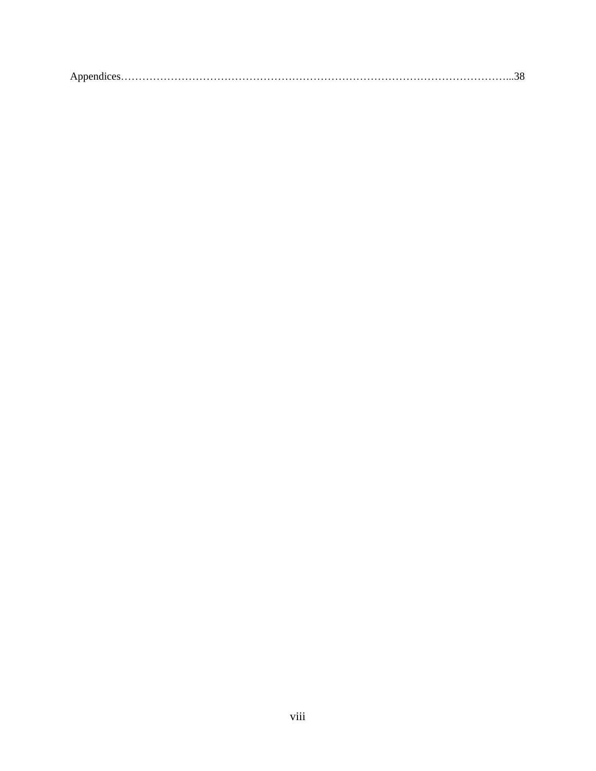Appendices…………………………………………………………………………………………………...38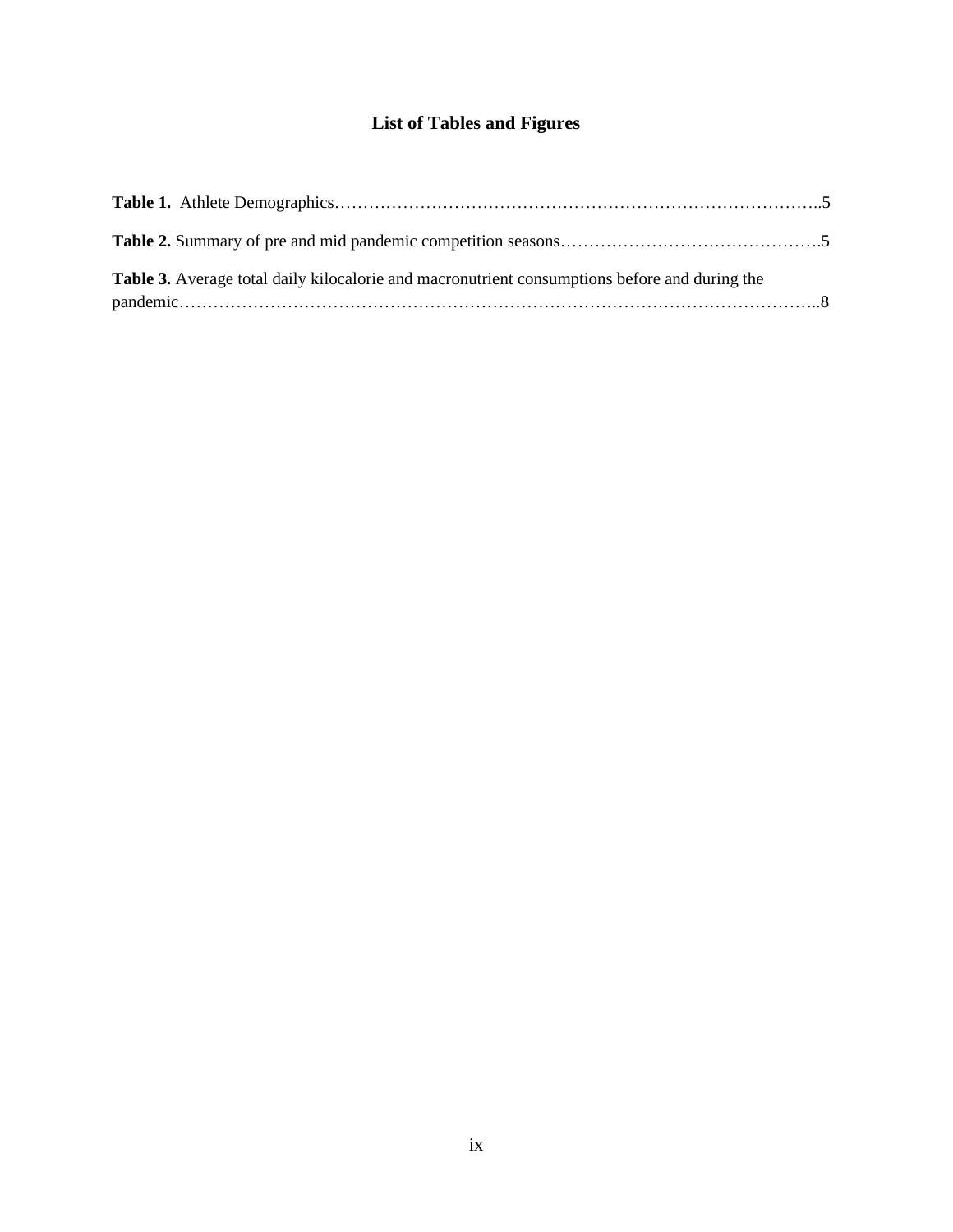# List of Tables and Figures

**Table 1.** Athlete Demographics……………………………………………………………………………..5

**Table 2.** Summary of pre and mid pandemic competition seasons……………………………………….5

**Table 3.** Average total daily kilocalorie and macronutrient consumptions before and during the pandemic…………………………………………………………………………………………………..8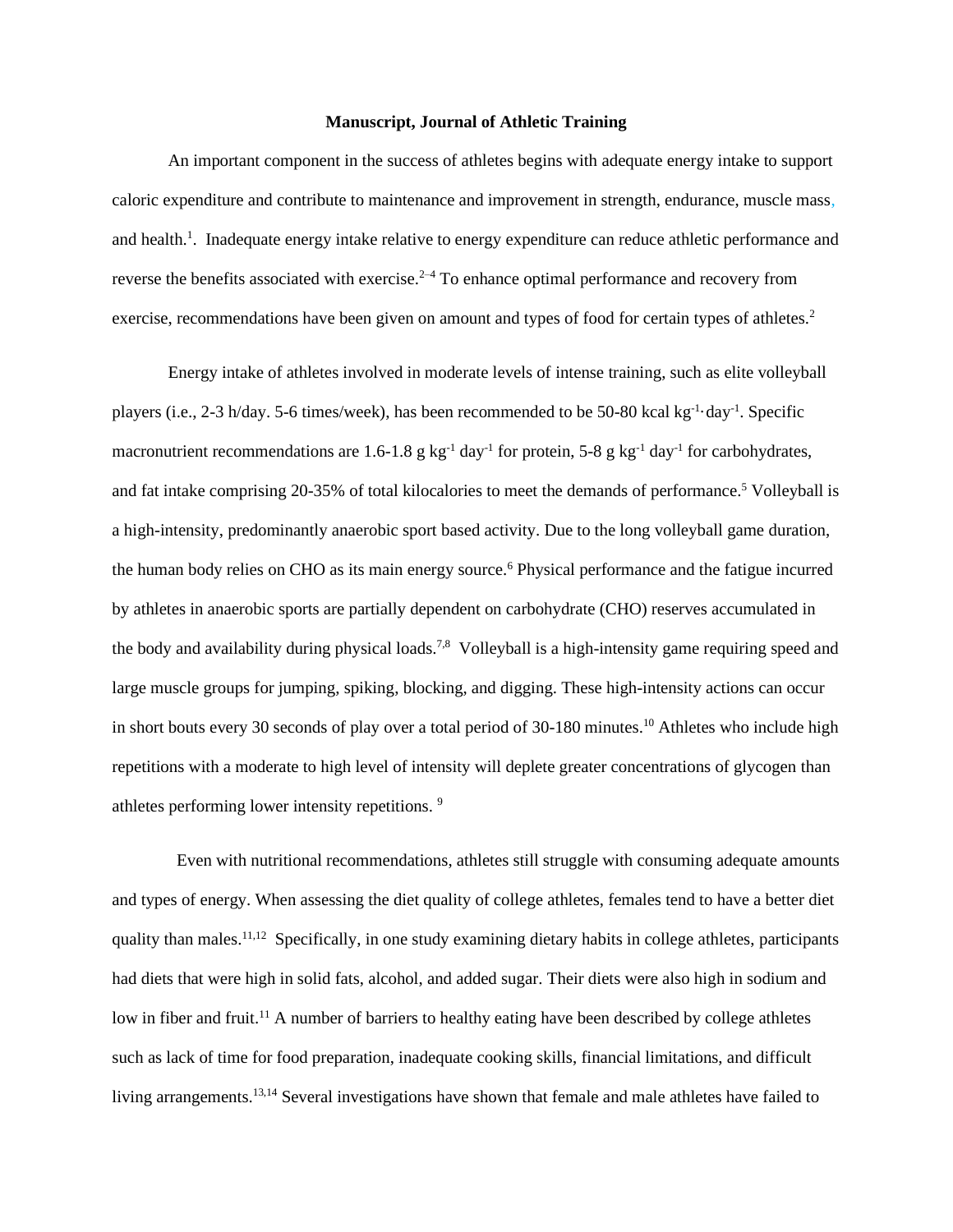**Manuscript, Journal of Athletic Training**

An important component in the success of athletes begins with adequate energy intake to support caloric expenditure and contribute to maintenance and improvement in strength, endurance, muscle mass, and health.[1]. Inadequate energy intake relative to energy expenditure can reduce athletic performance and reverse the benefits associated with exercise.[2–4] To enhance optimal performance and recovery from exercise, recommendations have been given on amount and types of food for certain types of athletes.[2]

Energy intake of athletes involved in moderate levels of intense training, such as elite volleyball players (i.e., 2-3 h/day. 5-6 times/week), has been recommended to be 50-80 kcal $kg^{-1} \cdot day^{-1}$. Specific macronutrient recommendations are 1.6-1.8 g $kg^{-1}$ $day^{-1}$ for protein, 5-8 g $kg^{-1}$ $day^{-1}$ for carbohydrates, and fat intake comprising 20-35% of total kilocalories to meet the demands of performance.[5] Volleyball is a high-intensity, predominantly anaerobic sport based activity. Due to the long volleyball game duration, the human body relies on CHO as its main energy source.[6] Physical performance and the fatigue incurred by athletes in anaerobic sports are partially dependent on carbohydrate (CHO) reserves accumulated in the body and availability during physical loads.[7,8] Volleyball is a high-intensity game requiring speed and large muscle groups for jumping, spiking, blocking, and digging. These high-intensity actions can occur in short bouts every 30 seconds of play over a total period of 30-180 minutes.[10] Athletes who include high repetitions with a moderate to high level of intensity will deplete greater concentrations of glycogen than athletes performing lower intensity repetitions. [9]

Even with nutritional recommendations, athletes still struggle with consuming adequate amounts and types of energy. When assessing the diet quality of college athletes, females tend to have a better diet quality than males.[11,12] Specifically, in one study examining dietary habits in college athletes, participants had diets that were high in solid fats, alcohol, and added sugar. Their diets were also high in sodium and low in fiber and fruit.[11] A number of barriers to healthy eating have been described by college athletes such as lack of time for food preparation, inadequate cooking skills, financial limitations, and difficult living arrangements.[13,14] Several investigations have shown that female and male athletes have failed to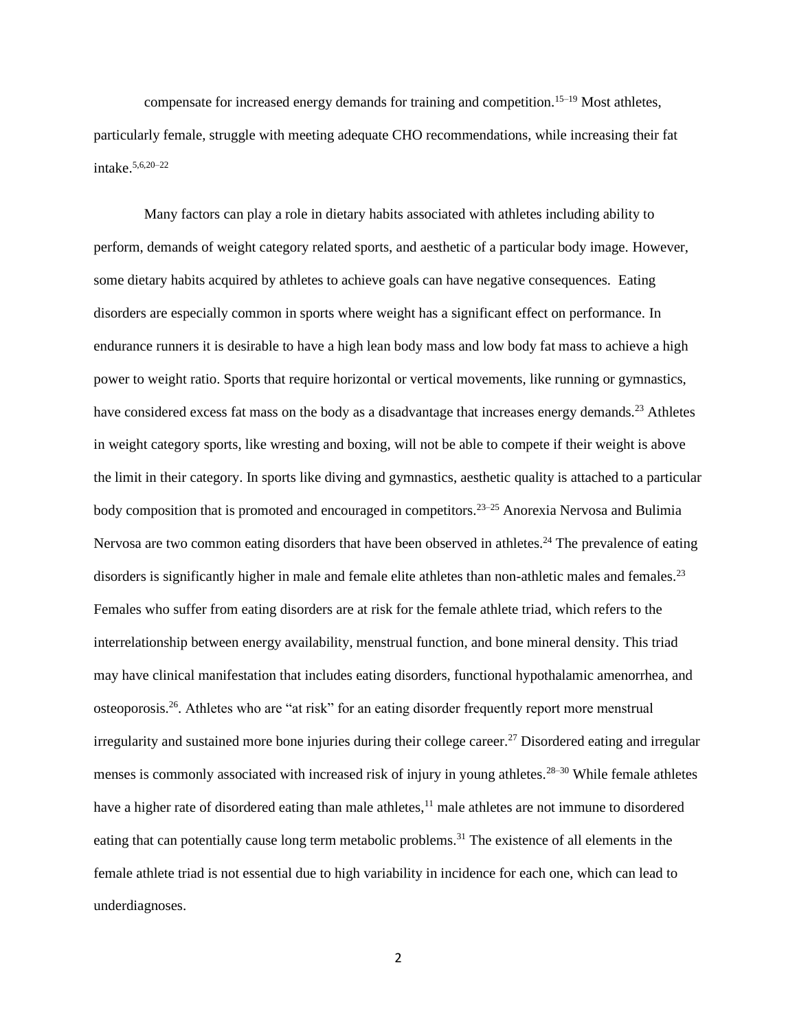compensate for increased energy demands for training and competition.[15–19] Most athletes, particularly female, struggle with meeting adequate CHO recommendations, while increasing their fat intake.[5,6,20–22]

Many factors can play a role in dietary habits associated with athletes including ability to perform, demands of weight category related sports, and aesthetic of a particular body image. However, some dietary habits acquired by athletes to achieve goals can have negative consequences. Eating disorders are especially common in sports where weight has a significant effect on performance. In endurance runners it is desirable to have a high lean body mass and low body fat mass to achieve a high power to weight ratio. Sports that require horizontal or vertical movements, like running or gymnastics, have considered excess fat mass on the body as a disadvantage that increases energy demands.[23] Athletes in weight category sports, like wresting and boxing, will not be able to compete if their weight is above the limit in their category. In sports like diving and gymnastics, aesthetic quality is attached to a particular body composition that is promoted and encouraged in competitors.[23–25] Anorexia Nervosa and Bulimia Nervosa are two common eating disorders that have been observed in athletes.[24] The prevalence of eating disorders is significantly higher in male and female elite athletes than non-athletic males and females.[23] Females who suffer from eating disorders are at risk for the female athlete triad, which refers to the interrelationship between energy availability, menstrual function, and bone mineral density. This triad may have clinical manifestation that includes eating disorders, functional hypothalamic amenorrhea, and osteoporosis.[26]. Athletes who are "at risk" for an eating disorder frequently report more menstrual irregularity and sustained more bone injuries during their college career.[27] Disordered eating and irregular menses is commonly associated with increased risk of injury in young athletes.[28–30] While female athletes have a higher rate of disordered eating than male athletes,[11] male athletes are not immune to disordered eating that can potentially cause long term metabolic problems.[31] The existence of all elements in the female athlete triad is not essential due to high variability in incidence for each one, which can lead to underdiagnoses.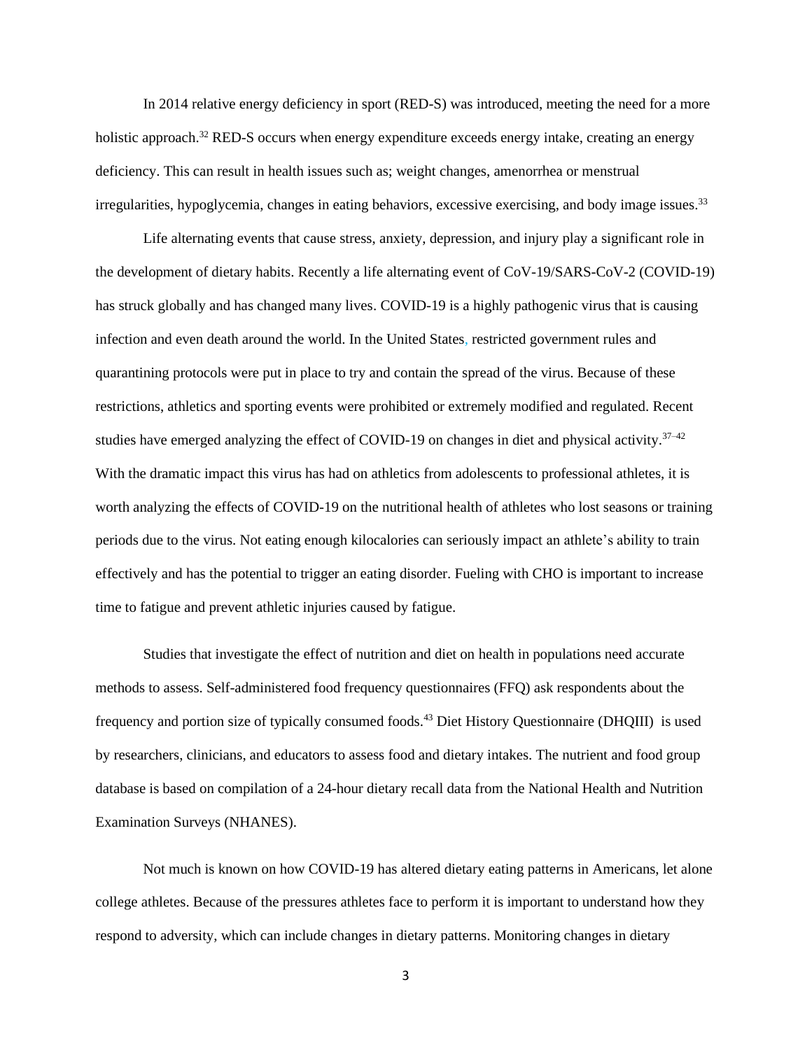In 2014 relative energy deficiency in sport (RED-S) was introduced, meeting the need for a more holistic approach.[32] RED-S occurs when energy expenditure exceeds energy intake, creating an energy deficiency. This can result in health issues such as; weight changes, amenorrhea or menstrual irregularities, hypoglycemia, changes in eating behaviors, excessive exercising, and body image issues.[33]

Life alternating events that cause stress, anxiety, depression, and injury play a significant role in the development of dietary habits. Recently a life alternating event of CoV-19/SARS-CoV-2 (COVID-19) has struck globally and has changed many lives. COVID-19 is a highly pathogenic virus that is causing infection and even death around the world. In the United States, restricted government rules and quarantining protocols were put in place to try and contain the spread of the virus. Because of these restrictions, athletics and sporting events were prohibited or extremely modified and regulated. Recent studies have emerged analyzing the effect of COVID-19 on changes in diet and physical activity.[37–42] With the dramatic impact this virus has had on athletics from adolescents to professional athletes, it is worth analyzing the effects of COVID-19 on the nutritional health of athletes who lost seasons or training periods due to the virus. Not eating enough kilocalories can seriously impact an athlete's ability to train effectively and has the potential to trigger an eating disorder. Fueling with CHO is important to increase time to fatigue and prevent athletic injuries caused by fatigue.

Studies that investigate the effect of nutrition and diet on health in populations need accurate methods to assess. Self-administered food frequency questionnaires (FFQ) ask respondents about the frequency and portion size of typically consumed foods.[43] Diet History Questionnaire (DHQIII) is used by researchers, clinicians, and educators to assess food and dietary intakes. The nutrient and food group database is based on compilation of a 24-hour dietary recall data from the National Health and Nutrition Examination Surveys (NHANES).

Not much is known on how COVID-19 has altered dietary eating patterns in Americans, let alone college athletes. Because of the pressures athletes face to perform it is important to understand how they respond to adversity, which can include changes in dietary patterns. Monitoring changes in dietary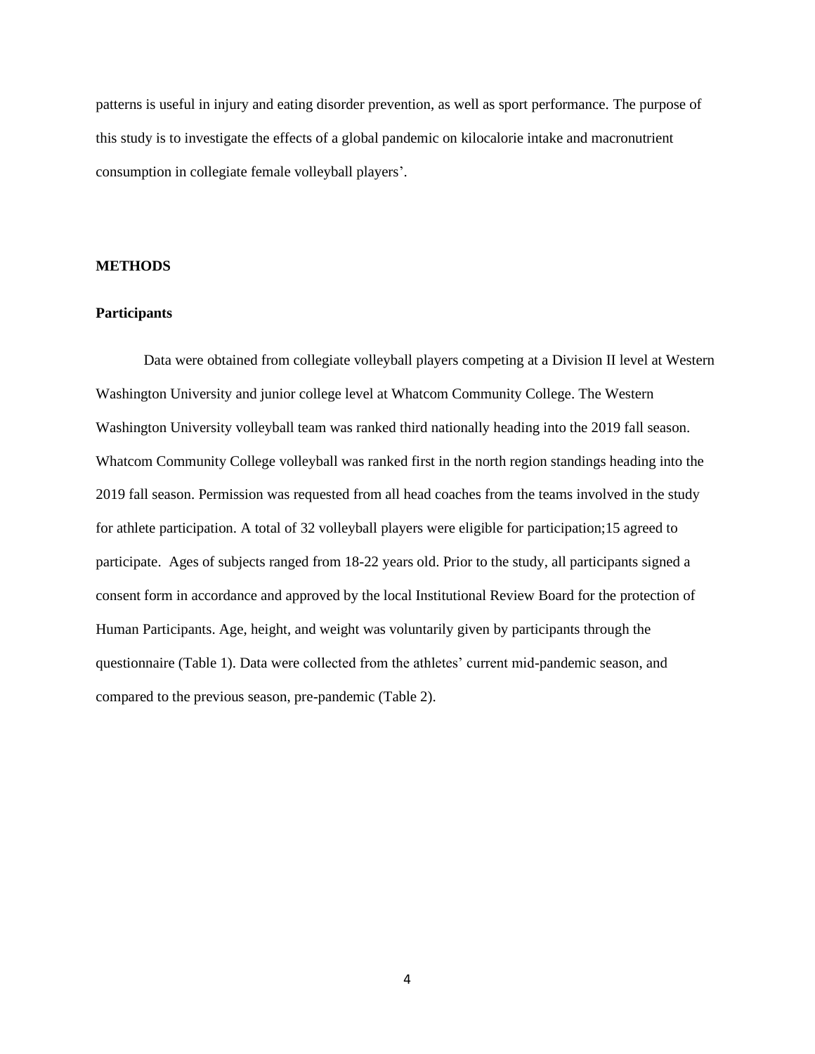patterns is useful in injury and eating disorder prevention, as well as sport performance. The purpose of this study is to investigate the effects of a global pandemic on kilocalorie intake and macronutrient consumption in collegiate female volleyball players'.

## METHODS

### Participants

Data were obtained from collegiate volleyball players competing at a Division II level at Western Washington University and junior college level at Whatcom Community College. The Western Washington University volleyball team was ranked third nationally heading into the 2019 fall season. Whatcom Community College volleyball was ranked first in the north region standings heading into the 2019 fall season. Permission was requested from all head coaches from the teams involved in the study for athlete participation. A total of 32 volleyball players were eligible for participation;15 agreed to participate. Ages of subjects ranged from 18-22 years old. Prior to the study, all participants signed a consent form in accordance and approved by the local Institutional Review Board for the protection of Human Participants. Age, height, and weight was voluntarily given by participants through the questionnaire (Table 1). Data were collected from the athletes' current mid-pandemic season, and compared to the previous season, pre-pandemic (Table 2).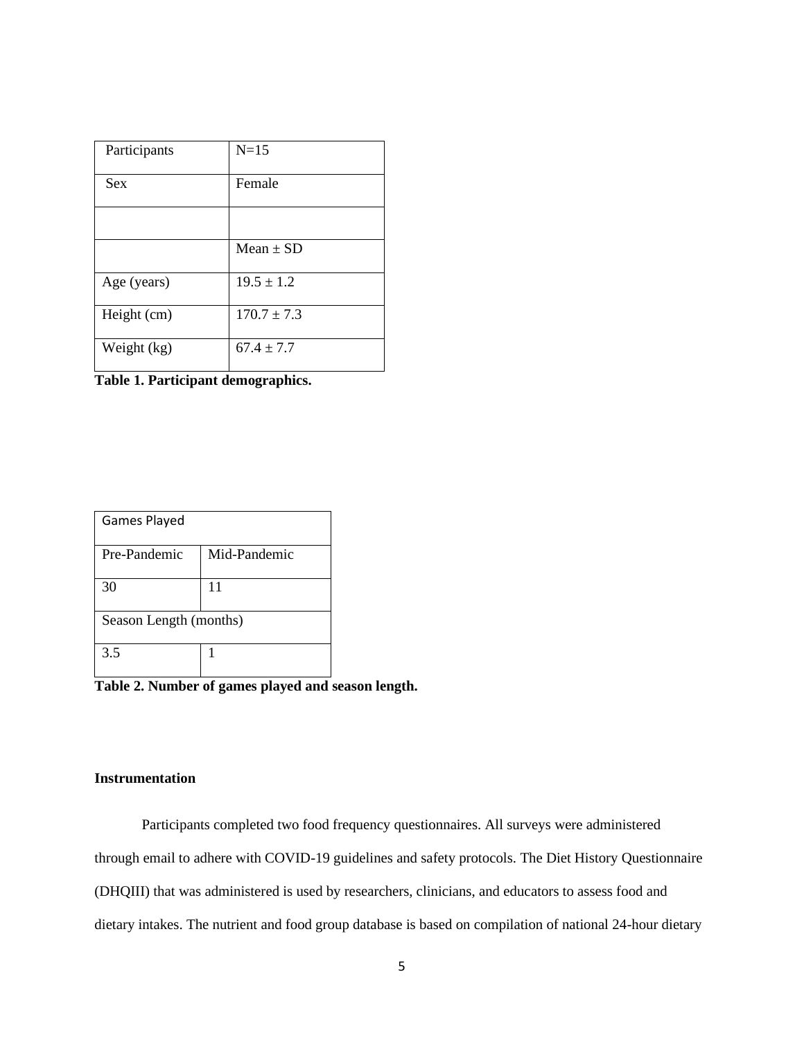| Participants | N=15 |
| --- | --- |
| Sex | Female |
| | |
| | Mean ± SD |
| Age (years) | 19.5 ± 1.2 |
| Height (cm) | 170.7 ± 7.3 |
| Weight (kg) | 67.4 ± 7.7 |

**Table 1. Participant demographics.**

| Games Played | |
| --- | --- |
| Pre-Pandemic | Mid-Pandemic |
| 30 | 11 |
| Season Length (months) | |
| 3.5 | 1 |

**Table 2. Number of games played and season length.**

**Instrumentation**

Participants completed two food frequency questionnaires. All surveys were administered through email to adhere with COVID-19 guidelines and safety protocols. The Diet History Questionnaire (DHQIII) that was administered is used by researchers, clinicians, and educators to assess food and dietary intakes. The nutrient and food group database is based on compilation of national 24-hour dietary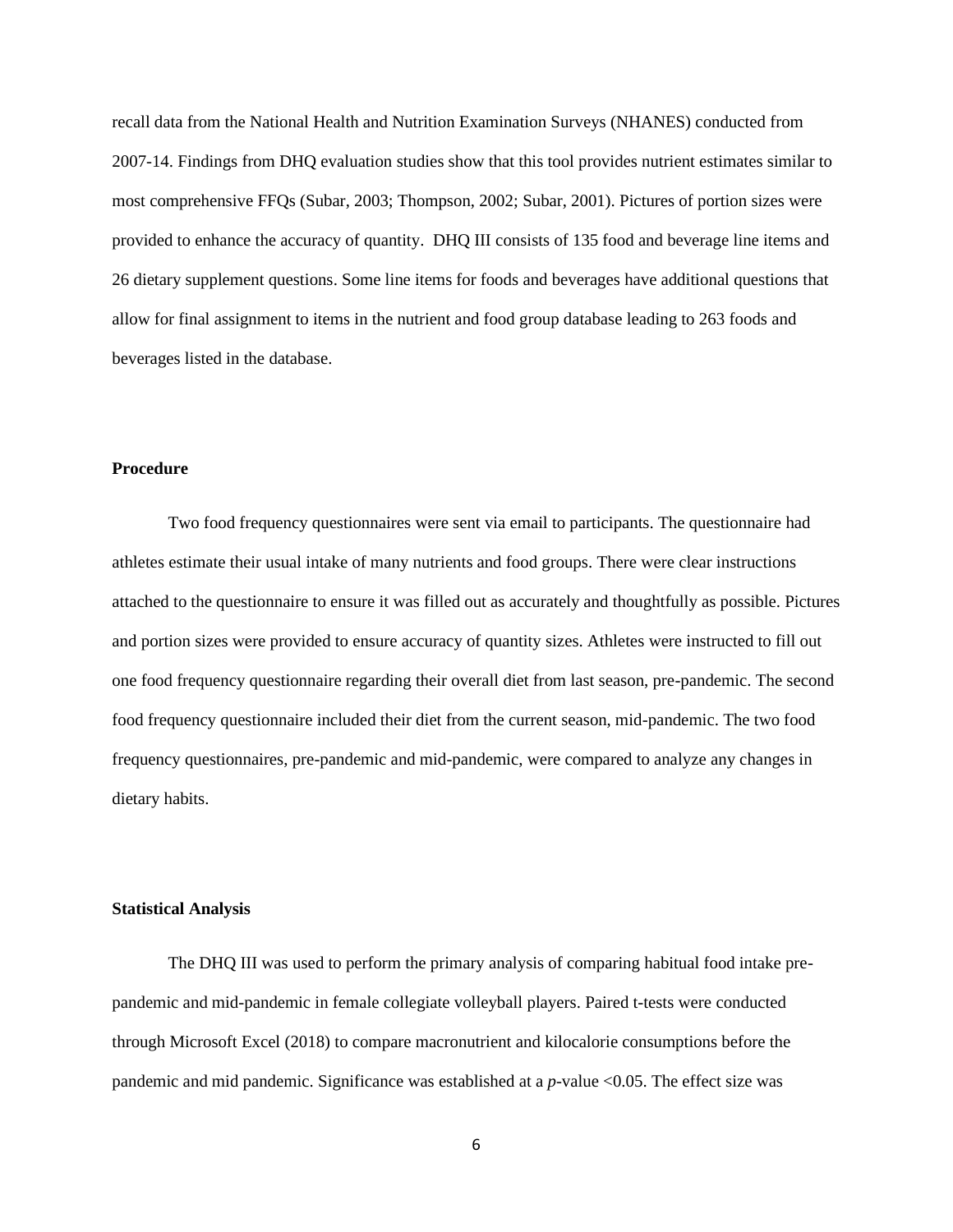recall data from the National Health and Nutrition Examination Surveys (NHANES) conducted from 2007-14. Findings from DHQ evaluation studies show that this tool provides nutrient estimates similar to most comprehensive FFQs (Subar, 2003; Thompson, 2002; Subar, 2001). Pictures of portion sizes were provided to enhance the accuracy of quantity. DHQ III consists of 135 food and beverage line items and 26 dietary supplement questions. Some line items for foods and beverages have additional questions that allow for final assignment to items in the nutrient and food group database leading to 263 foods and beverages listed in the database.

**Procedure**

Two food frequency questionnaires were sent via email to participants. The questionnaire had athletes estimate their usual intake of many nutrients and food groups. There were clear instructions attached to the questionnaire to ensure it was filled out as accurately and thoughtfully as possible. Pictures and portion sizes were provided to ensure accuracy of quantity sizes. Athletes were instructed to fill out one food frequency questionnaire regarding their overall diet from last season, pre-pandemic. The second food frequency questionnaire included their diet from the current season, mid-pandemic. The two food frequency questionnaires, pre-pandemic and mid-pandemic, were compared to analyze any changes in dietary habits.

**Statistical Analysis**

The DHQ III was used to perform the primary analysis of comparing habitual food intake pre-pandemic and mid-pandemic in female collegiate volleyball players. Paired t-tests were conducted through Microsoft Excel (2018) to compare macronutrient and kilocalorie consumptions before the pandemic and mid pandemic. Significance was established at a $p$-value $<0.05$. The effect size was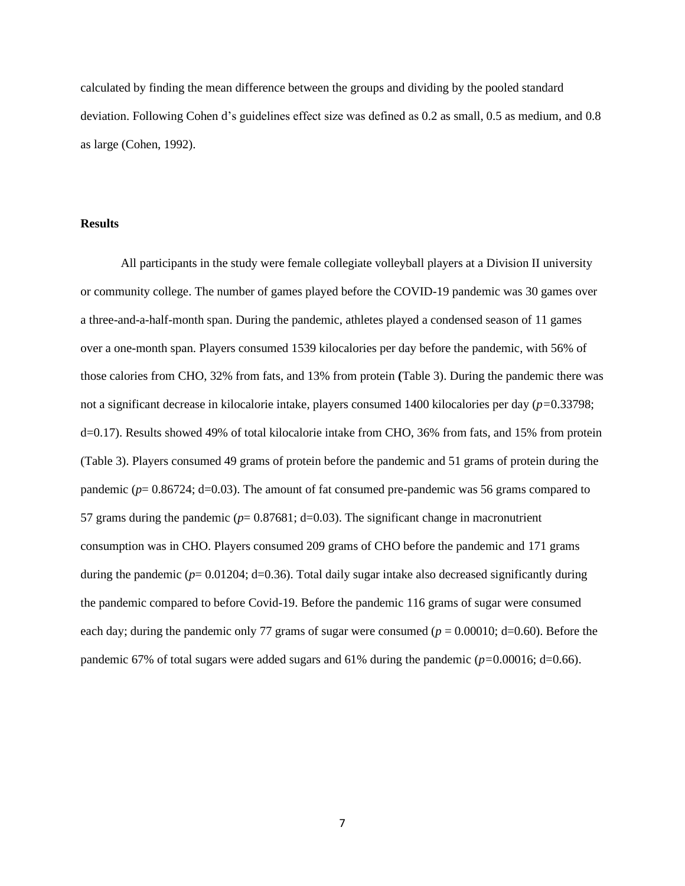calculated by finding the mean difference between the groups and dividing by the pooled standard deviation. Following Cohen d's guidelines effect size was defined as 0.2 as small, 0.5 as medium, and 0.8 as large (Cohen, 1992).

**Results**

All participants in the study were female collegiate volleyball players at a Division II university or community college. The number of games played before the COVID-19 pandemic was 30 games over a three-and-a-half-month span. During the pandemic, athletes played a condensed season of 11 games over a one-month span. Players consumed 1539 kilocalories per day before the pandemic, with 56% of those calories from CHO, 32% from fats, and 13% from protein (Table 3). During the pandemic there was not a significant decrease in kilocalorie intake, players consumed 1400 kilocalories per day ($p=0.33798$; d=0.17). Results showed 49% of total kilocalorie intake from CHO, 36% from fats, and 15% from protein (Table 3). Players consumed 49 grams of protein before the pandemic and 51 grams of protein during the pandemic ($p= 0.86724$; d=0.03). The amount of fat consumed pre-pandemic was 56 grams compared to 57 grams during the pandemic ($p= 0.87681$; d=0.03). The significant change in macronutrient consumption was in CHO. Players consumed 209 grams of CHO before the pandemic and 171 grams during the pandemic ($p= 0.01204$; d=0.36). Total daily sugar intake also decreased significantly during the pandemic compared to before Covid-19. Before the pandemic 116 grams of sugar were consumed each day; during the pandemic only 77 grams of sugar were consumed ($p = 0.00010$; d=0.60). Before the pandemic 67% of total sugars were added sugars and 61% during the pandemic ($p=0.00016$; d=0.66).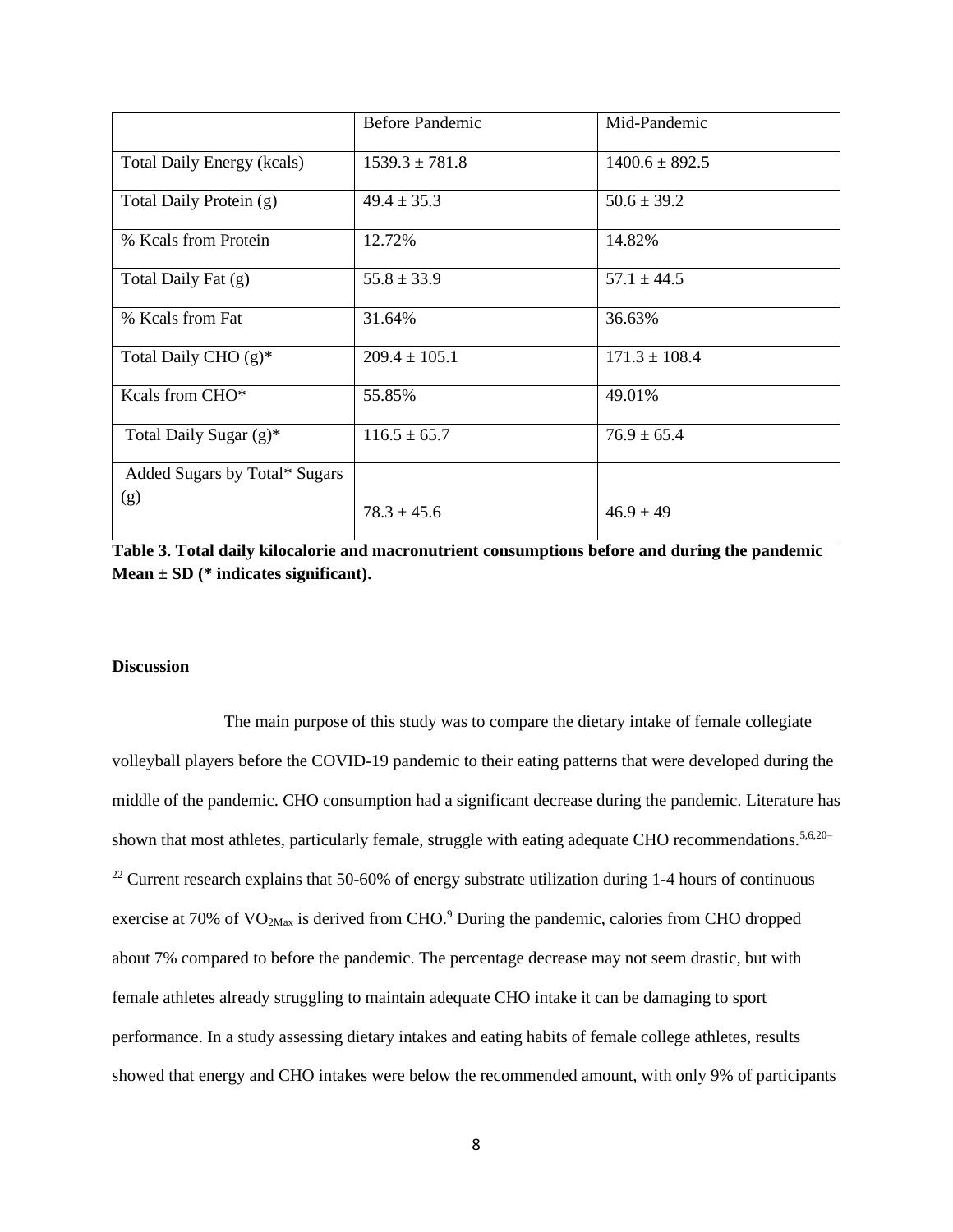| | Before Pandemic | Mid-Pandemic |
|---|---|---|
| Total Daily Energy (kcals) | 1539.3 ± 781.8 | 1400.6 ± 892.5 |
| Total Daily Protein (g) | 49.4 ± 35.3 | 50.6 ± 39.2 |
| % Kcals from Protein | 12.72% | 14.82% |
| Total Daily Fat (g) | 55.8 ± 33.9 | 57.1 ± 44.5 |
| % Kcals from Fat | 31.64% | 36.63% |
| Total Daily CHO (g)* | 209.4 ± 105.1 | 171.3 ± 108.4 |
| Kcals from CHO* | 55.85% | 49.01% |
| Total Daily Sugar (g)* | 116.5 ± 65.7 | 76.9 ± 65.4 |
| Added Sugars by Total* Sugars (g) | 78.3 ± 45.6 | 46.9 ± 49 |

**Table 3. Total daily kilocalorie and macronutrient consumptions before and during the pandemic Mean ± SD (* indicates significant).**

**Discussion**

The main purpose of this study was to compare the dietary intake of female collegiate volleyball players before the COVID-19 pandemic to their eating patterns that were developed during the middle of the pandemic. CHO consumption had a significant decrease during the pandemic. Literature has shown that most athletes, particularly female, struggle with eating adequate CHO recommendations.[5,6,20–22] Current research explains that 50-60% of energy substrate utilization during 1-4 hours of continuous exercise at 70% of $VO_{2Max}$ is derived from CHO.[9] During the pandemic, calories from CHO dropped about 7% compared to before the pandemic. The percentage decrease may not seem drastic, but with female athletes already struggling to maintain adequate CHO intake it can be damaging to sport performance. In a study assessing dietary intakes and eating habits of female college athletes, results showed that energy and CHO intakes were below the recommended amount, with only 9% of participants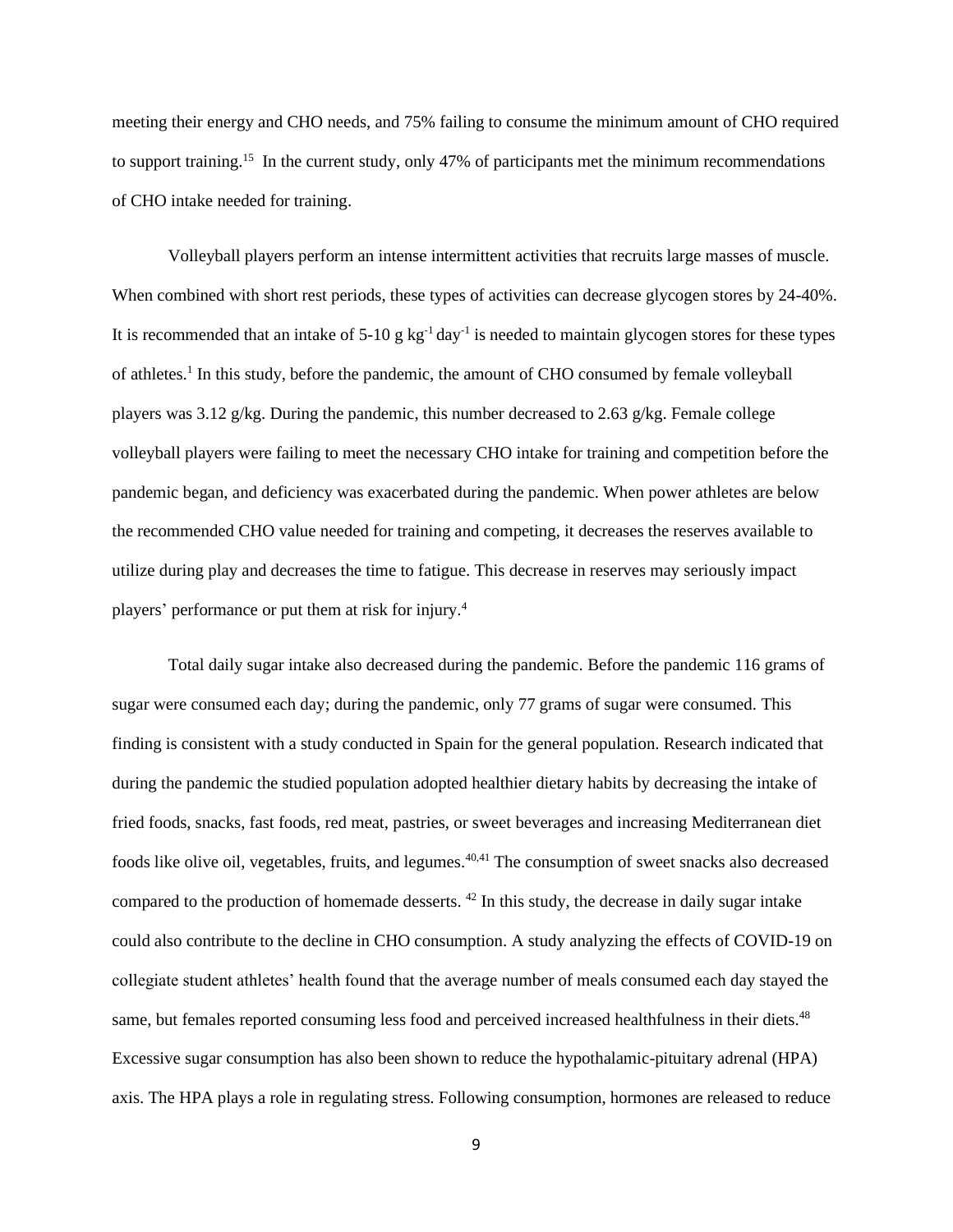meeting their energy and CHO needs, and 75% failing to consume the minimum amount of CHO required to support training.[15] In the current study, only 47% of participants met the minimum recommendations of CHO intake needed for training.

Volleyball players perform an intense intermittent activities that recruits large masses of muscle. When combined with short rest periods, these types of activities can decrease glycogen stores by 24-40%. It is recommended that an intake of 5-10 g $kg^{-1}$ $day^{-1}$ is needed to maintain glycogen stores for these types of athletes.[1] In this study, before the pandemic, the amount of CHO consumed by female volleyball players was 3.12 g/kg. During the pandemic, this number decreased to 2.63 g/kg. Female college volleyball players were failing to meet the necessary CHO intake for training and competition before the pandemic began, and deficiency was exacerbated during the pandemic. When power athletes are below the recommended CHO value needed for training and competing, it decreases the reserves available to utilize during play and decreases the time to fatigue. This decrease in reserves may seriously impact players' performance or put them at risk for injury.[4]

Total daily sugar intake also decreased during the pandemic. Before the pandemic 116 grams of sugar were consumed each day; during the pandemic, only 77 grams of sugar were consumed. This finding is consistent with a study conducted in Spain for the general population. Research indicated that during the pandemic the studied population adopted healthier dietary habits by decreasing the intake of fried foods, snacks, fast foods, red meat, pastries, or sweet beverages and increasing Mediterranean diet foods like olive oil, vegetables, fruits, and legumes.[40,41] The consumption of sweet snacks also decreased compared to the production of homemade desserts. [42] In this study, the decrease in daily sugar intake could also contribute to the decline in CHO consumption. A study analyzing the effects of COVID-19 on collegiate student athletes' health found that the average number of meals consumed each day stayed the same, but females reported consuming less food and perceived increased healthfulness in their diets.[48] Excessive sugar consumption has also been shown to reduce the hypothalamic-pituitary adrenal (HPA) axis. The HPA plays a role in regulating stress. Following consumption, hormones are released to reduce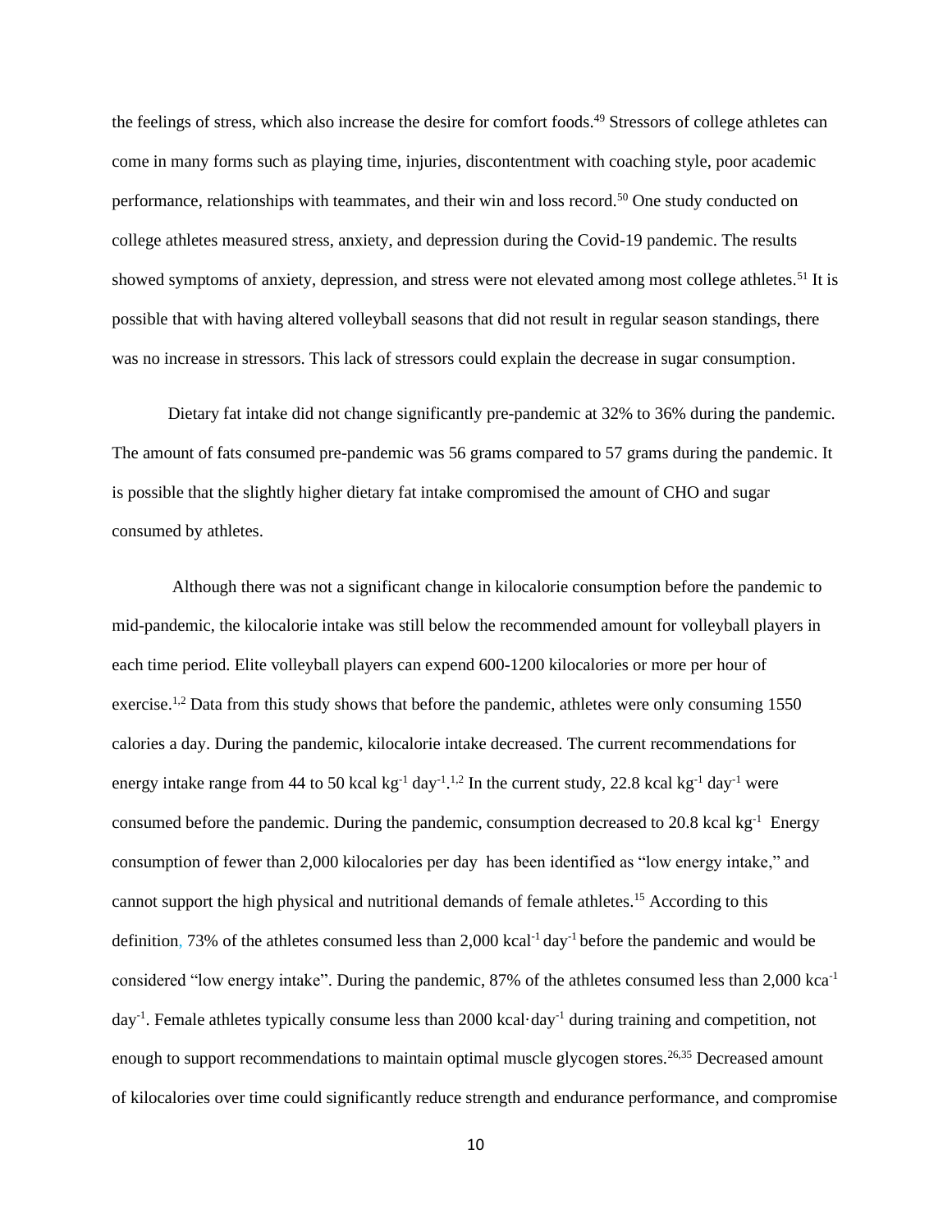the feelings of stress, which also increase the desire for comfort foods.[49] Stressors of college athletes can come in many forms such as playing time, injuries, discontentment with coaching style, poor academic performance, relationships with teammates, and their win and loss record.[50] One study conducted on college athletes measured stress, anxiety, and depression during the Covid-19 pandemic. The results showed symptoms of anxiety, depression, and stress were not elevated among most college athletes.[51] It is possible that with having altered volleyball seasons that did not result in regular season standings, there was no increase in stressors. This lack of stressors could explain the decrease in sugar consumption.

Dietary fat intake did not change significantly pre-pandemic at 32% to 36% during the pandemic. The amount of fats consumed pre-pandemic was 56 grams compared to 57 grams during the pandemic. It is possible that the slightly higher dietary fat intake compromised the amount of CHO and sugar consumed by athletes.

Although there was not a significant change in kilocalorie consumption before the pandemic to mid-pandemic, the kilocalorie intake was still below the recommended amount for volleyball players in each time period. Elite volleyball players can expend 600-1200 kilocalories or more per hour of exercise.[1,2] Data from this study shows that before the pandemic, athletes were only consuming 1550 calories a day. During the pandemic, kilocalorie intake decreased. The current recommendations for energy intake range from 44 to 50 kcal $kg^{-1}$ $day^{-1}$.[1,2] In the current study, 22.8 kcal $kg^{-1}$ $day^{-1}$ were consumed before the pandemic. During the pandemic, consumption decreased to 20.8 kcal $kg^{-1}$ Energy consumption of fewer than 2,000 kilocalories per day has been identified as "low energy intake," and cannot support the high physical and nutritional demands of female athletes.[15] According to this definition, 73% of the athletes consumed less than 2,000 $kcal^{-1}$ $day^{-1}$ before the pandemic and would be considered "low energy intake". During the pandemic, 87% of the athletes consumed less than 2,000 $kca^{-1}$ $day^{-1}$. Female athletes typically consume less than 2000 $kcal \cdot day^{-1}$ during training and competition, not enough to support recommendations to maintain optimal muscle glycogen stores.[26,35] Decreased amount of kilocalories over time could significantly reduce strength and endurance performance, and compromise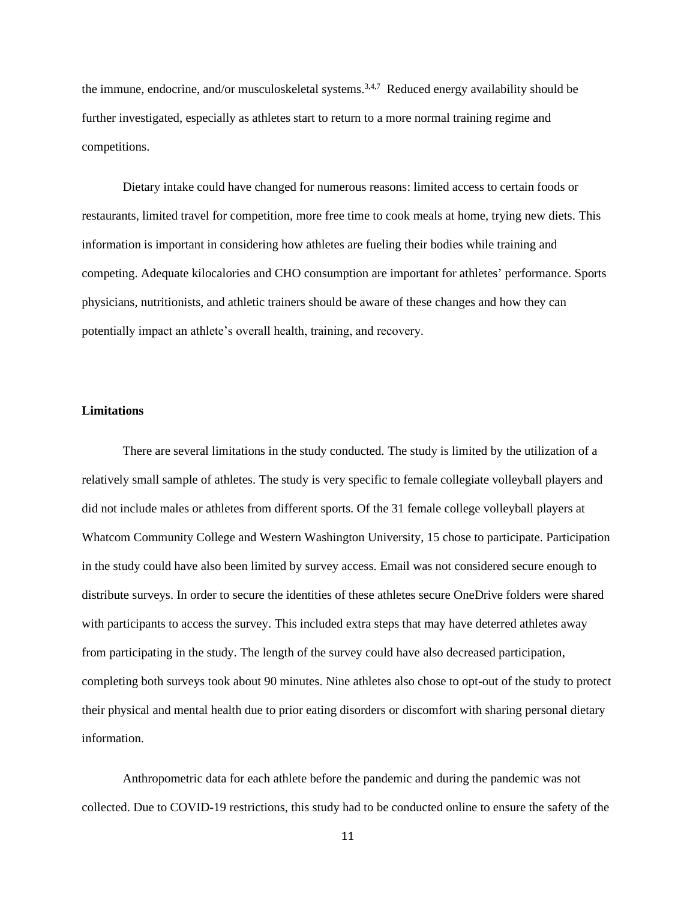the immune, endocrine, and/or musculoskeletal systems.[3,4,7] Reduced energy availability should be further investigated, especially as athletes start to return to a more normal training regime and competitions.

Dietary intake could have changed for numerous reasons: limited access to certain foods or restaurants, limited travel for competition, more free time to cook meals at home, trying new diets. This information is important in considering how athletes are fueling their bodies while training and competing. Adequate kilocalories and CHO consumption are important for athletes' performance. Sports physicians, nutritionists, and athletic trainers should be aware of these changes and how they can potentially impact an athlete's overall health, training, and recovery.

**Limitations**

There are several limitations in the study conducted. The study is limited by the utilization of a relatively small sample of athletes. The study is very specific to female collegiate volleyball players and did not include males or athletes from different sports. Of the 31 female college volleyball players at Whatcom Community College and Western Washington University, 15 chose to participate. Participation in the study could have also been limited by survey access. Email was not considered secure enough to distribute surveys. In order to secure the identities of these athletes secure OneDrive folders were shared with participants to access the survey. This included extra steps that may have deterred athletes away from participating in the study. The length of the survey could have also decreased participation, completing both surveys took about 90 minutes. Nine athletes also chose to opt-out of the study to protect their physical and mental health due to prior eating disorders or discomfort with sharing personal dietary information.

Anthropometric data for each athlete before the pandemic and during the pandemic was not collected. Due to COVID-19 restrictions, this study had to be conducted online to ensure the safety of the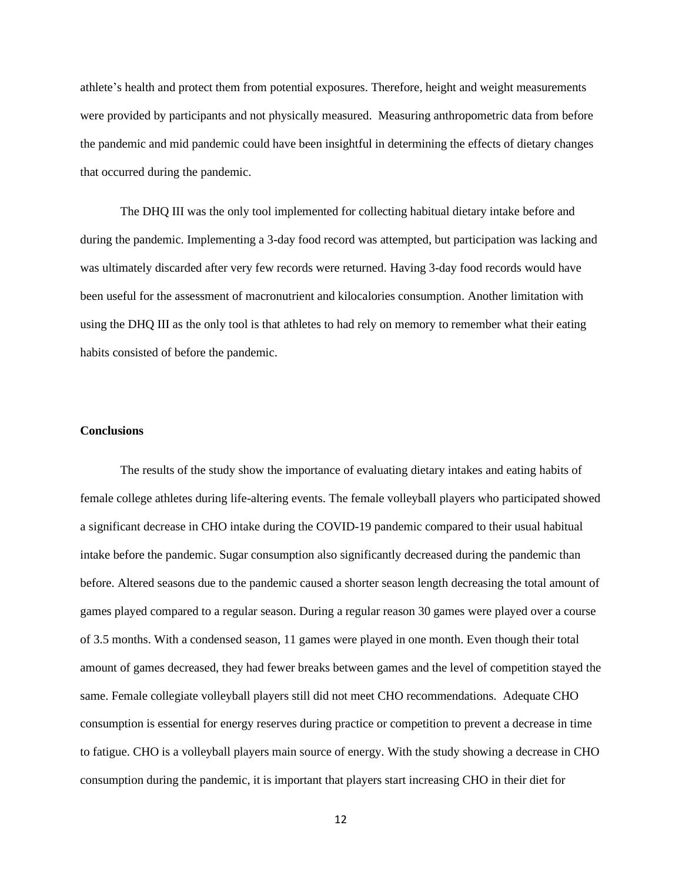athlete's health and protect them from potential exposures. Therefore, height and weight measurements were provided by participants and not physically measured. Measuring anthropometric data from before the pandemic and mid pandemic could have been insightful in determining the effects of dietary changes that occurred during the pandemic.

The DHQ III was the only tool implemented for collecting habitual dietary intake before and during the pandemic. Implementing a 3-day food record was attempted, but participation was lacking and was ultimately discarded after very few records were returned. Having 3-day food records would have been useful for the assessment of macronutrient and kilocalories consumption. Another limitation with using the DHQ III as the only tool is that athletes to had rely on memory to remember what their eating habits consisted of before the pandemic.

**Conclusions**

The results of the study show the importance of evaluating dietary intakes and eating habits of female college athletes during life-altering events. The female volleyball players who participated showed a significant decrease in CHO intake during the COVID-19 pandemic compared to their usual habitual intake before the pandemic. Sugar consumption also significantly decreased during the pandemic than before. Altered seasons due to the pandemic caused a shorter season length decreasing the total amount of games played compared to a regular season. During a regular reason 30 games were played over a course of 3.5 months. With a condensed season, 11 games were played in one month. Even though their total amount of games decreased, they had fewer breaks between games and the level of competition stayed the same. Female collegiate volleyball players still did not meet CHO recommendations. Adequate CHO consumption is essential for energy reserves during practice or competition to prevent a decrease in time to fatigue. CHO is a volleyball players main source of energy. With the study showing a decrease in CHO consumption during the pandemic, it is important that players start increasing CHO in their diet for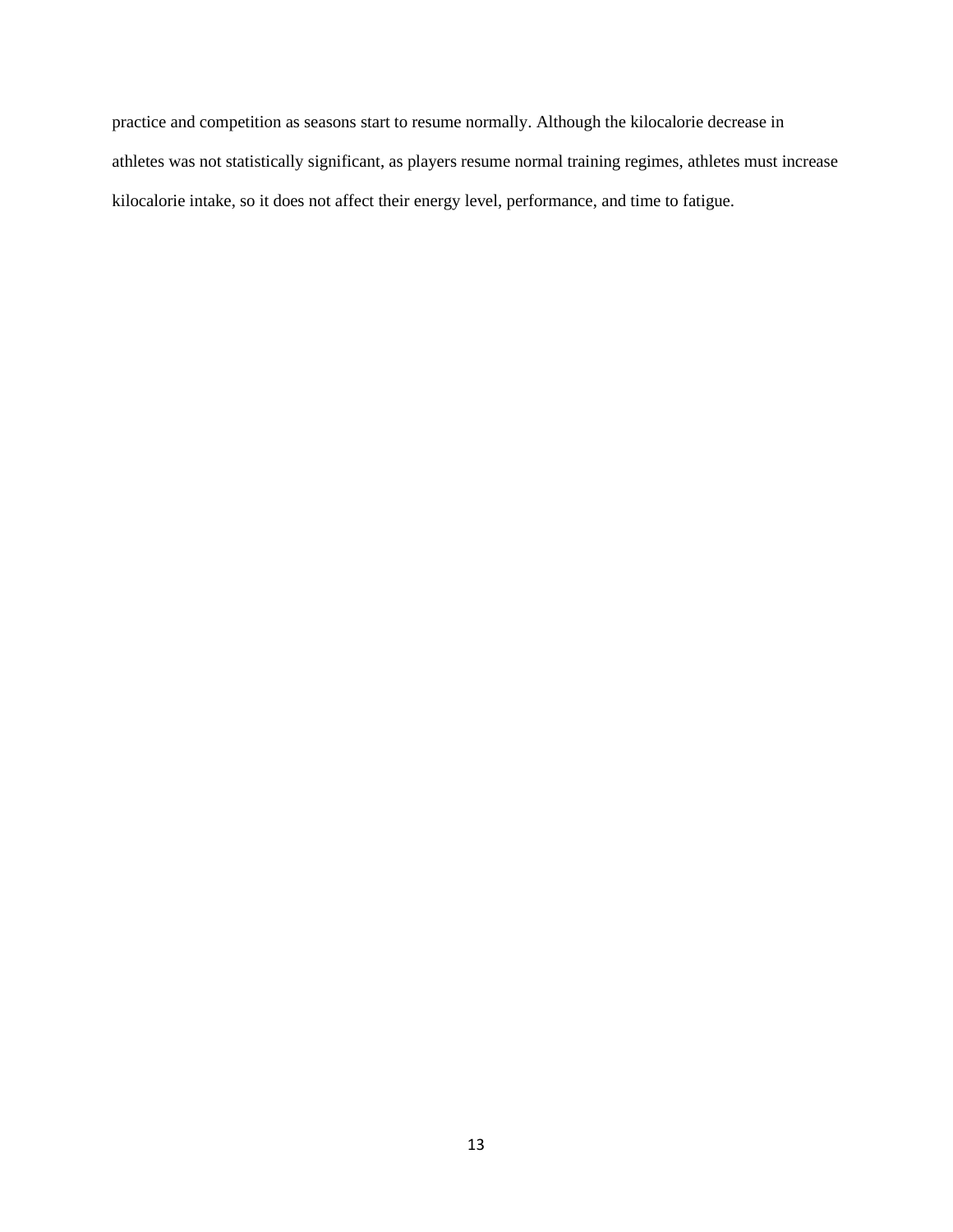practice and competition as seasons start to resume normally. Although the kilocalorie decrease in athletes was not statistically significant, as players resume normal training regimes, athletes must increase kilocalorie intake, so it does not affect their energy level, performance, and time to fatigue.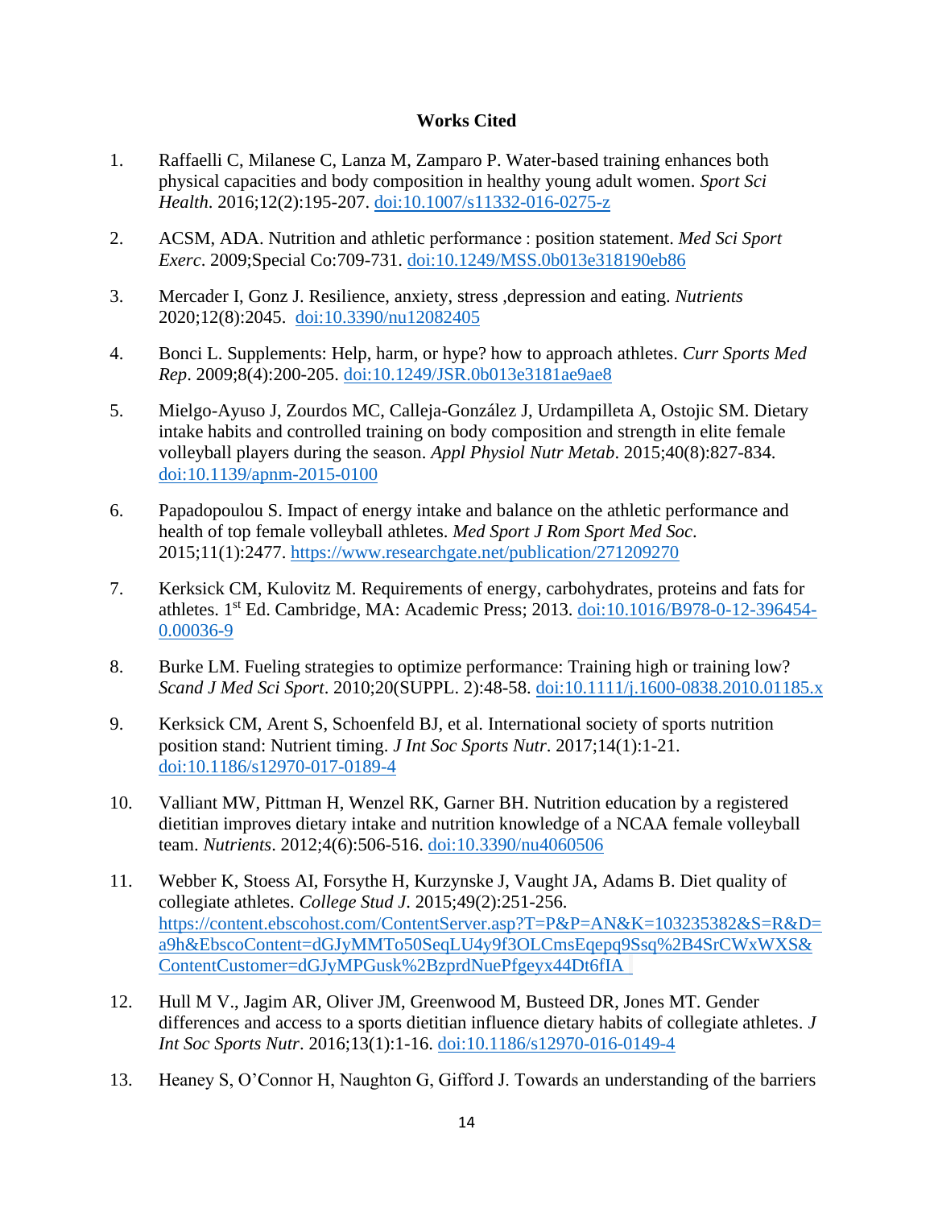## Works Cited

1. Raffaelli C, Milanese C, Lanza M, Zamparo P. Water-based training enhances both physical capacities and body composition in healthy young adult women. *Sport Sci Health*. 2016;12(2):195-207. doi:10.1007/s11332-016-0275-z

2. ACSM, ADA. Nutrition and athletic performance : position statement. *Med Sci Sport Exerc*. 2009;Special Co:709-731. doi:10.1249/MSS.0b013e318190eb86

3. Mercader I, Gonz J. Resilience, anxiety, stress ,depression and eating. *Nutrients* 2020;12(8):2045. doi:10.3390/nu12082405

4. Bonci L. Supplements: Help, harm, or hype? how to approach athletes. *Curr Sports Med Rep*. 2009;8(4):200-205. doi:10.1249/JSR.0b013e3181ae9ae8

5. Mielgo-Ayuso J, Zourdos MC, Calleja-González J, Urdampilleta A, Ostojic SM. Dietary intake habits and controlled training on body composition and strength in elite female volleyball players during the season. *Appl Physiol Nutr Metab*. 2015;40(8):827-834. doi:10.1139/apnm-2015-0100

6. Papadopoulou S. Impact of energy intake and balance on the athletic performance and health of top female volleyball athletes. *Med Sport J Rom Sport Med Soc*. 2015;11(1):2477. https://www.researchgate.net/publication/271209270

7. Kerksick CM, Kulovitz M. Requirements of energy, carbohydrates, proteins and fats for athletes. 1st Ed. Cambridge, MA: Academic Press; 2013. doi:10.1016/B978-0-12-396454-0.00036-9

8. Burke LM. Fueling strategies to optimize performance: Training high or training low? *Scand J Med Sci Sport*. 2010;20(SUPPL. 2):48-58. doi:10.1111/j.1600-0838.2010.01185.x

9. Kerksick CM, Arent S, Schoenfeld BJ, et al. International society of sports nutrition position stand: Nutrient timing. *J Int Soc Sports Nutr*. 2017;14(1):1-21. doi:10.1186/s12970-017-0189-4

10. Valliant MW, Pittman H, Wenzel RK, Garner BH. Nutrition education by a registered dietitian improves dietary intake and nutrition knowledge of a NCAA female volleyball team. *Nutrients*. 2012;4(6):506-516. doi:10.3390/nu4060506

11. Webber K, Stoess AI, Forsythe H, Kurzynske J, Vaught JA, Adams B. Diet quality of collegiate athletes. *College Stud J*. 2015;49(2):251-256. https://content.ebscohost.com/ContentServer.asp?T=P&P=AN&K=103235382&S=R&D=a9h&EbscoContent=dGJyMMTo50SeqLU4y9f3OLCmsEqepq9Ssq%2B4SrCWxWXS&ContentCustomer=dGJyMPGusk%2BzprdNuePfgeyx44Dt6fIA

12. Hull M V., Jagim AR, Oliver JM, Greenwood M, Busteed DR, Jones MT. Gender differences and access to a sports dietitian influence dietary habits of collegiate athletes. *J Int Soc Sports Nutr*. 2016;13(1):1-16. doi:10.1186/s12970-016-0149-4

13. Heaney S, O'Connor H, Naughton G, Gifford J. Towards an understanding of the barriers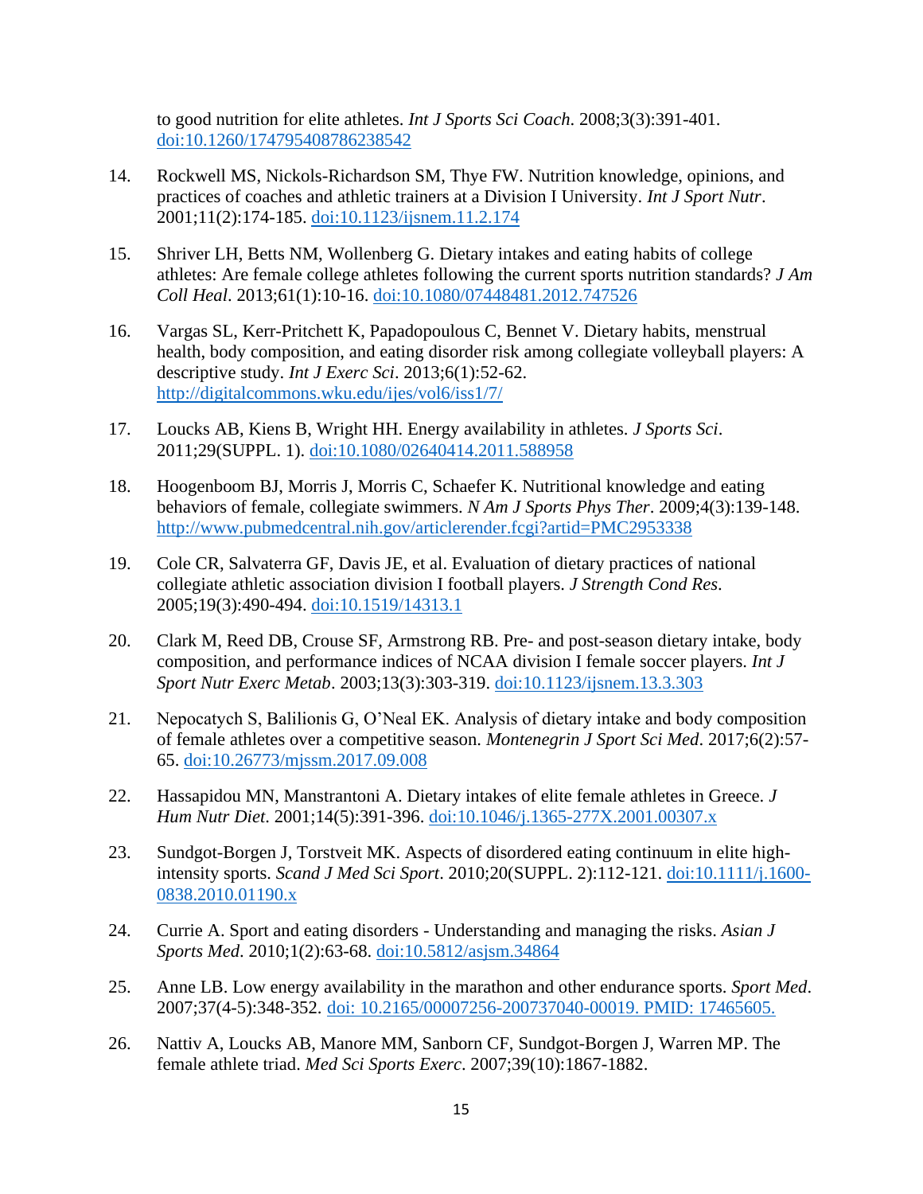to good nutrition for elite athletes. *Int J Sports Sci Coach*. 2008;3(3):391-401. doi:10.1260/174795408786238542

14. Rockwell MS, Nickols-Richardson SM, Thye FW. Nutrition knowledge, opinions, and practices of coaches and athletic trainers at a Division I University. *Int J Sport Nutr*. 2001;11(2):174-185. doi:10.1123/ijsnem.11.2.174

15. Shriver LH, Betts NM, Wollenberg G. Dietary intakes and eating habits of college athletes: Are female college athletes following the current sports nutrition standards? *J Am Coll Heal*. 2013;61(1):10-16. doi:10.1080/07448481.2012.747526

16. Vargas SL, Kerr-Pritchett K, Papadopoulous C, Bennet V. Dietary habits, menstrual health, body composition, and eating disorder risk among collegiate volleyball players: A descriptive study. *Int J Exerc Sci*. 2013;6(1):52-62. http://digitalcommons.wku.edu/ijes/vol6/iss1/7/

17. Loucks AB, Kiens B, Wright HH. Energy availability in athletes. *J Sports Sci*. 2011;29(SUPPL. 1). doi:10.1080/02640414.2011.588958

18. Hoogenboom BJ, Morris J, Morris C, Schaefer K. Nutritional knowledge and eating behaviors of female, collegiate swimmers. *N Am J Sports Phys Ther*. 2009;4(3):139-148. http://www.pubmedcentral.nih.gov/articlerender.fcgi?artid=PMC2953338

19. Cole CR, Salvaterra GF, Davis JE, et al. Evaluation of dietary practices of national collegiate athletic association division I football players. *J Strength Cond Res*. 2005;19(3):490-494. doi:10.1519/14313.1

20. Clark M, Reed DB, Crouse SF, Armstrong RB. Pre- and post-season dietary intake, body composition, and performance indices of NCAA division I female soccer players. *Int J Sport Nutr Exerc Metab*. 2003;13(3):303-319. doi:10.1123/ijsnem.13.3.303

21. Nepocatych S, Balilionis G, O'Neal EK. Analysis of dietary intake and body composition of female athletes over a competitive season. *Montenegrin J Sport Sci Med*. 2017;6(2):57-65. doi:10.26773/mjssm.2017.09.008

22. Hassapidou MN, Manstrantoni A. Dietary intakes of elite female athletes in Greece. *J Hum Nutr Diet*. 2001;14(5):391-396. doi:10.1046/j.1365-277X.2001.00307.x

23. Sundgot-Borgen J, Torstveit MK. Aspects of disordered eating continuum in elite high-intensity sports. *Scand J Med Sci Sport*. 2010;20(SUPPL. 2):112-121. doi:10.1111/j.1600-0838.2010.01190.x

24. Currie A. Sport and eating disorders - Understanding and managing the risks. *Asian J Sports Med*. 2010;1(2):63-68. doi:10.5812/asjsm.34864

25. Anne LB. Low energy availability in the marathon and other endurance sports. *Sport Med*. 2007;37(4-5):348-352. doi: 10.2165/00007256-200737040-00019. PMID: 17465605.

26. Nattiv A, Loucks AB, Manore MM, Sanborn CF, Sundgot-Borgen J, Warren MP. The female athlete triad. *Med Sci Sports Exerc*. 2007;39(10):1867-1882.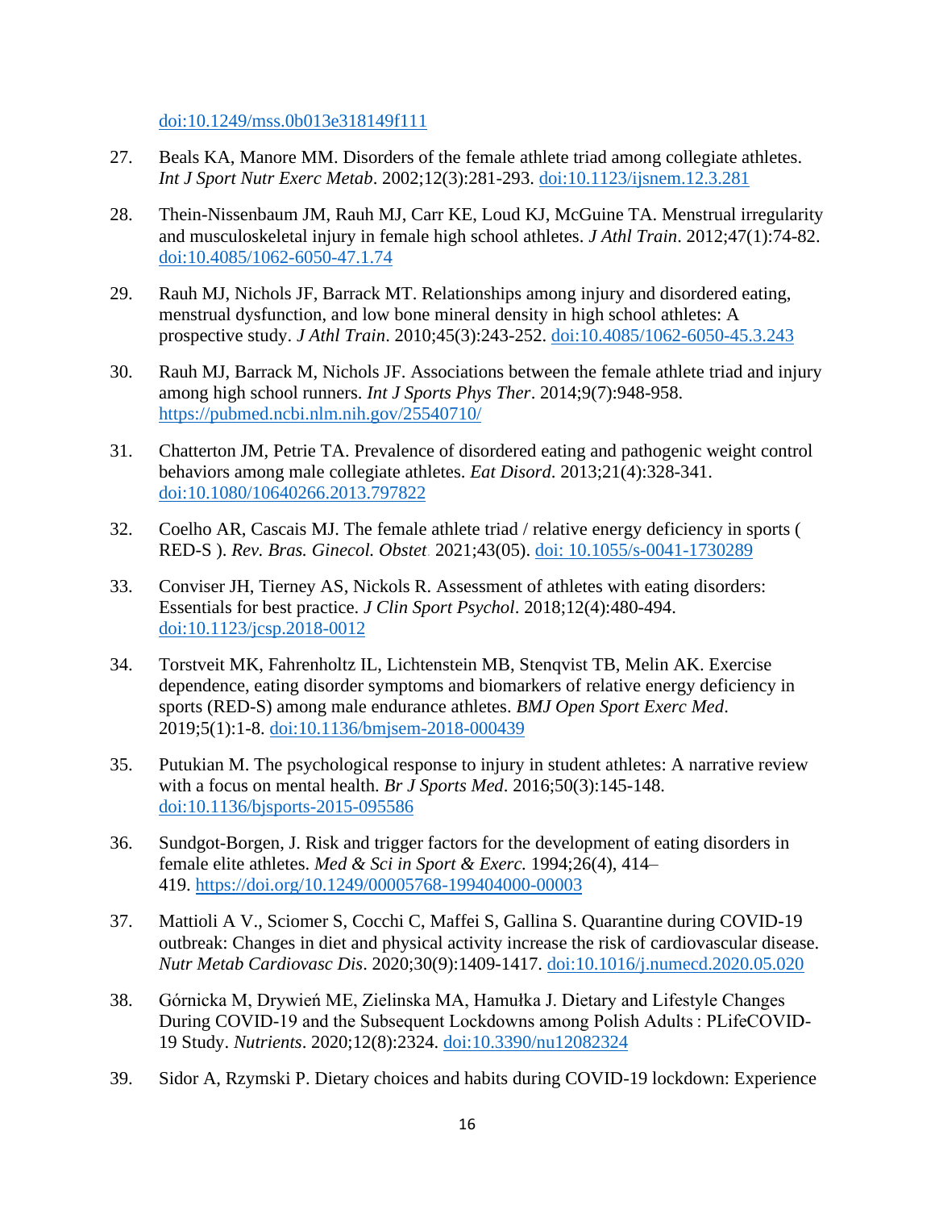doi:10.1249/mss.0b013e318149f111

27. Beals KA, Manore MM. Disorders of the female athlete triad among collegiate athletes. *Int J Sport Nutr Exerc Metab*. 2002;12(3):281-293. doi:10.1123/ijsnem.12.3.281

28. Thein-Nissenbaum JM, Rauh MJ, Carr KE, Loud KJ, McGuine TA. Menstrual irregularity and musculoskeletal injury in female high school athletes. *J Athl Train*. 2012;47(1):74-82. doi:10.4085/1062-6050-47.1.74

29. Rauh MJ, Nichols JF, Barrack MT. Relationships among injury and disordered eating, menstrual dysfunction, and low bone mineral density in high school athletes: A prospective study. *J Athl Train*. 2010;45(3):243-252. doi:10.4085/1062-6050-45.3.243

30. Rauh MJ, Barrack M, Nichols JF. Associations between the female athlete triad and injury among high school runners. *Int J Sports Phys Ther*. 2014;9(7):948-958. https://pubmed.ncbi.nlm.nih.gov/25540710/

31. Chatterton JM, Petrie TA. Prevalence of disordered eating and pathogenic weight control behaviors among male collegiate athletes. *Eat Disord*. 2013;21(4):328-341. doi:10.1080/10640266.2013.797822

32. Coelho AR, Cascais MJ. The female athlete triad / relative energy deficiency in sports ( RED-S ). *Rev. Bras. Ginecol. Obstet*. 2021;43(05). doi: 10.1055/s-0041-1730289

33. Conviser JH, Tierney AS, Nickols R. Assessment of athletes with eating disorders: Essentials for best practice. *J Clin Sport Psychol*. 2018;12(4):480-494. doi:10.1123/jcsp.2018-0012

34. Torstveit MK, Fahrenholtz IL, Lichtenstein MB, Stenqvist TB, Melin AK. Exercise dependence, eating disorder symptoms and biomarkers of relative energy deficiency in sports (RED-S) among male endurance athletes. *BMJ Open Sport Exerc Med*. 2019;5(1):1-8. doi:10.1136/bmjsem-2018-000439

35. Putukian M. The psychological response to injury in student athletes: A narrative review with a focus on mental health. *Br J Sports Med*. 2016;50(3):145-148. doi:10.1136/bjsports-2015-095586

36. Sundgot-Borgen, J. Risk and trigger factors for the development of eating disorders in female elite athletes. *Med & Sci in Sport & Exerc.* 1994;26(4), 414–419. https://doi.org/10.1249/00005768-199404000-00003

37. Mattioli A V., Sciomer S, Cocchi C, Maffei S, Gallina S. Quarantine during COVID-19 outbreak: Changes in diet and physical activity increase the risk of cardiovascular disease. *Nutr Metab Cardiovasc Dis*. 2020;30(9):1409-1417. doi:10.1016/j.numecd.2020.05.020

38. Górnicka M, Drywień ME, Zielinska MA, Hamułka J. Dietary and Lifestyle Changes During COVID-19 and the Subsequent Lockdowns among Polish Adults : PLifeCOVID-19 Study. *Nutrients*. 2020;12(8):2324. doi:10.3390/nu12082324

39. Sidor A, Rzymski P. Dietary choices and habits during COVID-19 lockdown: Experience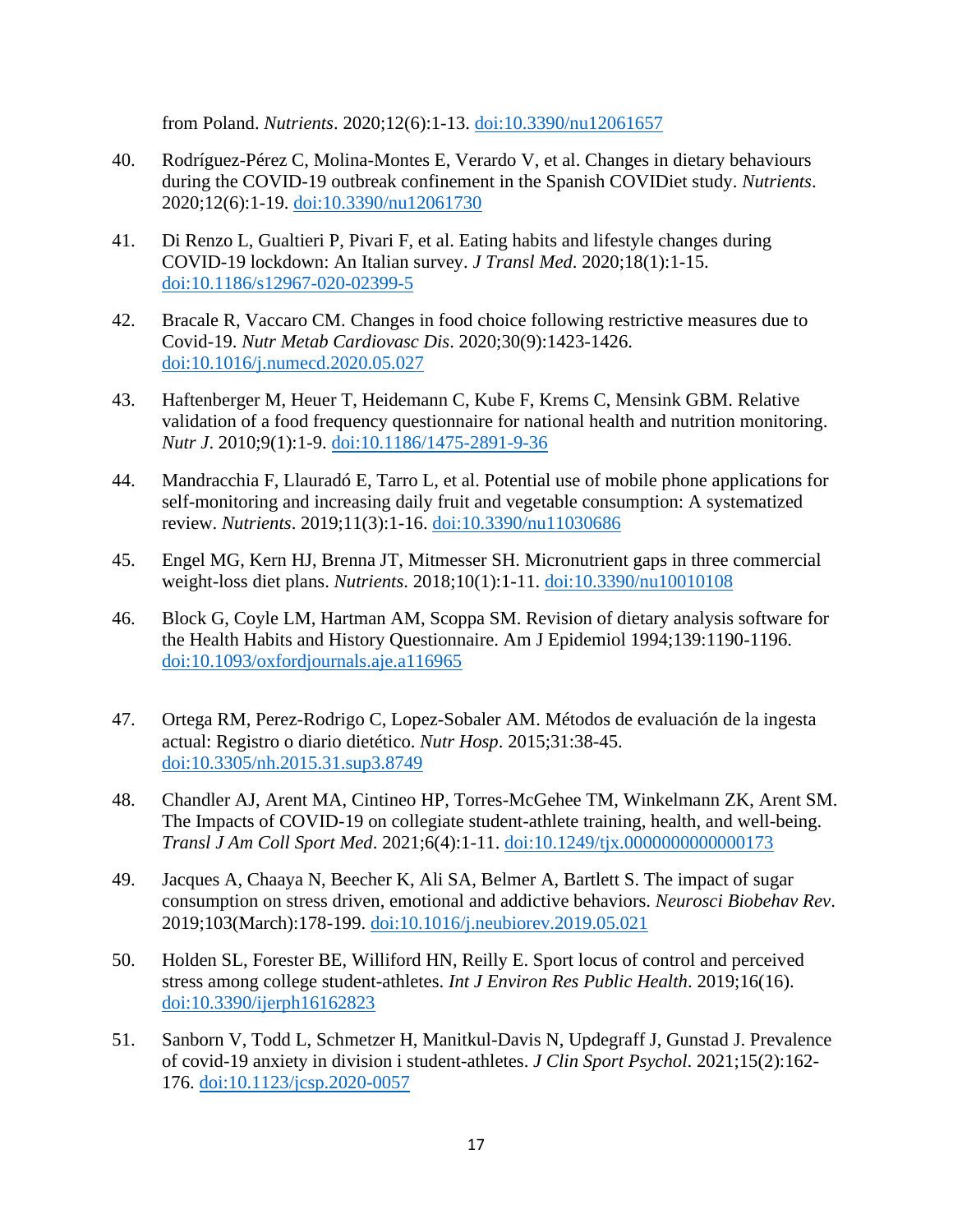from Poland. *Nutrients*. 2020;12(6):1-13. doi:10.3390/nu12061657

40. Rodríguez-Pérez C, Molina-Montes E, Verardo V, et al. Changes in dietary behaviours during the COVID-19 outbreak confinement in the Spanish COVIDiet study. *Nutrients*. 2020;12(6):1-19. doi:10.3390/nu12061730

41. Di Renzo L, Gualtieri P, Pivari F, et al. Eating habits and lifestyle changes during COVID-19 lockdown: An Italian survey. *J Transl Med*. 2020;18(1):1-15. doi:10.1186/s12967-020-02399-5

42. Bracale R, Vaccaro CM. Changes in food choice following restrictive measures due to Covid-19. *Nutr Metab Cardiovasc Dis*. 2020;30(9):1423-1426. doi:10.1016/j.numecd.2020.05.027

43. Haftenberger M, Heuer T, Heidemann C, Kube F, Krems C, Mensink GBM. Relative validation of a food frequency questionnaire for national health and nutrition monitoring. *Nutr J*. 2010;9(1):1-9. doi:10.1186/1475-2891-9-36

44. Mandracchia F, Llauradó E, Tarro L, et al. Potential use of mobile phone applications for self-monitoring and increasing daily fruit and vegetable consumption: A systematized review. *Nutrients*. 2019;11(3):1-16. doi:10.3390/nu11030686

45. Engel MG, Kern HJ, Brenna JT, Mitmesser SH. Micronutrient gaps in three commercial weight-loss diet plans. *Nutrients*. 2018;10(1):1-11. doi:10.3390/nu10010108

46. Block G, Coyle LM, Hartman AM, Scoppa SM. Revision of dietary analysis software for the Health Habits and History Questionnaire. Am J Epidemiol 1994;139:1190-1196. doi:10.1093/oxfordjournals.aje.a116965

47. Ortega RM, Perez-Rodrigo C, Lopez-Sobaler AM. Métodos de evaluación de la ingesta actual: Registro o diario dietético. *Nutr Hosp*. 2015;31:38-45. doi:10.3305/nh.2015.31.sup3.8749

48. Chandler AJ, Arent MA, Cintineo HP, Torres-McGehee TM, Winkelmann ZK, Arent SM. The Impacts of COVID-19 on collegiate student-athlete training, health, and well-being. *Transl J Am Coll Sport Med*. 2021;6(4):1-11. doi:10.1249/tjx.0000000000000173

49. Jacques A, Chaaya N, Beecher K, Ali SA, Belmer A, Bartlett S. The impact of sugar consumption on stress driven, emotional and addictive behaviors. *Neurosci Biobehav Rev*. 2019;103(March):178-199. doi:10.1016/j.neubiorev.2019.05.021

50. Holden SL, Forester BE, Williford HN, Reilly E. Sport locus of control and perceived stress among college student-athletes. *Int J Environ Res Public Health*. 2019;16(16). doi:10.3390/ijerph16162823

51. Sanborn V, Todd L, Schmetzer H, Manitkul-Davis N, Updegraff J, Gunstad J. Prevalence of covid-19 anxiety in division i student-athletes. *J Clin Sport Psychol*. 2021;15(2):162-176. doi:10.1123/jcsp.2020-0057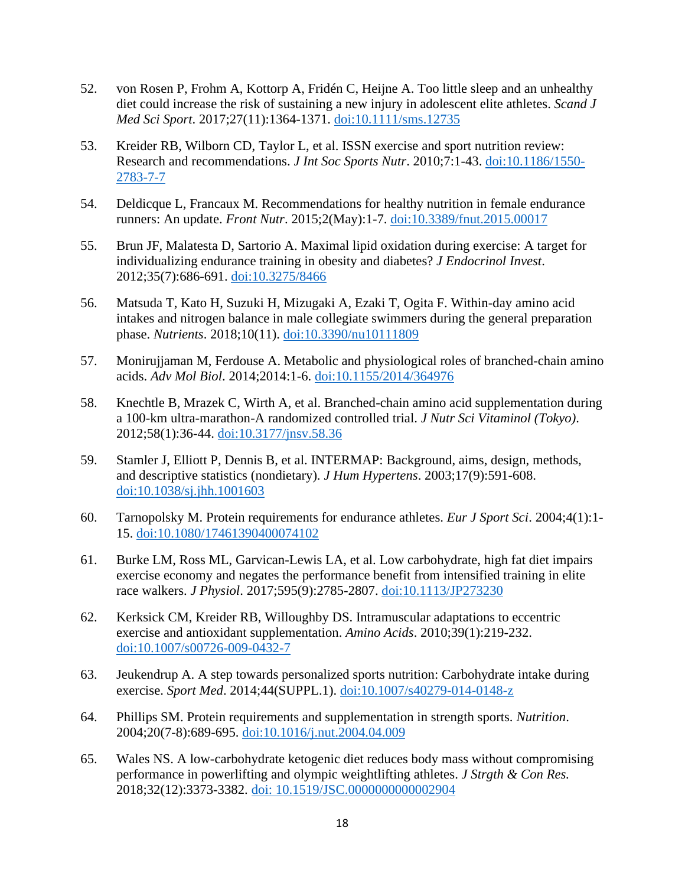52. von Rosen P, Frohm A, Kottorp A, Fridén C, Heijne A. Too little sleep and an unhealthy diet could increase the risk of sustaining a new injury in adolescent elite athletes. *Scand J Med Sci Sport*. 2017;27(11):1364-1371. doi:10.1111/sms.12735

53. Kreider RB, Wilborn CD, Taylor L, et al. ISSN exercise and sport nutrition review: Research and recommendations. *J Int Soc Sports Nutr*. 2010;7:1-43. doi:10.1186/1550-2783-7-7

54. Deldicque L, Francaux M. Recommendations for healthy nutrition in female endurance runners: An update. *Front Nutr*. 2015;2(May):1-7. doi:10.3389/fnut.2015.00017

55. Brun JF, Malatesta D, Sartorio A. Maximal lipid oxidation during exercise: A target for individualizing endurance training in obesity and diabetes? *J Endocrinol Invest*. 2012;35(7):686-691. doi:10.3275/8466

56. Matsuda T, Kato H, Suzuki H, Mizugaki A, Ezaki T, Ogita F. Within-day amino acid intakes and nitrogen balance in male collegiate swimmers during the general preparation phase. *Nutrients*. 2018;10(11). doi:10.3390/nu10111809

57. Monirujjaman M, Ferdouse A. Metabolic and physiological roles of branched-chain amino acids. *Adv Mol Biol*. 2014;2014:1-6. doi:10.1155/2014/364976

58. Knechtle B, Mrazek C, Wirth A, et al. Branched-chain amino acid supplementation during a 100-km ultra-marathon-A randomized controlled trial. *J Nutr Sci Vitaminol (Tokyo)*. 2012;58(1):36-44. doi:10.3177/jnsv.58.36

59. Stamler J, Elliott P, Dennis B, et al. INTERMAP: Background, aims, design, methods, and descriptive statistics (nondietary). *J Hum Hypertens*. 2003;17(9):591-608. doi:10.1038/sj.jhh.1001603

60. Tarnopolsky M. Protein requirements for endurance athletes. *Eur J Sport Sci*. 2004;4(1):1-15. doi:10.1080/17461390400074102

61. Burke LM, Ross ML, Garvican-Lewis LA, et al. Low carbohydrate, high fat diet impairs exercise economy and negates the performance benefit from intensified training in elite race walkers. *J Physiol*. 2017;595(9):2785-2807. doi:10.1113/JP273230

62. Kerksick CM, Kreider RB, Willoughby DS. Intramuscular adaptations to eccentric exercise and antioxidant supplementation. *Amino Acids*. 2010;39(1):219-232. doi:10.1007/s00726-009-0432-7

63. Jeukendrup A. A step towards personalized sports nutrition: Carbohydrate intake during exercise. *Sport Med*. 2014;44(SUPPL.1). doi:10.1007/s40279-014-0148-z

64. Phillips SM. Protein requirements and supplementation in strength sports. *Nutrition*. 2004;20(7-8):689-695. doi:10.1016/j.nut.2004.04.009

65. Wales NS. A low-carbohydrate ketogenic diet reduces body mass without compromising performance in powerlifting and olympic weightlifting athletes. *J Strgth & Con Res.* 2018;32(12):3373-3382. doi: 10.1519/JSC.0000000000002904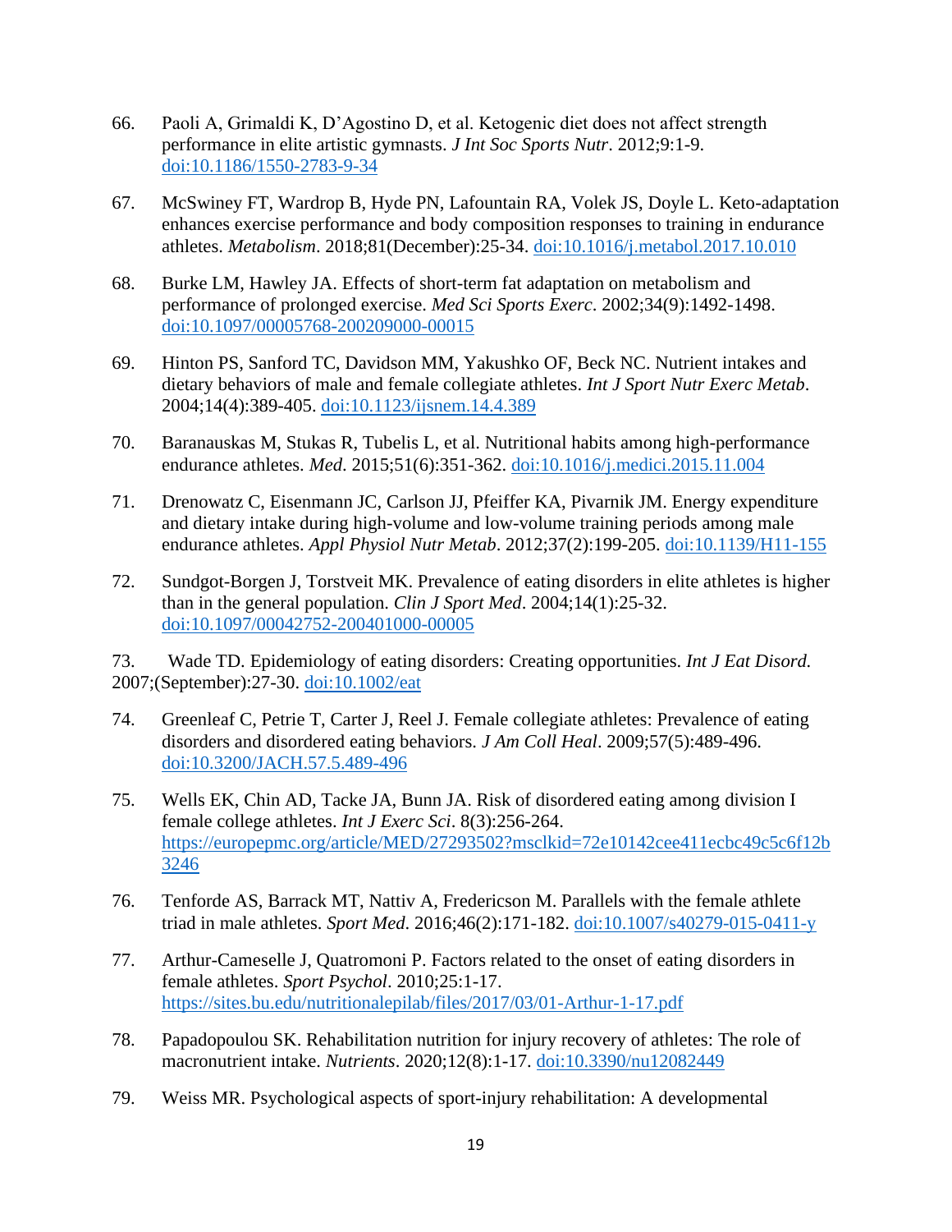66. Paoli A, Grimaldi K, D'Agostino D, et al. Ketogenic diet does not affect strength performance in elite artistic gymnasts. *J Int Soc Sports Nutr*. 2012;9:1-9. doi:10.1186/1550-2783-9-34

67. McSwiney FT, Wardrop B, Hyde PN, Lafountain RA, Volek JS, Doyle L. Keto-adaptation enhances exercise performance and body composition responses to training in endurance athletes. *Metabolism*. 2018;81(December):25-34. doi:10.1016/j.metabol.2017.10.010

68. Burke LM, Hawley JA. Effects of short-term fat adaptation on metabolism and performance of prolonged exercise. *Med Sci Sports Exerc*. 2002;34(9):1492-1498. doi:10.1097/00005768-200209000-00015

69. Hinton PS, Sanford TC, Davidson MM, Yakushko OF, Beck NC. Nutrient intakes and dietary behaviors of male and female collegiate athletes. *Int J Sport Nutr Exerc Metab*. 2004;14(4):389-405. doi:10.1123/ijsnem.14.4.389

70. Baranauskas M, Stukas R, Tubelis L, et al. Nutritional habits among high-performance endurance athletes. *Med*. 2015;51(6):351-362. doi:10.1016/j.medici.2015.11.004

71. Drenowatz C, Eisenmann JC, Carlson JJ, Pfeiffer KA, Pivarnik JM. Energy expenditure and dietary intake during high-volume and low-volume training periods among male endurance athletes. *Appl Physiol Nutr Metab*. 2012;37(2):199-205. doi:10.1139/H11-155

72. Sundgot-Borgen J, Torstveit MK. Prevalence of eating disorders in elite athletes is higher than in the general population. *Clin J Sport Med*. 2004;14(1):25-32. doi:10.1097/00042752-200401000-00005

73. Wade TD. Epidemiology of eating disorders: Creating opportunities. *Int J Eat Disord.* 2007;(September):27-30. doi:10.1002/eat

74. Greenleaf C, Petrie T, Carter J, Reel J. Female collegiate athletes: Prevalence of eating disorders and disordered eating behaviors. *J Am Coll Heal*. 2009;57(5):489-496. doi:10.3200/JACH.57.5.489-496

75. Wells EK, Chin AD, Tacke JA, Bunn JA. Risk of disordered eating among division I female college athletes. *Int J Exerc Sci*. 8(3):256-264. https://europepmc.org/article/MED/27293502?msclkid=72e10142cee411ecbc49c5c6f12b3246

76. Tenforde AS, Barrack MT, Nattiv A, Fredericson M. Parallels with the female athlete triad in male athletes. *Sport Med*. 2016;46(2):171-182. doi:10.1007/s40279-015-0411-y

77. Arthur-Cameselle J, Quatromoni P. Factors related to the onset of eating disorders in female athletes. *Sport Psychol*. 2010;25:1-17. https://sites.bu.edu/nutritionalepilab/files/2017/03/01-Arthur-1-17.pdf

78. Papadopoulou SK. Rehabilitation nutrition for injury recovery of athletes: The role of macronutrient intake. *Nutrients*. 2020;12(8):1-17. doi:10.3390/nu12082449

79. Weiss MR. Psychological aspects of sport-injury rehabilitation: A developmental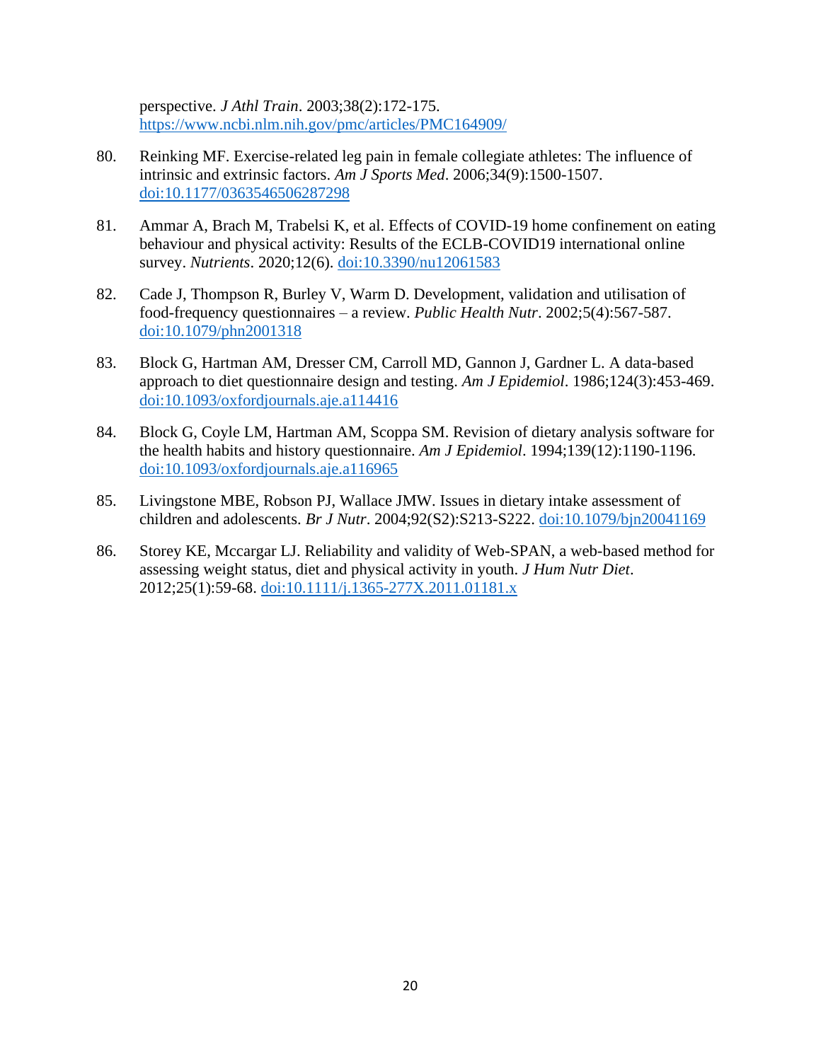perspective. *J Athl Train*. 2003;38(2):172-175. https://www.ncbi.nlm.nih.gov/pmc/articles/PMC164909/

80. Reinking MF. Exercise-related leg pain in female collegiate athletes: The influence of intrinsic and extrinsic factors. *Am J Sports Med*. 2006;34(9):1500-1507. doi:10.1177/0363546506287298

81. Ammar A, Brach M, Trabelsi K, et al. Effects of COVID-19 home confinement on eating behaviour and physical activity: Results of the ECLB-COVID19 international online survey. *Nutrients*. 2020;12(6). doi:10.3390/nu12061583

82. Cade J, Thompson R, Burley V, Warm D. Development, validation and utilisation of food-frequency questionnaires – a review. *Public Health Nutr*. 2002;5(4):567-587. doi:10.1079/phn2001318

83. Block G, Hartman AM, Dresser CM, Carroll MD, Gannon J, Gardner L. A data-based approach to diet questionnaire design and testing. *Am J Epidemiol*. 1986;124(3):453-469. doi:10.1093/oxfordjournals.aje.a114416

84. Block G, Coyle LM, Hartman AM, Scoppa SM. Revision of dietary analysis software for the health habits and history questionnaire. *Am J Epidemiol*. 1994;139(12):1190-1196. doi:10.1093/oxfordjournals.aje.a116965

85. Livingstone MBE, Robson PJ, Wallace JMW. Issues in dietary intake assessment of children and adolescents. *Br J Nutr*. 2004;92(S2):S213-S222. doi:10.1079/bjn20041169

86. Storey KE, Mccargar LJ. Reliability and validity of Web-SPAN, a web-based method for assessing weight status, diet and physical activity in youth. *J Hum Nutr Diet*. 2012;25(1):59-68. doi:10.1111/j.1365-277X.2011.01181.x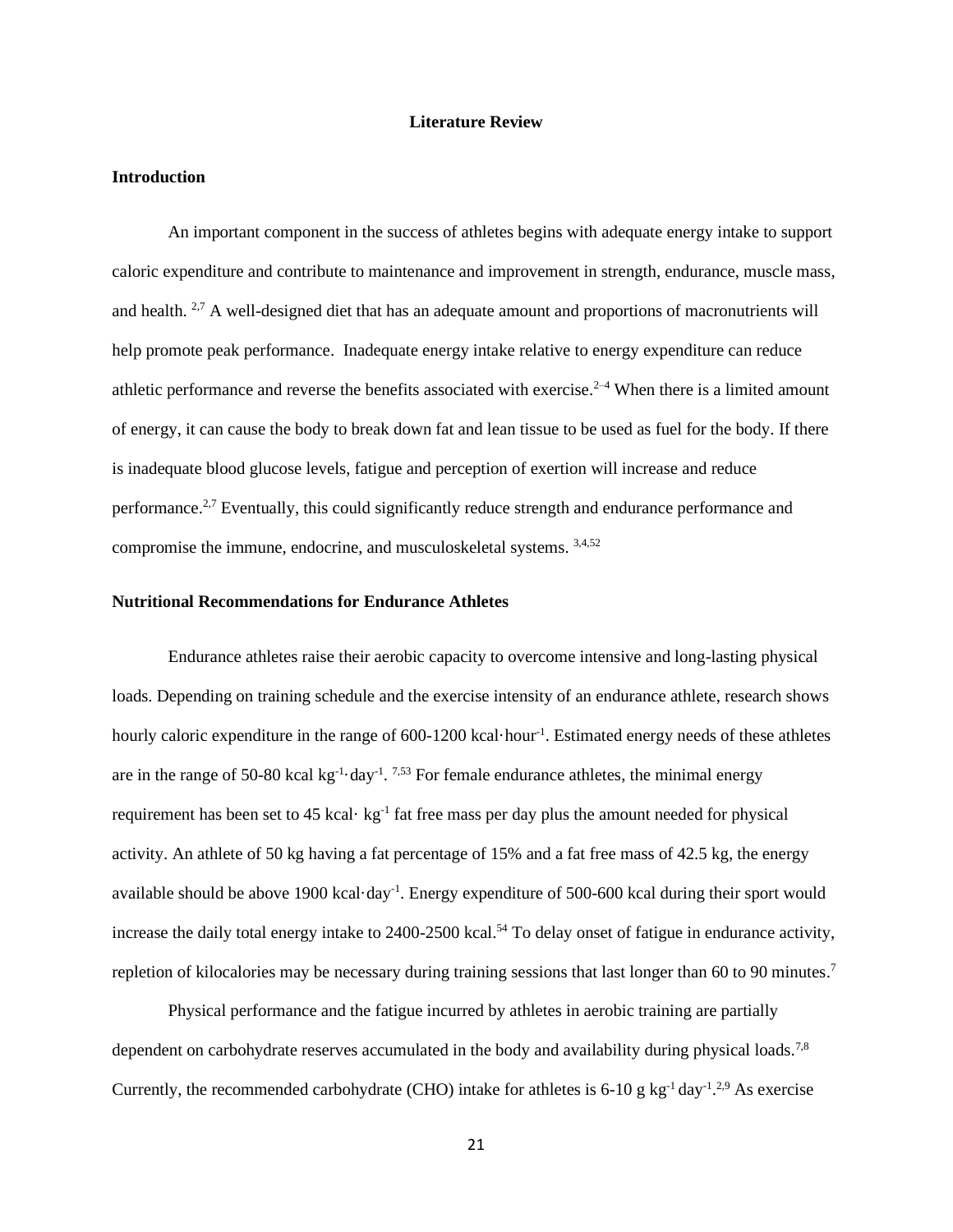# Literature Review

## Introduction

An important component in the success of athletes begins with adequate energy intake to support caloric expenditure and contribute to maintenance and improvement in strength, endurance, muscle mass, and health. [2,7] A well-designed diet that has an adequate amount and proportions of macronutrients will help promote peak performance. Inadequate energy intake relative to energy expenditure can reduce athletic performance and reverse the benefits associated with exercise.[2–4] When there is a limited amount of energy, it can cause the body to break down fat and lean tissue to be used as fuel for the body. If there is inadequate blood glucose levels, fatigue and perception of exertion will increase and reduce performance.[2,7] Eventually, this could significantly reduce strength and endurance performance and compromise the immune, endocrine, and musculoskeletal systems. [3,4,52]

## Nutritional Recommendations for Endurance Athletes

Endurance athletes raise their aerobic capacity to overcome intensive and long-lasting physical loads. Depending on training schedule and the exercise intensity of an endurance athlete, research shows hourly caloric expenditure in the range of 600-1200 kcal·hour$^{-1}$. Estimated energy needs of these athletes are in the range of 50-80 kcal kg$^{-1}$·day$^{-1}$. [7,53] For female endurance athletes, the minimal energy requirement has been set to 45 kcal· kg$^{-1}$ fat free mass per day plus the amount needed for physical activity. An athlete of 50 kg having a fat percentage of 15% and a fat free mass of 42.5 kg, the energy available should be above 1900 kcal·day$^{-1}$. Energy expenditure of 500-600 kcal during their sport would increase the daily total energy intake to 2400-2500 kcal.[54] To delay onset of fatigue in endurance activity, repletion of kilocalories may be necessary during training sessions that last longer than 60 to 90 minutes.[7]

Physical performance and the fatigue incurred by athletes in aerobic training are partially dependent on carbohydrate reserves accumulated in the body and availability during physical loads.[7,8] Currently, the recommended carbohydrate (CHO) intake for athletes is 6-10 g kg$^{-1}$ day$^{-1}$.[2,9] As exercise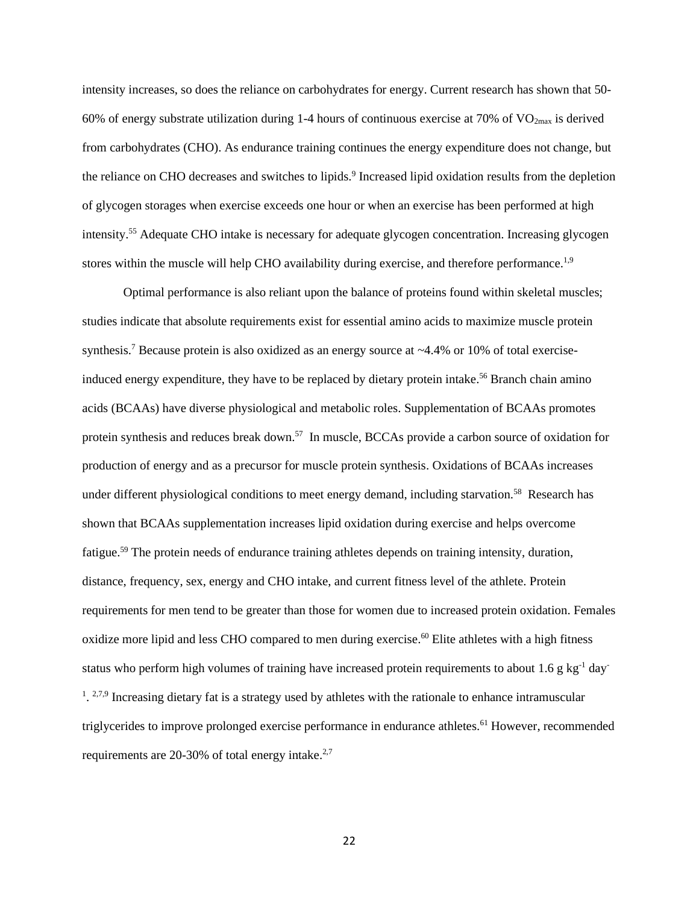intensity increases, so does the reliance on carbohydrates for energy. Current research has shown that 50-60% of energy substrate utilization during 1-4 hours of continuous exercise at 70% of $VO_{2max}$ is derived from carbohydrates (CHO). As endurance training continues the energy expenditure does not change, but the reliance on CHO decreases and switches to lipids.[9] Increased lipid oxidation results from the depletion of glycogen storages when exercise exceeds one hour or when an exercise has been performed at high intensity.[55] Adequate CHO intake is necessary for adequate glycogen concentration. Increasing glycogen stores within the muscle will help CHO availability during exercise, and therefore performance.[1,9]

Optimal performance is also reliant upon the balance of proteins found within skeletal muscles; studies indicate that absolute requirements exist for essential amino acids to maximize muscle protein synthesis.[7] Because protein is also oxidized as an energy source at ~4.4% or 10% of total exercise-induced energy expenditure, they have to be replaced by dietary protein intake.[56] Branch chain amino acids (BCAAs) have diverse physiological and metabolic roles. Supplementation of BCAAs promotes protein synthesis and reduces break down.[57] In muscle, BCCAs provide a carbon source of oxidation for production of energy and as a precursor for muscle protein synthesis. Oxidations of BCAAs increases under different physiological conditions to meet energy demand, including starvation.[58] Research has shown that BCAAs supplementation increases lipid oxidation during exercise and helps overcome fatigue.[59] The protein needs of endurance training athletes depends on training intensity, duration, distance, frequency, sex, energy and CHO intake, and current fitness level of the athlete. Protein requirements for men tend to be greater than those for women due to increased protein oxidation. Females oxidize more lipid and less CHO compared to men during exercise.[60] Elite athletes with a high fitness status who perform high volumes of training have increased protein requirements to about 1.6 g $kg^{-1}$ $day^{-1}$.[2,7,9] Increasing dietary fat is a strategy used by athletes with the rationale to enhance intramuscular triglycerides to improve prolonged exercise performance in endurance athletes.[61] However, recommended requirements are 20-30% of total energy intake.[2,7]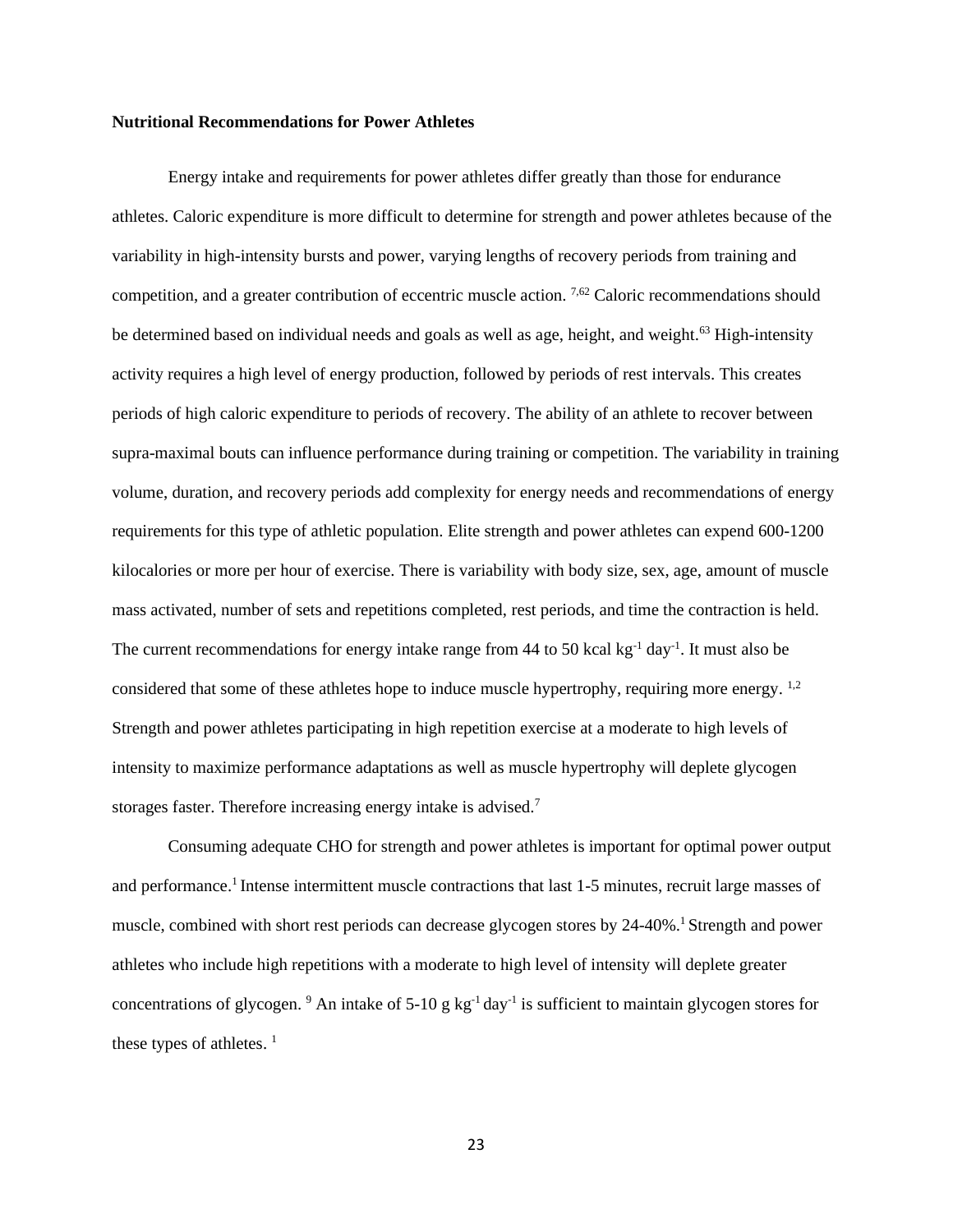**Nutritional Recommendations for Power Athletes**

Energy intake and requirements for power athletes differ greatly than those for endurance athletes. Caloric expenditure is more difficult to determine for strength and power athletes because of the variability in high-intensity bursts and power, varying lengths of recovery periods from training and competition, and a greater contribution of eccentric muscle action. [7,62] Caloric recommendations should be determined based on individual needs and goals as well as age, height, and weight.[63] High-intensity activity requires a high level of energy production, followed by periods of rest intervals. This creates periods of high caloric expenditure to periods of recovery. The ability of an athlete to recover between supra-maximal bouts can influence performance during training or competition. The variability in training volume, duration, and recovery periods add complexity for energy needs and recommendations of energy requirements for this type of athletic population. Elite strength and power athletes can expend 600-1200 kilocalories or more per hour of exercise. There is variability with body size, sex, age, amount of muscle mass activated, number of sets and repetitions completed, rest periods, and time the contraction is held. The current recommendations for energy intake range from 44 to 50 kcal $kg^{-1}$ $day^{-1}$. It must also be considered that some of these athletes hope to induce muscle hypertrophy, requiring more energy. [1,2] Strength and power athletes participating in high repetition exercise at a moderate to high levels of intensity to maximize performance adaptations as well as muscle hypertrophy will deplete glycogen storages faster. Therefore increasing energy intake is advised.[7]

Consuming adequate CHO for strength and power athletes is important for optimal power output and performance.[1] Intense intermittent muscle contractions that last 1-5 minutes, recruit large masses of muscle, combined with short rest periods can decrease glycogen stores by 24-40%.[1] Strength and power athletes who include high repetitions with a moderate to high level of intensity will deplete greater concentrations of glycogen. [9] An intake of 5-10 g $kg^{-1}$ $day^{-1}$ is sufficient to maintain glycogen stores for these types of athletes. [1]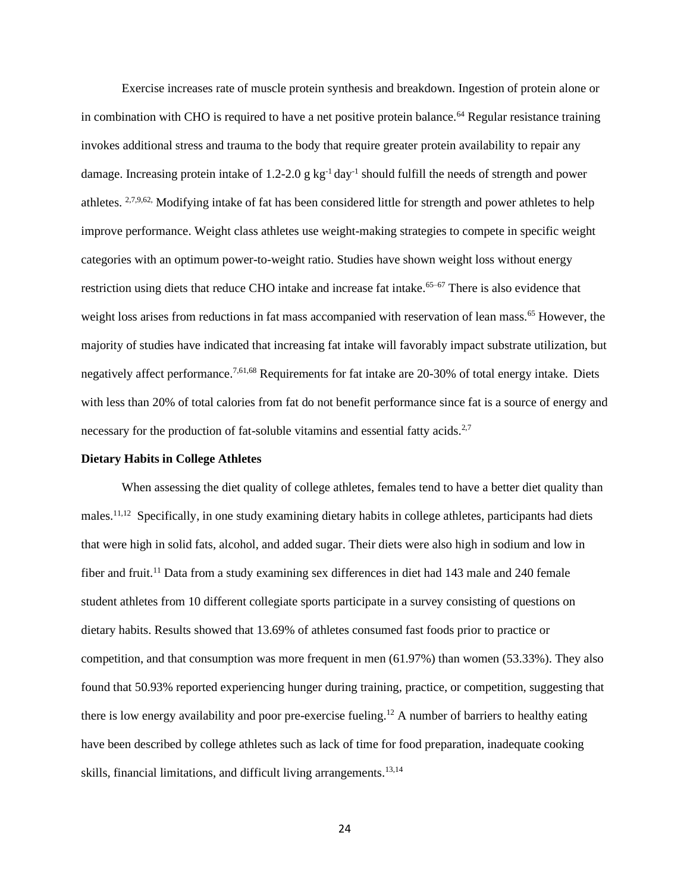Exercise increases rate of muscle protein synthesis and breakdown. Ingestion of protein alone or in combination with CHO is required to have a net positive protein balance.[64] Regular resistance training invokes additional stress and trauma to the body that require greater protein availability to repair any damage. Increasing protein intake of 1.2-2.0 g $kg^{-1}$ $day^{-1}$ should fulfill the needs of strength and power athletes. [2,7,9,62,] Modifying intake of fat has been considered little for strength and power athletes to help improve performance. Weight class athletes use weight-making strategies to compete in specific weight categories with an optimum power-to-weight ratio. Studies have shown weight loss without energy restriction using diets that reduce CHO intake and increase fat intake.[65–67] There is also evidence that weight loss arises from reductions in fat mass accompanied with reservation of lean mass.[65] However, the majority of studies have indicated that increasing fat intake will favorably impact substrate utilization, but negatively affect performance.[7,61,68] Requirements for fat intake are 20-30% of total energy intake. Diets with less than 20% of total calories from fat do not benefit performance since fat is a source of energy and necessary for the production of fat-soluble vitamins and essential fatty acids.[2,7]

**Dietary Habits in College Athletes**

When assessing the diet quality of college athletes, females tend to have a better diet quality than males.[11,12] Specifically, in one study examining dietary habits in college athletes, participants had diets that were high in solid fats, alcohol, and added sugar. Their diets were also high in sodium and low in fiber and fruit.[11] Data from a study examining sex differences in diet had 143 male and 240 female student athletes from 10 different collegiate sports participate in a survey consisting of questions on dietary habits. Results showed that 13.69% of athletes consumed fast foods prior to practice or competition, and that consumption was more frequent in men (61.97%) than women (53.33%). They also found that 50.93% reported experiencing hunger during training, practice, or competition, suggesting that there is low energy availability and poor pre-exercise fueling.[12] A number of barriers to healthy eating have been described by college athletes such as lack of time for food preparation, inadequate cooking skills, financial limitations, and difficult living arrangements.[13,14]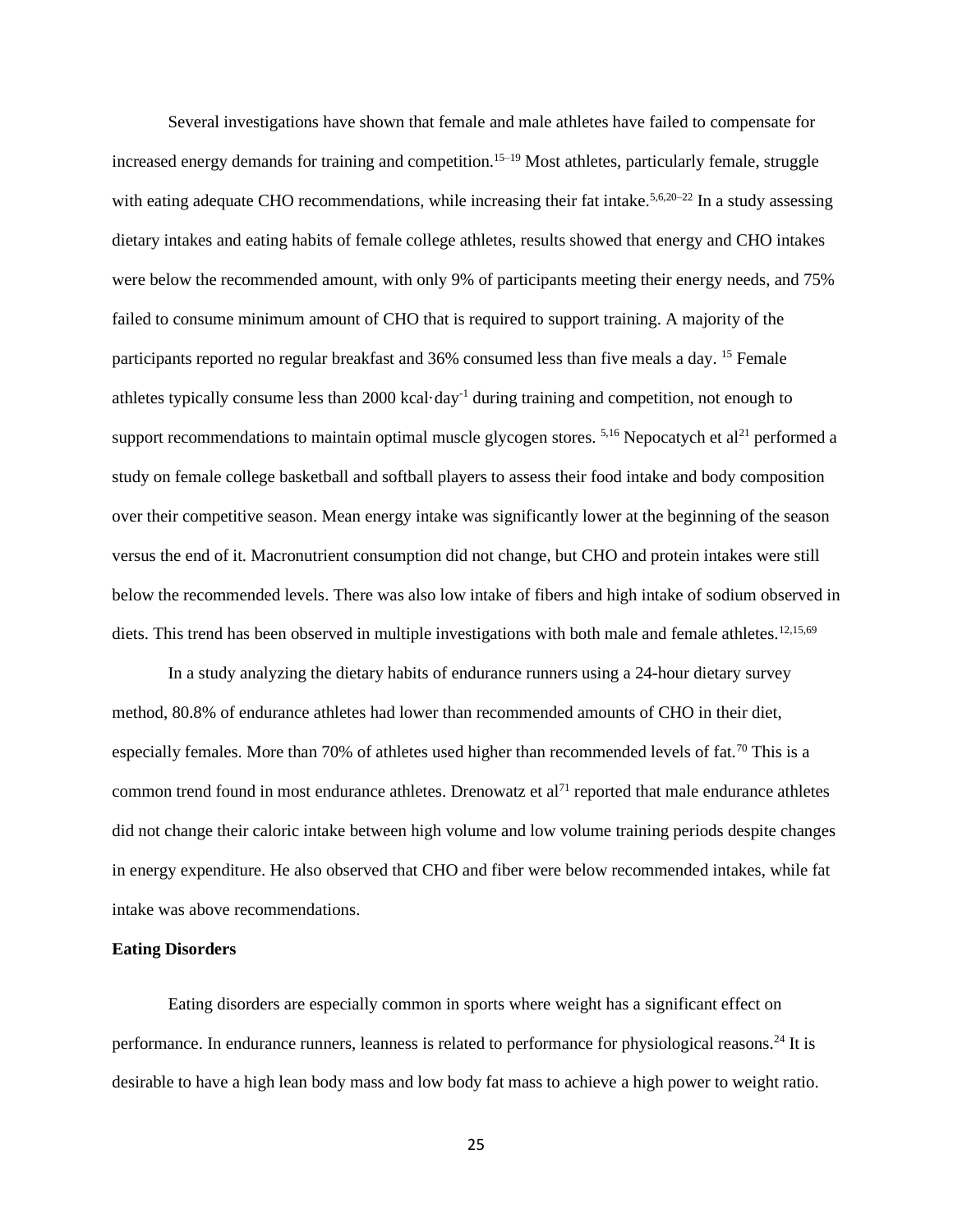Several investigations have shown that female and male athletes have failed to compensate for increased energy demands for training and competition.[15–19] Most athletes, particularly female, struggle with eating adequate CHO recommendations, while increasing their fat intake.[5,6,20–22] In a study assessing dietary intakes and eating habits of female college athletes, results showed that energy and CHO intakes were below the recommended amount, with only 9% of participants meeting their energy needs, and 75% failed to consume minimum amount of CHO that is required to support training. A majority of the participants reported no regular breakfast and 36% consumed less than five meals a day. [15] Female athletes typically consume less than 2000 kcal·day$^{-1}$ during training and competition, not enough to support recommendations to maintain optimal muscle glycogen stores. [5,16] Nepocatych et al[21] performed a study on female college basketball and softball players to assess their food intake and body composition over their competitive season. Mean energy intake was significantly lower at the beginning of the season versus the end of it. Macronutrient consumption did not change, but CHO and protein intakes were still below the recommended levels. There was also low intake of fibers and high intake of sodium observed in diets. This trend has been observed in multiple investigations with both male and female athletes.[12,15,69]

In a study analyzing the dietary habits of endurance runners using a 24-hour dietary survey method, 80.8% of endurance athletes had lower than recommended amounts of CHO in their diet, especially females. More than 70% of athletes used higher than recommended levels of fat.[70] This is a common trend found in most endurance athletes. Drenowatz et al[71] reported that male endurance athletes did not change their caloric intake between high volume and low volume training periods despite changes in energy expenditure. He also observed that CHO and fiber were below recommended intakes, while fat intake was above recommendations.

### Eating Disorders

Eating disorders are especially common in sports where weight has a significant effect on performance. In endurance runners, leanness is related to performance for physiological reasons.[24] It is desirable to have a high lean body mass and low body fat mass to achieve a high power to weight ratio.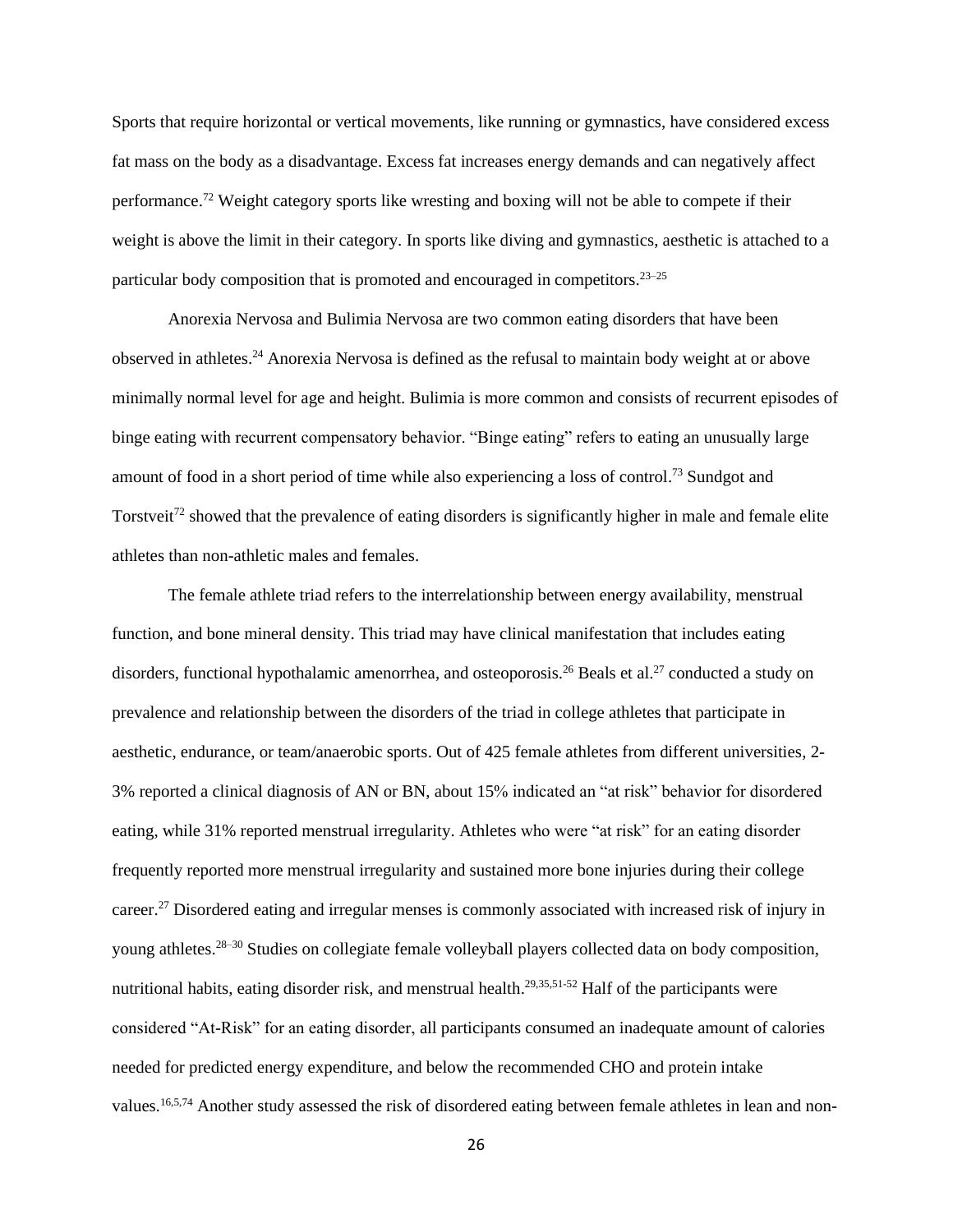Sports that require horizontal or vertical movements, like running or gymnastics, have considered excess fat mass on the body as a disadvantage. Excess fat increases energy demands and can negatively affect performance.[72] Weight category sports like wresting and boxing will not be able to compete if their weight is above the limit in their category. In sports like diving and gymnastics, aesthetic is attached to a particular body composition that is promoted and encouraged in competitors.[23–25]

Anorexia Nervosa and Bulimia Nervosa are two common eating disorders that have been observed in athletes.[24] Anorexia Nervosa is defined as the refusal to maintain body weight at or above minimally normal level for age and height. Bulimia is more common and consists of recurrent episodes of binge eating with recurrent compensatory behavior. "Binge eating" refers to eating an unusually large amount of food in a short period of time while also experiencing a loss of control.[73] Sundgot and Torstveit[72] showed that the prevalence of eating disorders is significantly higher in male and female elite athletes than non-athletic males and females.

The female athlete triad refers to the interrelationship between energy availability, menstrual function, and bone mineral density. This triad may have clinical manifestation that includes eating disorders, functional hypothalamic amenorrhea, and osteoporosis.[26] Beals et al.[27] conducted a study on prevalence and relationship between the disorders of the triad in college athletes that participate in aesthetic, endurance, or team/anaerobic sports. Out of 425 female athletes from different universities, 2-3% reported a clinical diagnosis of AN or BN, about 15% indicated an "at risk" behavior for disordered eating, while 31% reported menstrual irregularity. Athletes who were "at risk" for an eating disorder frequently reported more menstrual irregularity and sustained more bone injuries during their college career.[27] Disordered eating and irregular menses is commonly associated with increased risk of injury in young athletes.[28–30] Studies on collegiate female volleyball players collected data on body composition, nutritional habits, eating disorder risk, and menstrual health.[29,35,51-52] Half of the participants were considered "At-Risk" for an eating disorder, all participants consumed an inadequate amount of calories needed for predicted energy expenditure, and below the recommended CHO and protein intake values.[16,5,74] Another study assessed the risk of disordered eating between female athletes in lean and non-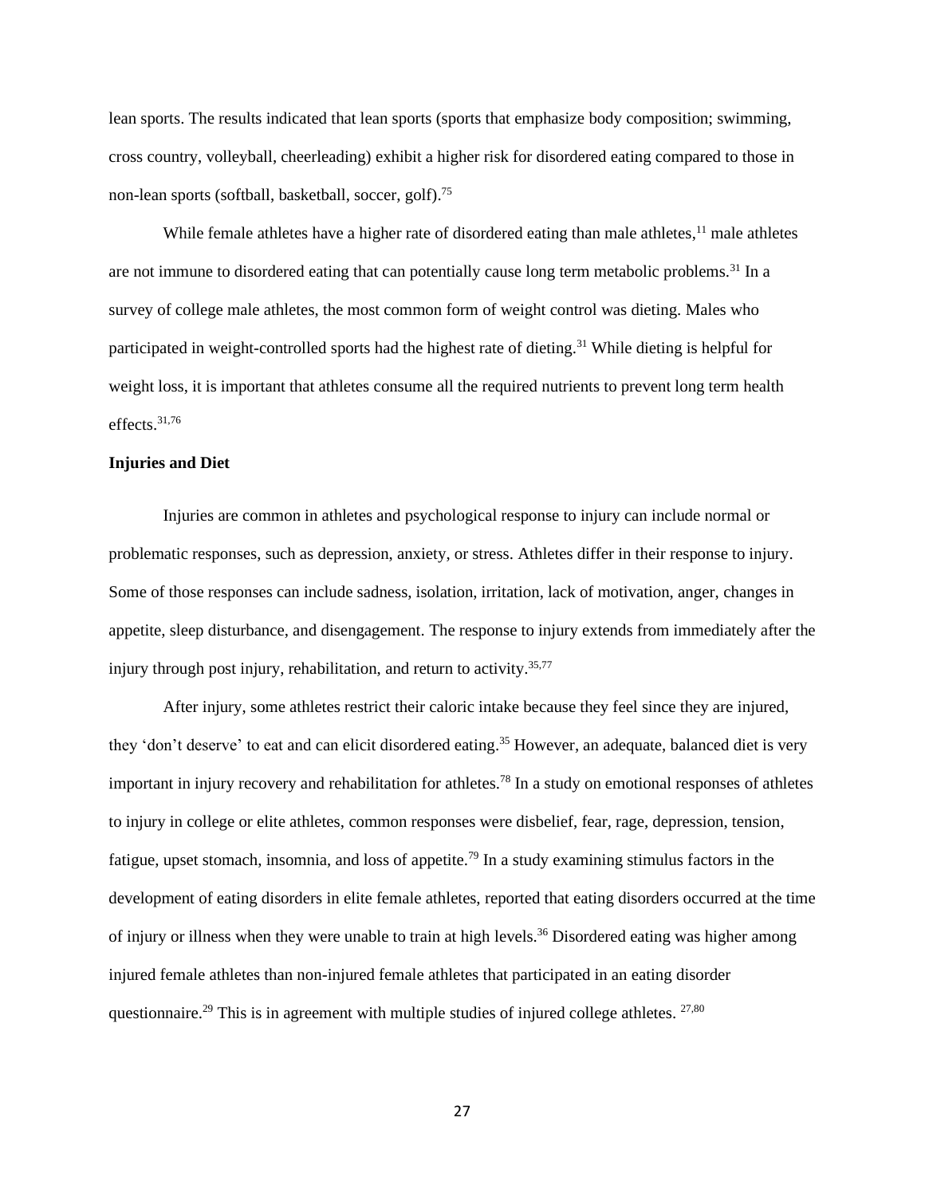lean sports. The results indicated that lean sports (sports that emphasize body composition; swimming, cross country, volleyball, cheerleading) exhibit a higher risk for disordered eating compared to those in non-lean sports (softball, basketball, soccer, golf).[75]

While female athletes have a higher rate of disordered eating than male athletes,[11] male athletes are not immune to disordered eating that can potentially cause long term metabolic problems.[31] In a survey of college male athletes, the most common form of weight control was dieting. Males who participated in weight-controlled sports had the highest rate of dieting.[31] While dieting is helpful for weight loss, it is important that athletes consume all the required nutrients to prevent long term health effects.[31,76]

**Injuries and Diet**

Injuries are common in athletes and psychological response to injury can include normal or problematic responses, such as depression, anxiety, or stress. Athletes differ in their response to injury. Some of those responses can include sadness, isolation, irritation, lack of motivation, anger, changes in appetite, sleep disturbance, and disengagement. The response to injury extends from immediately after the injury through post injury, rehabilitation, and return to activity.[35,77]

After injury, some athletes restrict their caloric intake because they feel since they are injured, they 'don't deserve' to eat and can elicit disordered eating.[35] However, an adequate, balanced diet is very important in injury recovery and rehabilitation for athletes.[78] In a study on emotional responses of athletes to injury in college or elite athletes, common responses were disbelief, fear, rage, depression, tension, fatigue, upset stomach, insomnia, and loss of appetite.[79] In a study examining stimulus factors in the development of eating disorders in elite female athletes, reported that eating disorders occurred at the time of injury or illness when they were unable to train at high levels.[36] Disordered eating was higher among injured female athletes than non-injured female athletes that participated in an eating disorder questionnaire.[29] This is in agreement with multiple studies of injured college athletes. [27,80]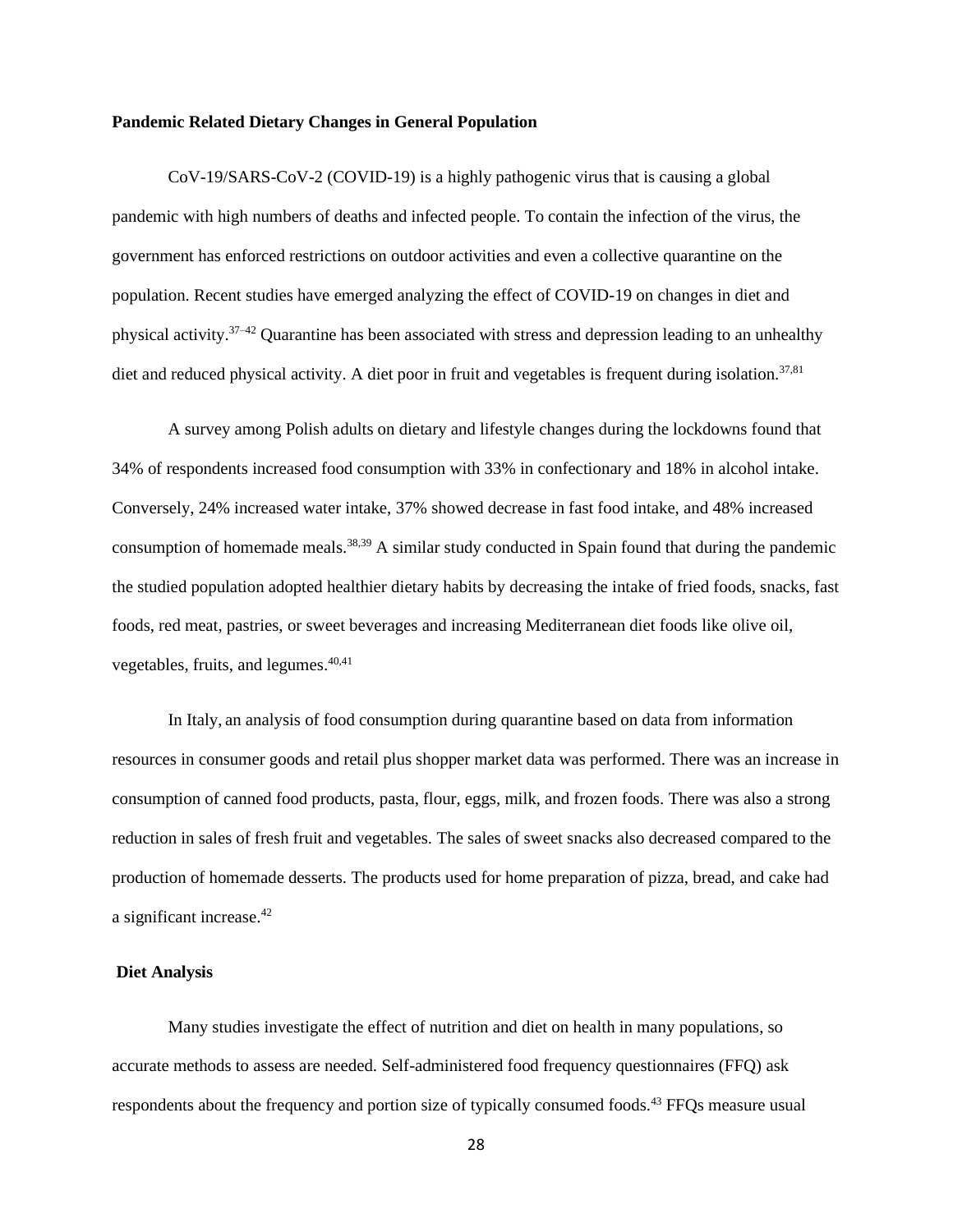**Pandemic Related Dietary Changes in General Population**

CoV-19/SARS-CoV-2 (COVID-19) is a highly pathogenic virus that is causing a global pandemic with high numbers of deaths and infected people. To contain the infection of the virus, the government has enforced restrictions on outdoor activities and even a collective quarantine on the population. Recent studies have emerged analyzing the effect of COVID-19 on changes in diet and physical activity.[37–42] Quarantine has been associated with stress and depression leading to an unhealthy diet and reduced physical activity. A diet poor in fruit and vegetables is frequent during isolation.[37,81]

A survey among Polish adults on dietary and lifestyle changes during the lockdowns found that 34% of respondents increased food consumption with 33% in confectionary and 18% in alcohol intake. Conversely, 24% increased water intake, 37% showed decrease in fast food intake, and 48% increased consumption of homemade meals.[38,39] A similar study conducted in Spain found that during the pandemic the studied population adopted healthier dietary habits by decreasing the intake of fried foods, snacks, fast foods, red meat, pastries, or sweet beverages and increasing Mediterranean diet foods like olive oil, vegetables, fruits, and legumes.[40,41]

In Italy, an analysis of food consumption during quarantine based on data from information resources in consumer goods and retail plus shopper market data was performed. There was an increase in consumption of canned food products, pasta, flour, eggs, milk, and frozen foods. There was also a strong reduction in sales of fresh fruit and vegetables. The sales of sweet snacks also decreased compared to the production of homemade desserts. The products used for home preparation of pizza, bread, and cake had a significant increase.[42]

**Diet Analysis**

Many studies investigate the effect of nutrition and diet on health in many populations, so accurate methods to assess are needed. Self-administered food frequency questionnaires (FFQ) ask respondents about the frequency and portion size of typically consumed foods.[43] FFQs measure usual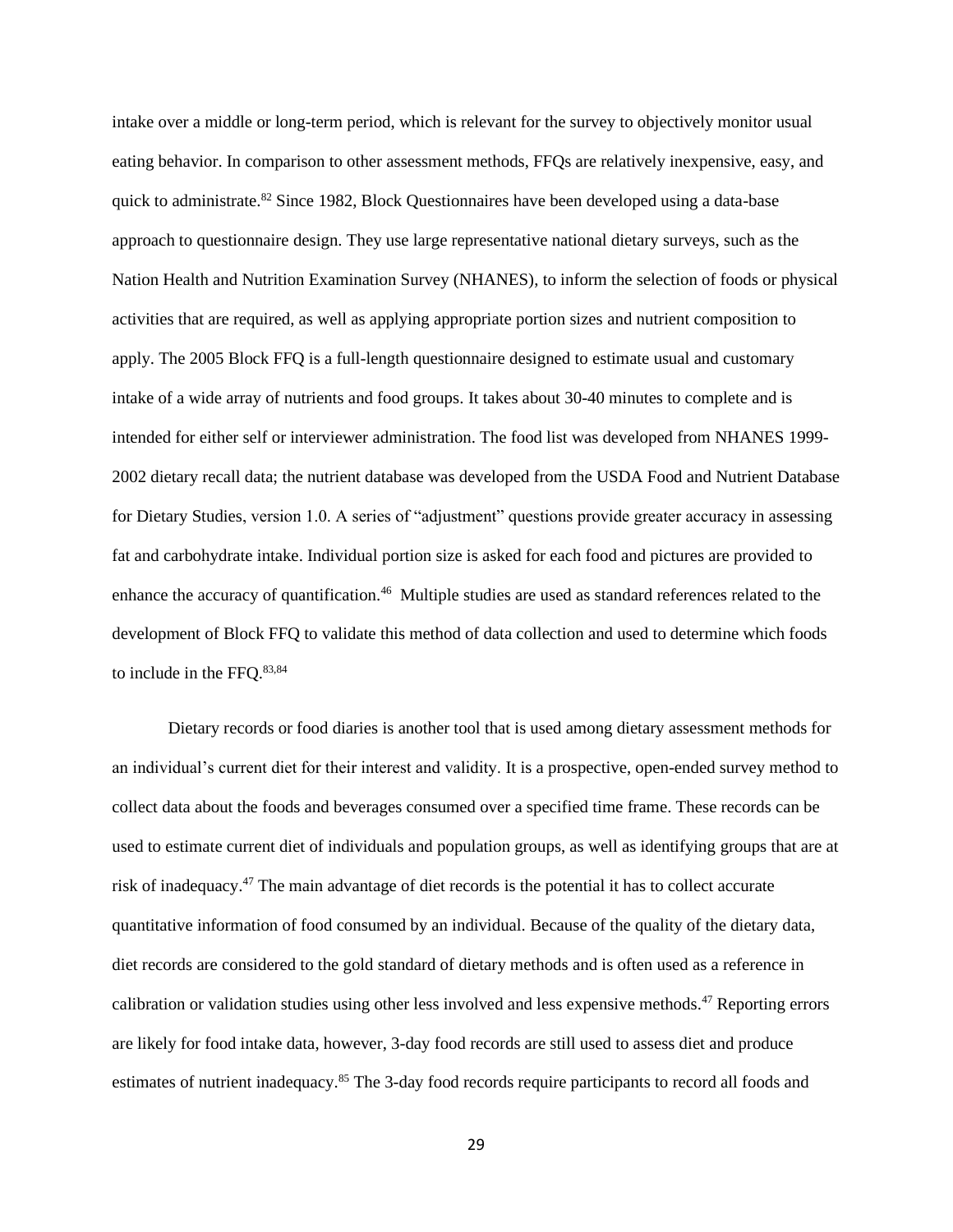intake over a middle or long-term period, which is relevant for the survey to objectively monitor usual eating behavior. In comparison to other assessment methods, FFQs are relatively inexpensive, easy, and quick to administrate.[82] Since 1982, Block Questionnaires have been developed using a data-base approach to questionnaire design. They use large representative national dietary surveys, such as the Nation Health and Nutrition Examination Survey (NHANES), to inform the selection of foods or physical activities that are required, as well as applying appropriate portion sizes and nutrient composition to apply. The 2005 Block FFQ is a full-length questionnaire designed to estimate usual and customary intake of a wide array of nutrients and food groups. It takes about 30-40 minutes to complete and is intended for either self or interviewer administration. The food list was developed from NHANES 1999-2002 dietary recall data; the nutrient database was developed from the USDA Food and Nutrient Database for Dietary Studies, version 1.0. A series of "adjustment" questions provide greater accuracy in assessing fat and carbohydrate intake. Individual portion size is asked for each food and pictures are provided to enhance the accuracy of quantification.[46] Multiple studies are used as standard references related to the development of Block FFQ to validate this method of data collection and used to determine which foods to include in the FFQ.[83,84]

Dietary records or food diaries is another tool that is used among dietary assessment methods for an individual's current diet for their interest and validity. It is a prospective, open-ended survey method to collect data about the foods and beverages consumed over a specified time frame. These records can be used to estimate current diet of individuals and population groups, as well as identifying groups that are at risk of inadequacy.[47] The main advantage of diet records is the potential it has to collect accurate quantitative information of food consumed by an individual. Because of the quality of the dietary data, diet records are considered to the gold standard of dietary methods and is often used as a reference in calibration or validation studies using other less involved and less expensive methods.[47] Reporting errors are likely for food intake data, however, 3-day food records are still used to assess diet and produce estimates of nutrient inadequacy.[85] The 3-day food records require participants to record all foods and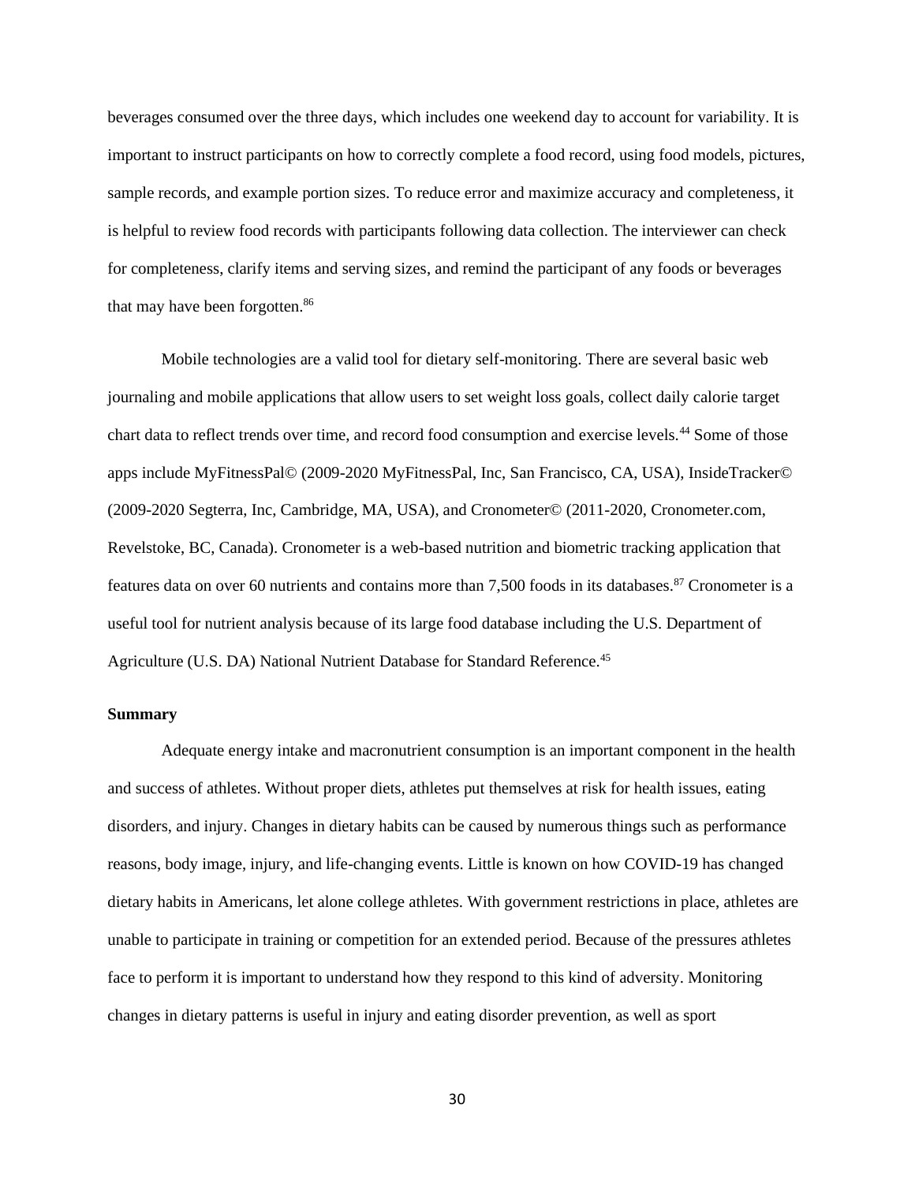beverages consumed over the three days, which includes one weekend day to account for variability. It is important to instruct participants on how to correctly complete a food record, using food models, pictures, sample records, and example portion sizes. To reduce error and maximize accuracy and completeness, it is helpful to review food records with participants following data collection. The interviewer can check for completeness, clarify items and serving sizes, and remind the participant of any foods or beverages that may have been forgotten.[86]

Mobile technologies are a valid tool for dietary self-monitoring. There are several basic web journaling and mobile applications that allow users to set weight loss goals, collect daily calorie target chart data to reflect trends over time, and record food consumption and exercise levels.[44] Some of those apps include MyFitnessPal© (2009-2020 MyFitnessPal, Inc, San Francisco, CA, USA), InsideTracker© (2009-2020 Segterra, Inc, Cambridge, MA, USA), and Cronometer© (2011-2020, Cronometer.com, Revelstoke, BC, Canada). Cronometer is a web-based nutrition and biometric tracking application that features data on over 60 nutrients and contains more than 7,500 foods in its databases.[87] Cronometer is a useful tool for nutrient analysis because of its large food database including the U.S. Department of Agriculture (U.S. DA) National Nutrient Database for Standard Reference.[45]

**Summary**

Adequate energy intake and macronutrient consumption is an important component in the health and success of athletes. Without proper diets, athletes put themselves at risk for health issues, eating disorders, and injury. Changes in dietary habits can be caused by numerous things such as performance reasons, body image, injury, and life-changing events. Little is known on how COVID-19 has changed dietary habits in Americans, let alone college athletes. With government restrictions in place, athletes are unable to participate in training or competition for an extended period. Because of the pressures athletes face to perform it is important to understand how they respond to this kind of adversity. Monitoring changes in dietary patterns is useful in injury and eating disorder prevention, as well as sport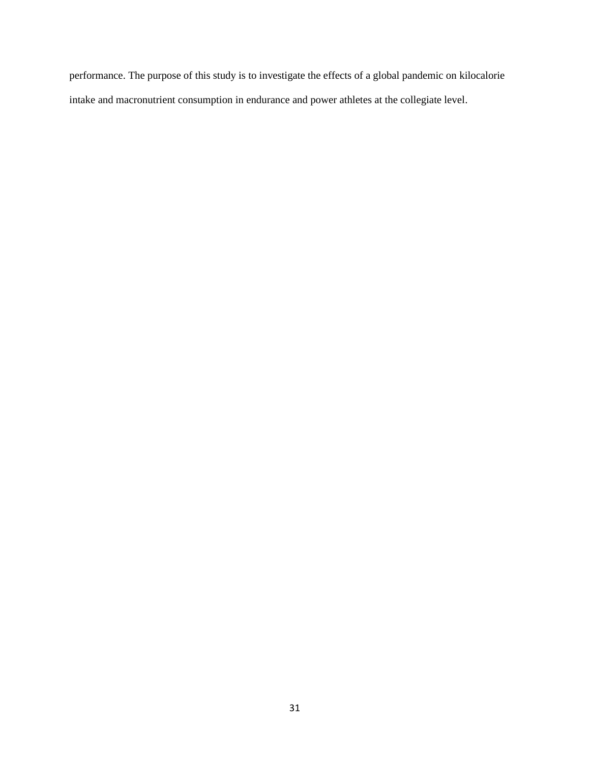performance. The purpose of this study is to investigate the effects of a global pandemic on kilocalorie intake and macronutrient consumption in endurance and power athletes at the collegiate level.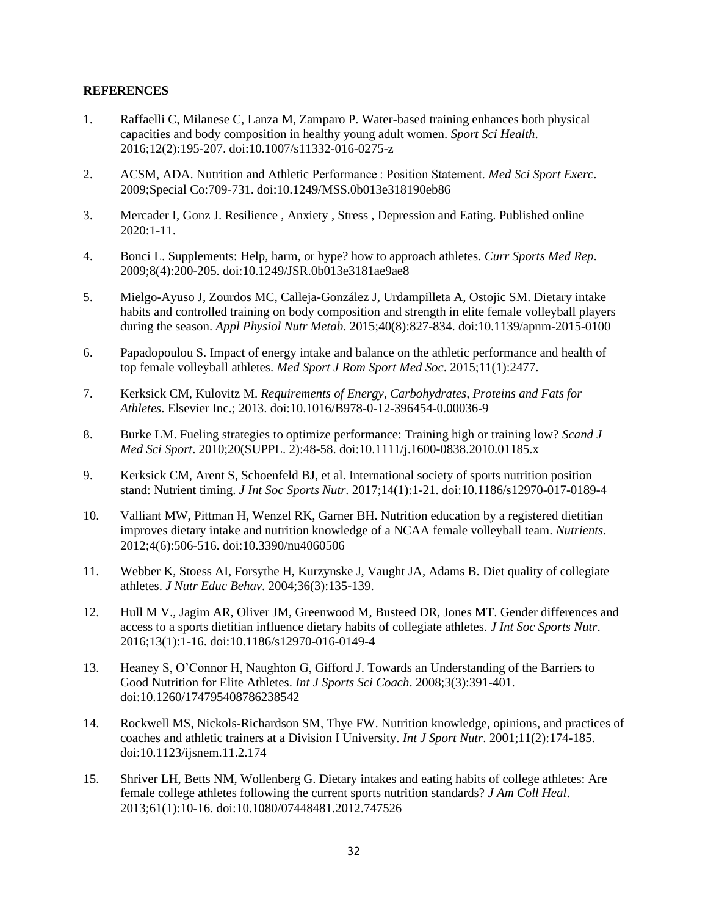**REFERENCES**

1. Raffaelli C, Milanese C, Lanza M, Zamparo P. Water-based training enhances both physical capacities and body composition in healthy young adult women. *Sport Sci Health*. 2016;12(2):195-207. doi:10.1007/s11332-016-0275-z

2. ACSM, ADA. Nutrition and Athletic Performance : Position Statement. *Med Sci Sport Exerc*. 2009;Special Co:709-731. doi:10.1249/MSS.0b013e318190eb86

3. Mercader I, Gonz J. Resilience , Anxiety , Stress , Depression and Eating. Published online 2020:1-11.

4. Bonci L. Supplements: Help, harm, or hype? how to approach athletes. *Curr Sports Med Rep*. 2009;8(4):200-205. doi:10.1249/JSR.0b013e3181ae9ae8

5. Mielgo-Ayuso J, Zourdos MC, Calleja-González J, Urdampilleta A, Ostojic SM. Dietary intake habits and controlled training on body composition and strength in elite female volleyball players during the season. *Appl Physiol Nutr Metab*. 2015;40(8):827-834. doi:10.1139/apnm-2015-0100

6. Papadopoulou S. Impact of energy intake and balance on the athletic performance and health of top female volleyball athletes. *Med Sport J Rom Sport Med Soc*. 2015;11(1):2477.

7. Kerksick CM, Kulovitz M. *Requirements of Energy, Carbohydrates, Proteins and Fats for Athletes*. Elsevier Inc.; 2013. doi:10.1016/B978-0-12-396454-0.00036-9

8. Burke LM. Fueling strategies to optimize performance: Training high or training low? *Scand J Med Sci Sport*. 2010;20(SUPPL. 2):48-58. doi:10.1111/j.1600-0838.2010.01185.x

9. Kerksick CM, Arent S, Schoenfeld BJ, et al. International society of sports nutrition position stand: Nutrient timing. *J Int Soc Sports Nutr*. 2017;14(1):1-21. doi:10.1186/s12970-017-0189-4

10. Valliant MW, Pittman H, Wenzel RK, Garner BH. Nutrition education by a registered dietitian improves dietary intake and nutrition knowledge of a NCAA female volleyball team. *Nutrients*. 2012;4(6):506-516. doi:10.3390/nu4060506

11. Webber K, Stoess AI, Forsythe H, Kurzynske J, Vaught JA, Adams B. Diet quality of collegiate athletes. *J Nutr Educ Behav*. 2004;36(3):135-139.

12. Hull M V., Jagim AR, Oliver JM, Greenwood M, Busteed DR, Jones MT. Gender differences and access to a sports dietitian influence dietary habits of collegiate athletes. *J Int Soc Sports Nutr*. 2016;13(1):1-16. doi:10.1186/s12970-016-0149-4

13. Heaney S, O'Connor H, Naughton G, Gifford J. Towards an Understanding of the Barriers to Good Nutrition for Elite Athletes. *Int J Sports Sci Coach*. 2008;3(3):391-401. doi:10.1260/174795408786238542

14. Rockwell MS, Nickols-Richardson SM, Thye FW. Nutrition knowledge, opinions, and practices of coaches and athletic trainers at a Division I University. *Int J Sport Nutr*. 2001;11(2):174-185. doi:10.1123/ijsnem.11.2.174

15. Shriver LH, Betts NM, Wollenberg G. Dietary intakes and eating habits of college athletes: Are female college athletes following the current sports nutrition standards? *J Am Coll Heal*. 2013;61(1):10-16. doi:10.1080/07448481.2012.747526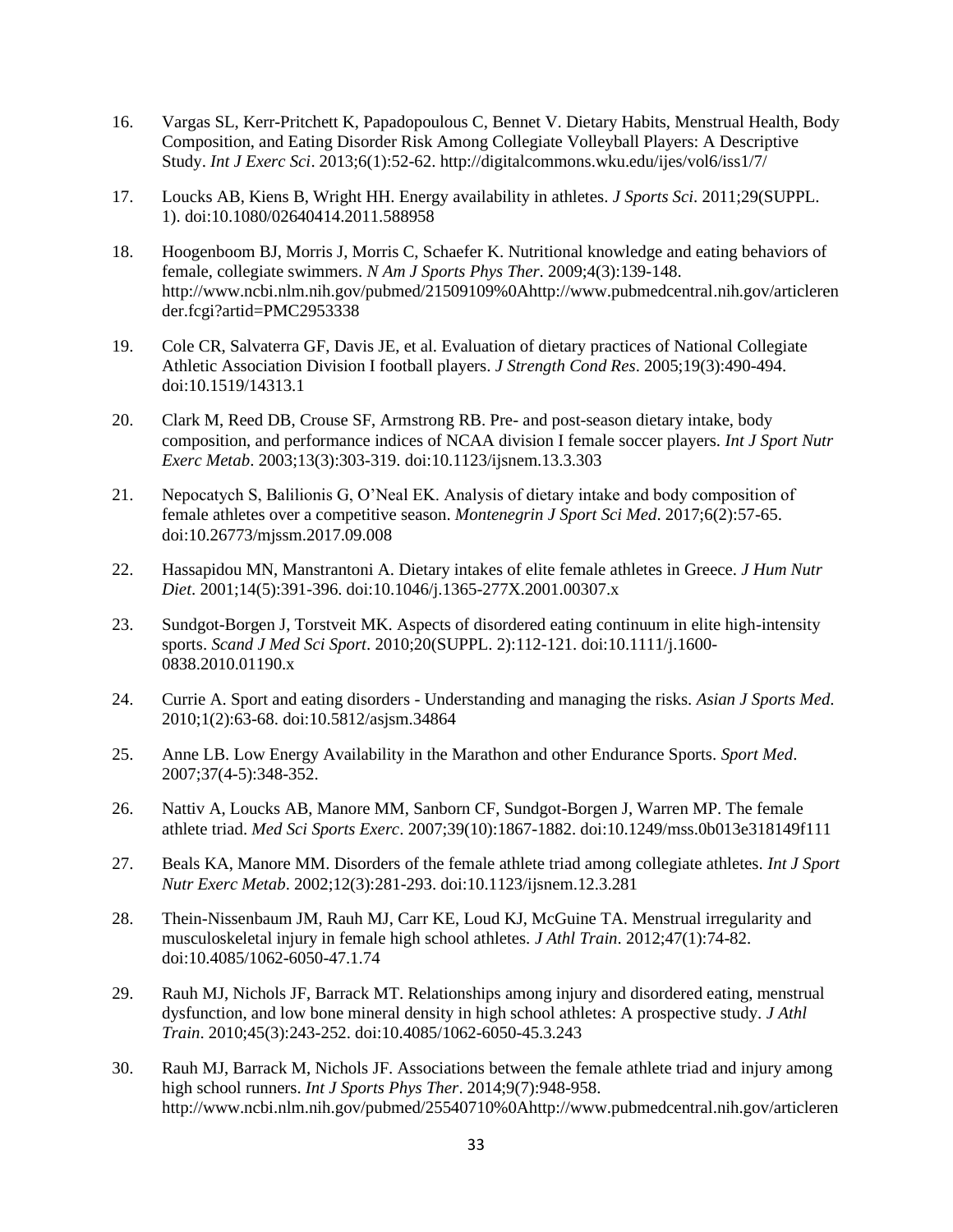16. Vargas SL, Kerr-Pritchett K, Papadopoulous C, Bennet V. Dietary Habits, Menstrual Health, Body Composition, and Eating Disorder Risk Among Collegiate Volleyball Players: A Descriptive Study. *Int J Exerc Sci*. 2013;6(1):52-62. http://digitalcommons.wku.edu/ijes/vol6/iss1/7/

17. Loucks AB, Kiens B, Wright HH. Energy availability in athletes. *J Sports Sci*. 2011;29(SUPPL. 1). doi:10.1080/02640414.2011.588958

18. Hoogenboom BJ, Morris J, Morris C, Schaefer K. Nutritional knowledge and eating behaviors of female, collegiate swimmers. *N Am J Sports Phys Ther*. 2009;4(3):139-148. http://www.ncbi.nlm.nih.gov/pubmed/21509109%0Ahttp://www.pubmedcentral.nih.gov/articlerender.fcgi?artid=PMC2953338

19. Cole CR, Salvaterra GF, Davis JE, et al. Evaluation of dietary practices of National Collegiate Athletic Association Division I football players. *J Strength Cond Res*. 2005;19(3):490-494. doi:10.1519/14313.1

20. Clark M, Reed DB, Crouse SF, Armstrong RB. Pre- and post-season dietary intake, body composition, and performance indices of NCAA division I female soccer players. *Int J Sport Nutr Exerc Metab*. 2003;13(3):303-319. doi:10.1123/ijsnem.13.3.303

21. Nepocatych S, Balilionis G, O'Neal EK. Analysis of dietary intake and body composition of female athletes over a competitive season. *Montenegrin J Sport Sci Med*. 2017;6(2):57-65. doi:10.26773/mjssm.2017.09.008

22. Hassapidou MN, Manstrantoni A. Dietary intakes of elite female athletes in Greece. *J Hum Nutr Diet*. 2001;14(5):391-396. doi:10.1046/j.1365-277X.2001.00307.x

23. Sundgot-Borgen J, Torstveit MK. Aspects of disordered eating continuum in elite high-intensity sports. *Scand J Med Sci Sport*. 2010;20(SUPPL. 2):112-121. doi:10.1111/j.1600-0838.2010.01190.x

24. Currie A. Sport and eating disorders - Understanding and managing the risks. *Asian J Sports Med*. 2010;1(2):63-68. doi:10.5812/asjsm.34864

25. Anne LB. Low Energy Availability in the Marathon and other Endurance Sports. *Sport Med*. 2007;37(4-5):348-352.

26. Nattiv A, Loucks AB, Manore MM, Sanborn CF, Sundgot-Borgen J, Warren MP. The female athlete triad. *Med Sci Sports Exerc*. 2007;39(10):1867-1882. doi:10.1249/mss.0b013e318149f111

27. Beals KA, Manore MM. Disorders of the female athlete triad among collegiate athletes. *Int J Sport Nutr Exerc Metab*. 2002;12(3):281-293. doi:10.1123/ijsnem.12.3.281

28. Thein-Nissenbaum JM, Rauh MJ, Carr KE, Loud KJ, McGuine TA. Menstrual irregularity and musculoskeletal injury in female high school athletes. *J Athl Train*. 2012;47(1):74-82. doi:10.4085/1062-6050-47.1.74

29. Rauh MJ, Nichols JF, Barrack MT. Relationships among injury and disordered eating, menstrual dysfunction, and low bone mineral density in high school athletes: A prospective study. *J Athl Train*. 2010;45(3):243-252. doi:10.4085/1062-6050-45.3.243

30. Rauh MJ, Barrack M, Nichols JF. Associations between the female athlete triad and injury among high school runners. *Int J Sports Phys Ther*. 2014;9(7):948-958. http://www.ncbi.nlm.nih.gov/pubmed/25540710%0Ahttp://www.pubmedcentral.nih.gov/articleren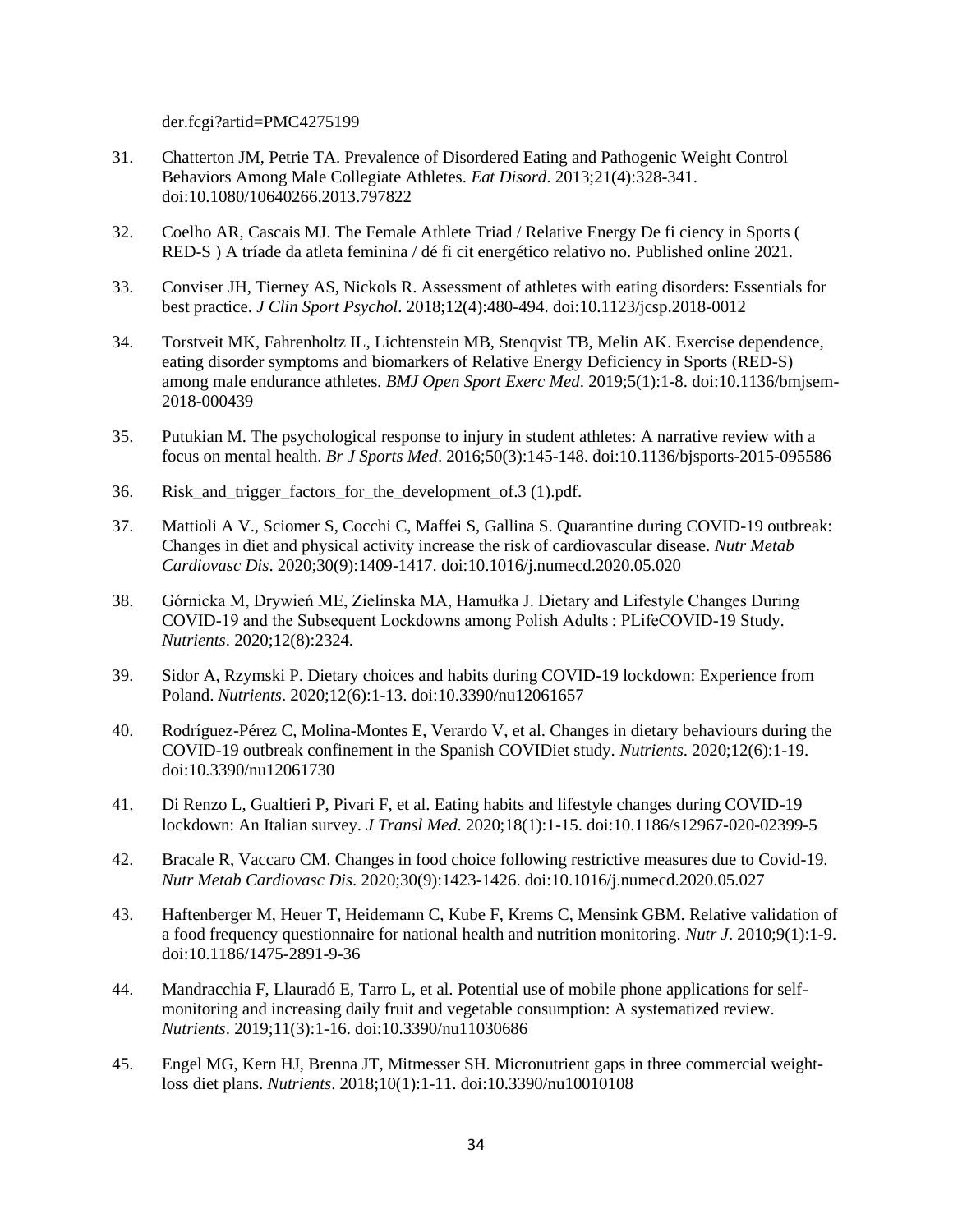der.fcgi?artid=PMC4275199

31. Chatterton JM, Petrie TA. Prevalence of Disordered Eating and Pathogenic Weight Control Behaviors Among Male Collegiate Athletes. *Eat Disord*. 2013;21(4):328-341. doi:10.1080/10640266.2013.797822

32. Coelho AR, Cascais MJ. The Female Athlete Triad / Relative Energy De fi ciency in Sports ( RED-S ) A tríade da atleta feminina / dé fi cit energético relativo no. Published online 2021.

33. Conviser JH, Tierney AS, Nickols R. Assessment of athletes with eating disorders: Essentials for best practice. *J Clin Sport Psychol*. 2018;12(4):480-494. doi:10.1123/jcsp.2018-0012

34. Torstveit MK, Fahrenholtz IL, Lichtenstein MB, Stenqvist TB, Melin AK. Exercise dependence, eating disorder symptoms and biomarkers of Relative Energy Deficiency in Sports (RED-S) among male endurance athletes. *BMJ Open Sport Exerc Med*. 2019;5(1):1-8. doi:10.1136/bmjsem-2018-000439

35. Putukian M. The psychological response to injury in student athletes: A narrative review with a focus on mental health. *Br J Sports Med*. 2016;50(3):145-148. doi:10.1136/bjsports-2015-095586

36. Risk_and_trigger_factors_for_the_development_of.3 (1).pdf.

37. Mattioli A V., Sciomer S, Cocchi C, Maffei S, Gallina S. Quarantine during COVID-19 outbreak: Changes in diet and physical activity increase the risk of cardiovascular disease. *Nutr Metab Cardiovasc Dis*. 2020;30(9):1409-1417. doi:10.1016/j.numecd.2020.05.020

38. Górnicka M, Drywień ME, Zielinska MA, Hamułka J. Dietary and Lifestyle Changes During COVID-19 and the Subsequent Lockdowns among Polish Adults : PLifeCOVID-19 Study. *Nutrients*. 2020;12(8):2324.

39. Sidor A, Rzymski P. Dietary choices and habits during COVID-19 lockdown: Experience from Poland. *Nutrients*. 2020;12(6):1-13. doi:10.3390/nu12061657

40. Rodríguez-Pérez C, Molina-Montes E, Verardo V, et al. Changes in dietary behaviours during the COVID-19 outbreak confinement in the Spanish COVIDiet study. *Nutrients*. 2020;12(6):1-19. doi:10.3390/nu12061730

41. Di Renzo L, Gualtieri P, Pivari F, et al. Eating habits and lifestyle changes during COVID-19 lockdown: An Italian survey. *J Transl Med*. 2020;18(1):1-15. doi:10.1186/s12967-020-02399-5

42. Bracale R, Vaccaro CM. Changes in food choice following restrictive measures due to Covid-19. *Nutr Metab Cardiovasc Dis*. 2020;30(9):1423-1426. doi:10.1016/j.numecd.2020.05.027

43. Haftenberger M, Heuer T, Heidemann C, Kube F, Krems C, Mensink GBM. Relative validation of a food frequency questionnaire for national health and nutrition monitoring. *Nutr J*. 2010;9(1):1-9. doi:10.1186/1475-2891-9-36

44. Mandracchia F, Llauradó E, Tarro L, et al. Potential use of mobile phone applications for self-monitoring and increasing daily fruit and vegetable consumption: A systematized review. *Nutrients*. 2019;11(3):1-16. doi:10.3390/nu11030686

45. Engel MG, Kern HJ, Brenna JT, Mitmesser SH. Micronutrient gaps in three commercial weight-loss diet plans. *Nutrients*. 2018;10(1):1-11. doi:10.3390/nu10010108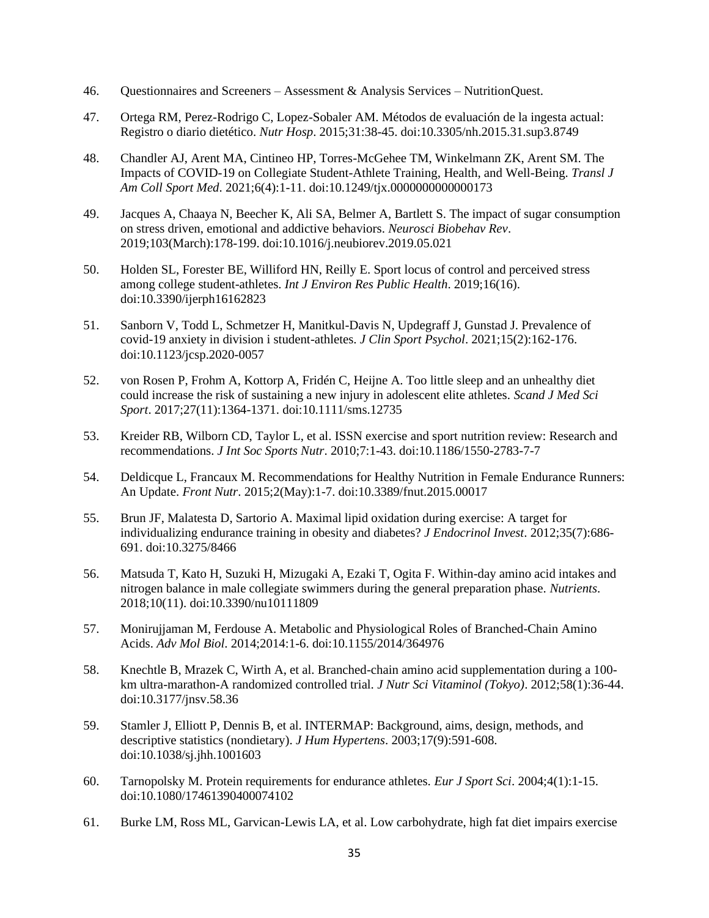46. Questionnaires and Screeners – Assessment & Analysis Services – NutritionQuest.

47. Ortega RM, Perez-Rodrigo C, Lopez-Sobaler AM. Métodos de evaluación de la ingesta actual: Registro o diario dietético. *Nutr Hosp*. 2015;31:38-45. doi:10.3305/nh.2015.31.sup3.8749

48. Chandler AJ, Arent MA, Cintineo HP, Torres-McGehee TM, Winkelmann ZK, Arent SM. The Impacts of COVID-19 on Collegiate Student-Athlete Training, Health, and Well-Being. *Transl J Am Coll Sport Med*. 2021;6(4):1-11. doi:10.1249/tjx.0000000000000173

49. Jacques A, Chaaya N, Beecher K, Ali SA, Belmer A, Bartlett S. The impact of sugar consumption on stress driven, emotional and addictive behaviors. *Neurosci Biobehav Rev*. 2019;103(March):178-199. doi:10.1016/j.neubiorev.2019.05.021

50. Holden SL, Forester BE, Williford HN, Reilly E. Sport locus of control and perceived stress among college student-athletes. *Int J Environ Res Public Health*. 2019;16(16). doi:10.3390/ijerph16162823

51. Sanborn V, Todd L, Schmetzer H, Manitkul-Davis N, Updegraff J, Gunstad J. Prevalence of covid-19 anxiety in division i student-athletes. *J Clin Sport Psychol*. 2021;15(2):162-176. doi:10.1123/jcsp.2020-0057

52. von Rosen P, Frohm A, Kottorp A, Fridén C, Heijne A. Too little sleep and an unhealthy diet could increase the risk of sustaining a new injury in adolescent elite athletes. *Scand J Med Sci Sport*. 2017;27(11):1364-1371. doi:10.1111/sms.12735

53. Kreider RB, Wilborn CD, Taylor L, et al. ISSN exercise and sport nutrition review: Research and recommendations. *J Int Soc Sports Nutr*. 2010;7:1-43. doi:10.1186/1550-2783-7-7

54. Deldicque L, Francaux M. Recommendations for Healthy Nutrition in Female Endurance Runners: An Update. *Front Nutr*. 2015;2(May):1-7. doi:10.3389/fnut.2015.00017

55. Brun JF, Malatesta D, Sartorio A. Maximal lipid oxidation during exercise: A target for individualizing endurance training in obesity and diabetes? *J Endocrinol Invest*. 2012;35(7):686-691. doi:10.3275/8466

56. Matsuda T, Kato H, Suzuki H, Mizugaki A, Ezaki T, Ogita F. Within-day amino acid intakes and nitrogen balance in male collegiate swimmers during the general preparation phase. *Nutrients*. 2018;10(11). doi:10.3390/nu10111809

57. Monirujjaman M, Ferdouse A. Metabolic and Physiological Roles of Branched-Chain Amino Acids. *Adv Mol Biol*. 2014;2014:1-6. doi:10.1155/2014/364976

58. Knechtle B, Mrazek C, Wirth A, et al. Branched-chain amino acid supplementation during a 100-km ultra-marathon-A randomized controlled trial. *J Nutr Sci Vitaminol (Tokyo)*. 2012;58(1):36-44. doi:10.3177/jnsv.58.36

59. Stamler J, Elliott P, Dennis B, et al. INTERMAP: Background, aims, design, methods, and descriptive statistics (nondietary). *J Hum Hypertens*. 2003;17(9):591-608. doi:10.1038/sj.jhh.1001603

60. Tarnopolsky M. Protein requirements for endurance athletes. *Eur J Sport Sci*. 2004;4(1):1-15. doi:10.1080/17461390400074102

61. Burke LM, Ross ML, Garvican-Lewis LA, et al. Low carbohydrate, high fat diet impairs exercise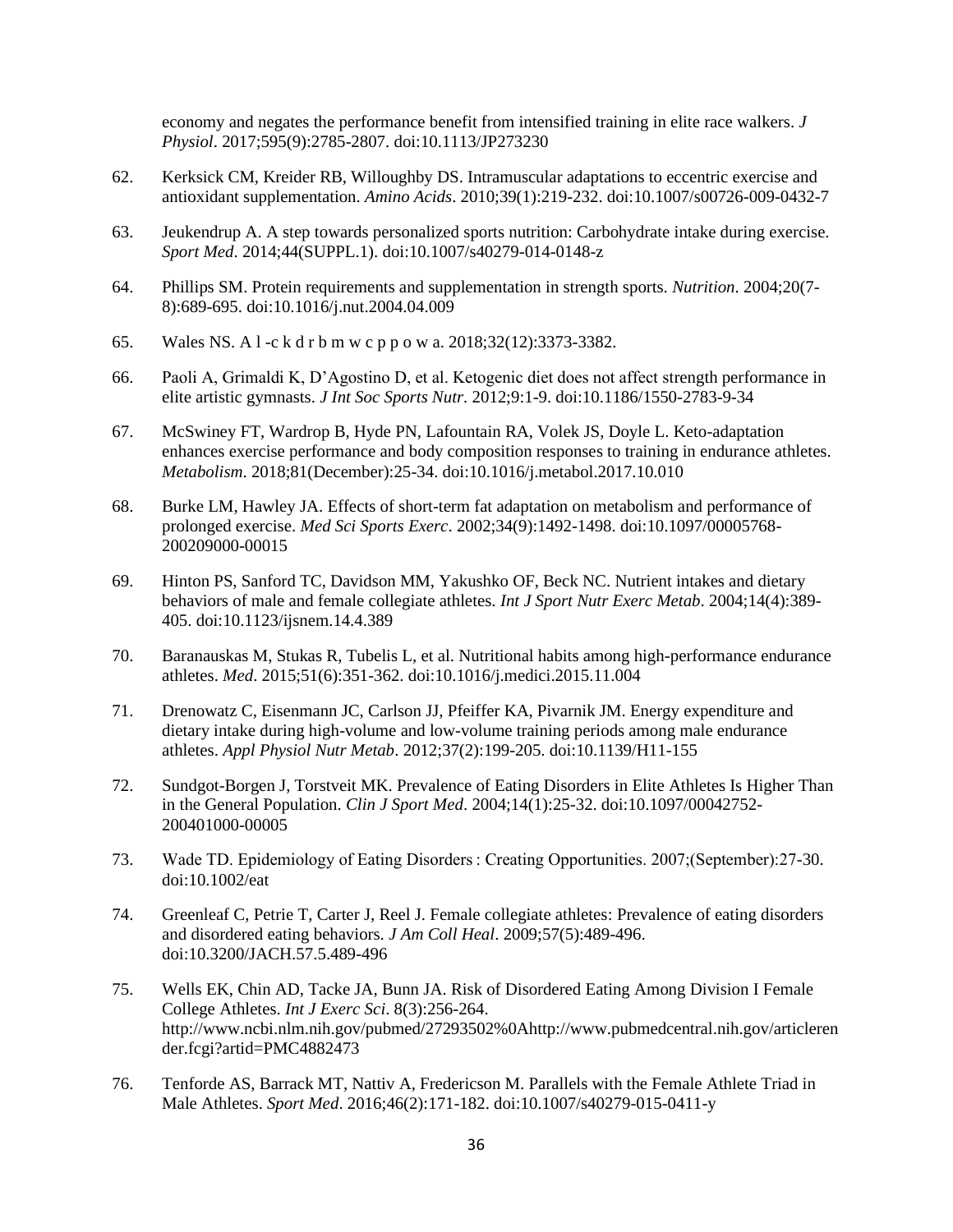economy and negates the performance benefit from intensified training in elite race walkers. *J Physiol*. 2017;595(9):2785-2807. doi:10.1113/JP273230

62. Kerksick CM, Kreider RB, Willoughby DS. Intramuscular adaptations to eccentric exercise and antioxidant supplementation. *Amino Acids*. 2010;39(1):219-232. doi:10.1007/s00726-009-0432-7

63. Jeukendrup A. A step towards personalized sports nutrition: Carbohydrate intake during exercise. *Sport Med*. 2014;44(SUPPL.1). doi:10.1007/s40279-014-0148-z

64. Phillips SM. Protein requirements and supplementation in strength sports. *Nutrition*. 2004;20(7-8):689-695. doi:10.1016/j.nut.2004.04.009

65. Wales NS. A l -c k d r b m w c p p o w a. 2018;32(12):3373-3382.

66. Paoli A, Grimaldi K, D'Agostino D, et al. Ketogenic diet does not affect strength performance in elite artistic gymnasts. *J Int Soc Sports Nutr*. 2012;9:1-9. doi:10.1186/1550-2783-9-34

67. McSwiney FT, Wardrop B, Hyde PN, Lafountain RA, Volek JS, Doyle L. Keto-adaptation enhances exercise performance and body composition responses to training in endurance athletes. *Metabolism*. 2018;81(December):25-34. doi:10.1016/j.metabol.2017.10.010

68. Burke LM, Hawley JA. Effects of short-term fat adaptation on metabolism and performance of prolonged exercise. *Med Sci Sports Exerc*. 2002;34(9):1492-1498. doi:10.1097/00005768-200209000-00015

69. Hinton PS, Sanford TC, Davidson MM, Yakushko OF, Beck NC. Nutrient intakes and dietary behaviors of male and female collegiate athletes. *Int J Sport Nutr Exerc Metab*. 2004;14(4):389-405. doi:10.1123/ijsnem.14.4.389

70. Baranauskas M, Stukas R, Tubelis L, et al. Nutritional habits among high-performance endurance athletes. *Med*. 2015;51(6):351-362. doi:10.1016/j.medici.2015.11.004

71. Drenowatz C, Eisenmann JC, Carlson JJ, Pfeiffer KA, Pivarnik JM. Energy expenditure and dietary intake during high-volume and low-volume training periods among male endurance athletes. *Appl Physiol Nutr Metab*. 2012;37(2):199-205. doi:10.1139/H11-155

72. Sundgot-Borgen J, Torstveit MK. Prevalence of Eating Disorders in Elite Athletes Is Higher Than in the General Population. *Clin J Sport Med*. 2004;14(1):25-32. doi:10.1097/00042752-200401000-00005

73. Wade TD. Epidemiology of Eating Disorders : Creating Opportunities. 2007;(September):27-30. doi:10.1002/eat

74. Greenleaf C, Petrie T, Carter J, Reel J. Female collegiate athletes: Prevalence of eating disorders and disordered eating behaviors. *J Am Coll Heal*. 2009;57(5):489-496. doi:10.3200/JACH.57.5.489-496

75. Wells EK, Chin AD, Tacke JA, Bunn JA. Risk of Disordered Eating Among Division I Female College Athletes. *Int J Exerc Sci*. 8(3):256-264. http://www.ncbi.nlm.nih.gov/pubmed/27293502%0Ahttp://www.pubmedcentral.nih.gov/articlerender.fcgi?artid=PMC4882473

76. Tenforde AS, Barrack MT, Nattiv A, Fredericson M. Parallels with the Female Athlete Triad in Male Athletes. *Sport Med*. 2016;46(2):171-182. doi:10.1007/s40279-015-0411-y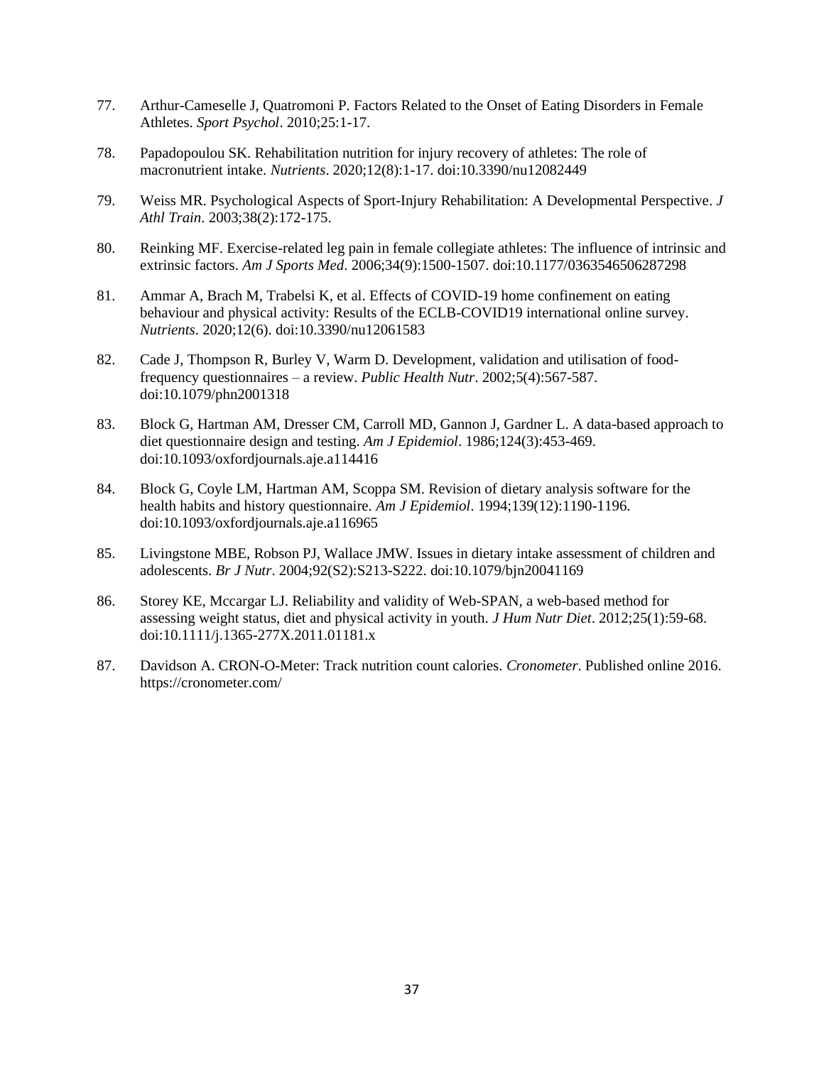77. Arthur-Cameselle J, Quatromoni P. Factors Related to the Onset of Eating Disorders in Female Athletes. *Sport Psychol*. 2010;25:1-17.

78. Papadopoulou SK. Rehabilitation nutrition for injury recovery of athletes: The role of macronutrient intake. *Nutrients*. 2020;12(8):1-17. doi:10.3390/nu12082449

79. Weiss MR. Psychological Aspects of Sport-Injury Rehabilitation: A Developmental Perspective. *J Athl Train*. 2003;38(2):172-175.

80. Reinking MF. Exercise-related leg pain in female collegiate athletes: The influence of intrinsic and extrinsic factors. *Am J Sports Med*. 2006;34(9):1500-1507. doi:10.1177/0363546506287298

81. Ammar A, Brach M, Trabelsi K, et al. Effects of COVID-19 home confinement on eating behaviour and physical activity: Results of the ECLB-COVID19 international online survey. *Nutrients*. 2020;12(6). doi:10.3390/nu12061583

82. Cade J, Thompson R, Burley V, Warm D. Development, validation and utilisation of food-frequency questionnaires – a review. *Public Health Nutr*. 2002;5(4):567-587. doi:10.1079/phn2001318

83. Block G, Hartman AM, Dresser CM, Carroll MD, Gannon J, Gardner L. A data-based approach to diet questionnaire design and testing. *Am J Epidemiol*. 1986;124(3):453-469. doi:10.1093/oxfordjournals.aje.a114416

84. Block G, Coyle LM, Hartman AM, Scoppa SM. Revision of dietary analysis software for the health habits and history questionnaire. *Am J Epidemiol*. 1994;139(12):1190-1196. doi:10.1093/oxfordjournals.aje.a116965

85. Livingstone MBE, Robson PJ, Wallace JMW. Issues in dietary intake assessment of children and adolescents. *Br J Nutr*. 2004;92(S2):S213-S222. doi:10.1079/bjn20041169

86. Storey KE, Mccargar LJ. Reliability and validity of Web-SPAN, a web-based method for assessing weight status, diet and physical activity in youth. *J Hum Nutr Diet*. 2012;25(1):59-68. doi:10.1111/j.1365-277X.2011.01181.x

87. Davidson A. CRON-O-Meter: Track nutrition count calories. *Cronometer*. Published online 2016. https://cronometer.com/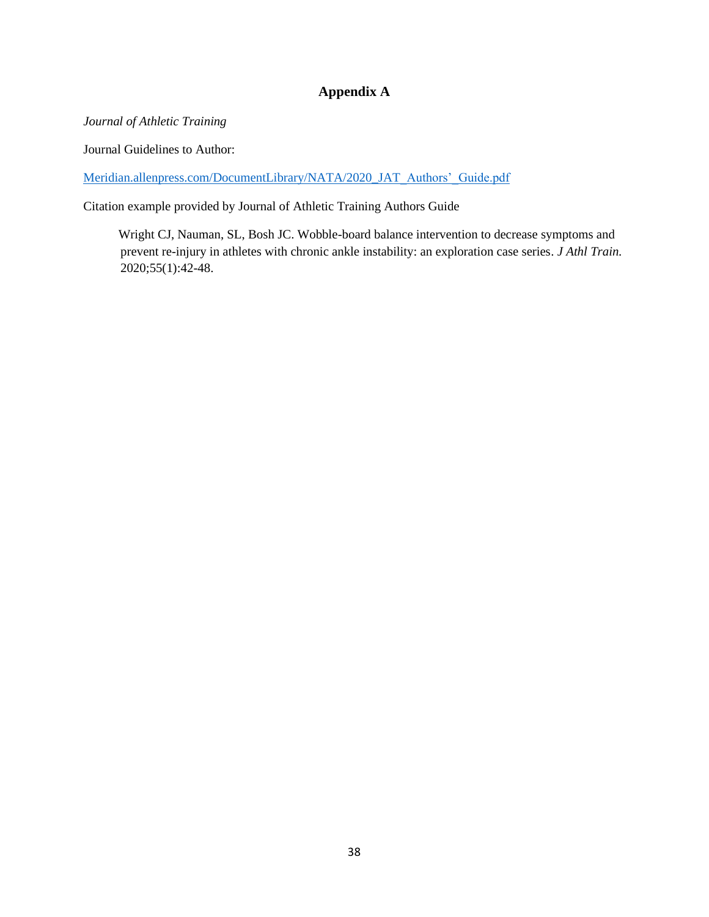# Appendix A

*Journal of Athletic Training*

Journal Guidelines to Author:

[Meridian.allenpress.com/DocumentLibrary/NATA/2020_JAT_Authors'_Guide.pdf](Meridian.allenpress.com/DocumentLibrary/NATA/2020_JAT_Authors'_Guide.pdf)

Citation example provided by Journal of Athletic Training Authors Guide

Wright CJ, Nauman, SL, Bosh JC. Wobble-board balance intervention to decrease symptoms and prevent re-injury in athletes with chronic ankle instability: an exploration case series. *J Athl Train.* 2020;55(1):42-48.